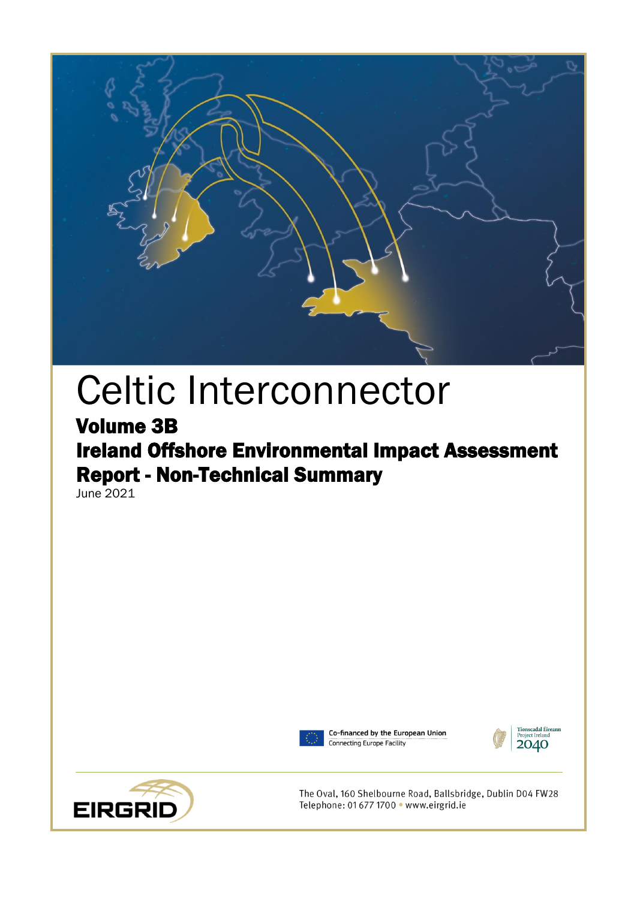# Celtic Interconnector

## Volume 3B

## Ireland Offshore Environmental Impact Assessment Report - Non-Technical Summary

June 2021

Co-financed by the European Union
Connecting Europe Facility

Tionscadal Éireann
Project Ireland
2040

EIRGRID

The Oval, 160 Shelbourne Road, Ballsbridge, Dublin D04 FW28
Telephone: 01 677 1700 • www.eirgrid.ie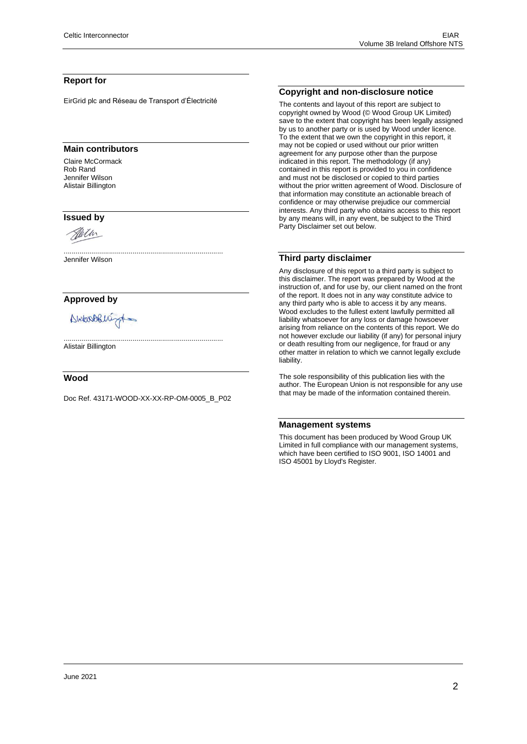## Report for

EirGrid plc and Réseau de Transport d'Électricité

## Main contributors

Claire McCormack
Rob Rand
Jennifer Wilson
Alistair Billington

## Issued by

................................................................................
Jennifer Wilson

## Approved by

................................................................................
Alistair Billington

## Wood

Doc Ref. 43171-WOOD-XX-XX-RP-OM-0005_B_P02

## Copyright and non-disclosure notice

The contents and layout of this report are subject to copyright owned by Wood (© Wood Group UK Limited) save to the extent that copyright has been legally assigned by us to another party or is used by Wood under licence. To the extent that we own the copyright in this report, it may not be copied or used without our prior written agreement for any purpose other than the purpose indicated in this report. The methodology (if any) contained in this report is provided to you in confidence and must not be disclosed or copied to third parties without the prior written agreement of Wood. Disclosure of that information may constitute an actionable breach of confidence or may otherwise prejudice our commercial interests. Any third party who obtains access to this report by any means will, in any event, be subject to the Third Party Disclaimer set out below.

## Third party disclaimer

Any disclosure of this report to a third party is subject to this disclaimer. The report was prepared by Wood at the instruction of, and for use by, our client named on the front of the report. It does not in any way constitute advice to any third party who is able to access it by any means. Wood excludes to the fullest extent lawfully permitted all liability whatsoever for any loss or damage howsoever arising from reliance on the contents of this report. We do not however exclude our liability (if any) for personal injury or death resulting from our negligence, for fraud or any other matter in relation to which we cannot legally exclude liability.

The sole responsibility of this publication lies with the author. The European Union is not responsible for any use that may be made of the information contained therein.

## Management systems

This document has been produced by Wood Group UK Limited in full compliance with our management systems, which have been certified to ISO 9001, ISO 14001 and ISO 45001 by Lloyd's Register.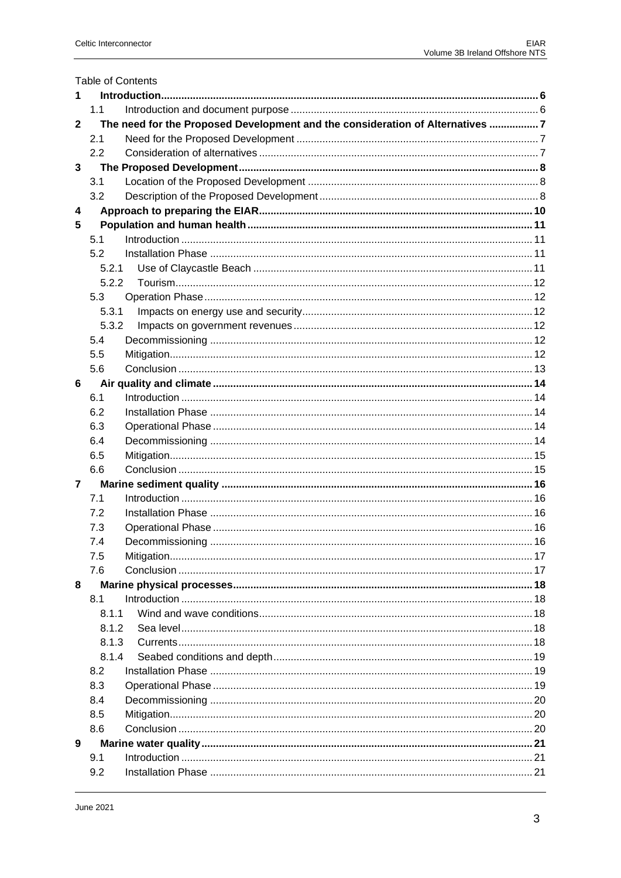Table of Contents

| | | |
|---|---|---|
| **1** | **Introduction** | **6** |
| 1.1 | Introduction and document purpose | 6 |
| **2** | **The need for the Proposed Development and the consideration of Alternatives** | **7** |
| 2.1 | Need for the Proposed Development | 7 |
| 2.2 | Consideration of alternatives | 7 |
| **3** | **The Proposed Development** | **8** |
| 3.1 | Location of the Proposed Development | 8 |
| 3.2 | Description of the Proposed Development | 8 |
| **4** | **Approach to preparing the EIAR** | **10** |
| **5** | **Population and human health** | **11** |
| 5.1 | Introduction | 11 |
| 5.2 | Installation Phase | 11 |
| 5.2.1 | Use of Claycastle Beach | 11 |
| 5.2.2 | Tourism | 12 |
| 5.3 | Operation Phase | 12 |
| 5.3.1 | Impacts on energy use and security | 12 |
| 5.3.2 | Impacts on government revenues | 12 |
| 5.4 | Decommissioning | 12 |
| 5.5 | Mitigation | 12 |
| 5.6 | Conclusion | 13 |
| **6** | **Air quality and climate** | **14** |
| 6.1 | Introduction | 14 |
| 6.2 | Installation Phase | 14 |
| 6.3 | Operational Phase | 14 |
| 6.4 | Decommissioning | 14 |
| 6.5 | Mitigation | 15 |
| 6.6 | Conclusion | 15 |
| **7** | **Marine sediment quality** | **16** |
| 7.1 | Introduction | 16 |
| 7.2 | Installation Phase | 16 |
| 7.3 | Operational Phase | 16 |
| 7.4 | Decommissioning | 16 |
| 7.5 | Mitigation | 17 |
| 7.6 | Conclusion | 17 |
| **8** | **Marine physical processes** | **18** |
| 8.1 | Introduction | 18 |
| 8.1.1 | Wind and wave conditions | 18 |
| 8.1.2 | Sea level | 18 |
| 8.1.3 | Currents | 18 |
| 8.1.4 | Seabed conditions and depth | 19 |
| 8.2 | Installation Phase | 19 |
| 8.3 | Operational Phase | 19 |
| 8.4 | Decommissioning | 20 |
| 8.5 | Mitigation | 20 |
| 8.6 | Conclusion | 20 |
| **9** | **Marine water quality** | **21** |
| 9.1 | Introduction | 21 |
| 9.2 | Installation Phase | 21 |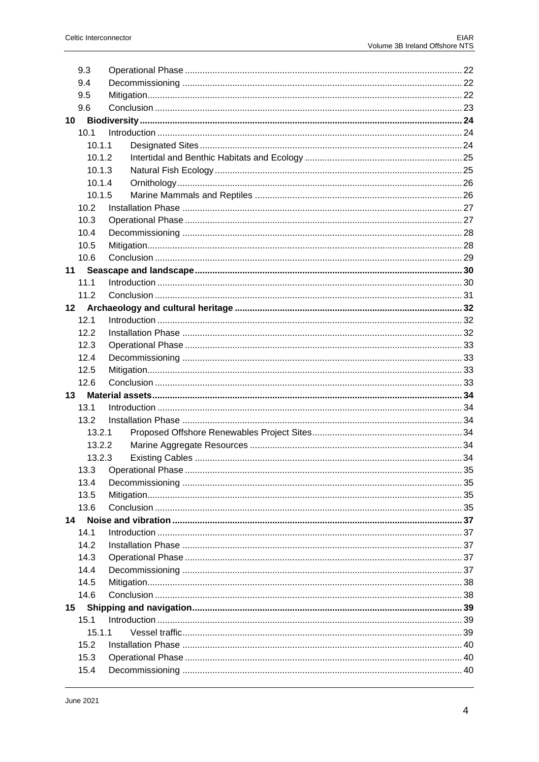| | | |
|---|---|---|
| 9.3 | Operational Phase | 22 |
| 9.4 | Decommissioning | 22 |
| 9.5 | Mitigation | 22 |
| 9.6 | Conclusion | 23 |
| **10** | **Biodiversity** | **24** |
| 10.1 | Introduction | 24 |
| 10.1.1 | Designated Sites | 24 |
| 10.1.2 | Intertidal and Benthic Habitats and Ecology | 25 |
| 10.1.3 | Natural Fish Ecology | 25 |
| 10.1.4 | Ornithology | 26 |
| 10.1.5 | Marine Mammals and Reptiles | 26 |
| 10.2 | Installation Phase | 27 |
| 10.3 | Operational Phase | 27 |
| 10.4 | Decommissioning | 28 |
| 10.5 | Mitigation | 28 |
| 10.6 | Conclusion | 29 |
| **11** | **Seascape and landscape** | **30** |
| 11.1 | Introduction | 30 |
| 11.2 | Conclusion | 31 |
| **12** | **Archaeology and cultural heritage** | **32** |
| 12.1 | Introduction | 32 |
| 12.2 | Installation Phase | 32 |
| 12.3 | Operational Phase | 33 |
| 12.4 | Decommissioning | 33 |
| 12.5 | Mitigation | 33 |
| 12.6 | Conclusion | 33 |
| **13** | **Material assets** | **34** |
| 13.1 | Introduction | 34 |
| 13.2 | Installation Phase | 34 |
| 13.2.1 | Proposed Offshore Renewables Project Sites | 34 |
| 13.2.2 | Marine Aggregate Resources | 34 |
| 13.2.3 | Existing Cables | 34 |
| 13.3 | Operational Phase | 35 |
| 13.4 | Decommissioning | 35 |
| 13.5 | Mitigation | 35 |
| 13.6 | Conclusion | 35 |
| **14** | **Noise and vibration** | **37** |
| 14.1 | Introduction | 37 |
| 14.2 | Installation Phase | 37 |
| 14.3 | Operational Phase | 37 |
| 14.4 | Decommissioning | 37 |
| 14.5 | Mitigation | 38 |
| 14.6 | Conclusion | 38 |
| **15** | **Shipping and navigation** | **39** |
| 15.1 | Introduction | 39 |
| 15.1.1 | Vessel traffic | 39 |
| 15.2 | Installation Phase | 40 |
| 15.3 | Operational Phase | 40 |
| 15.4 | Decommissioning | 40 |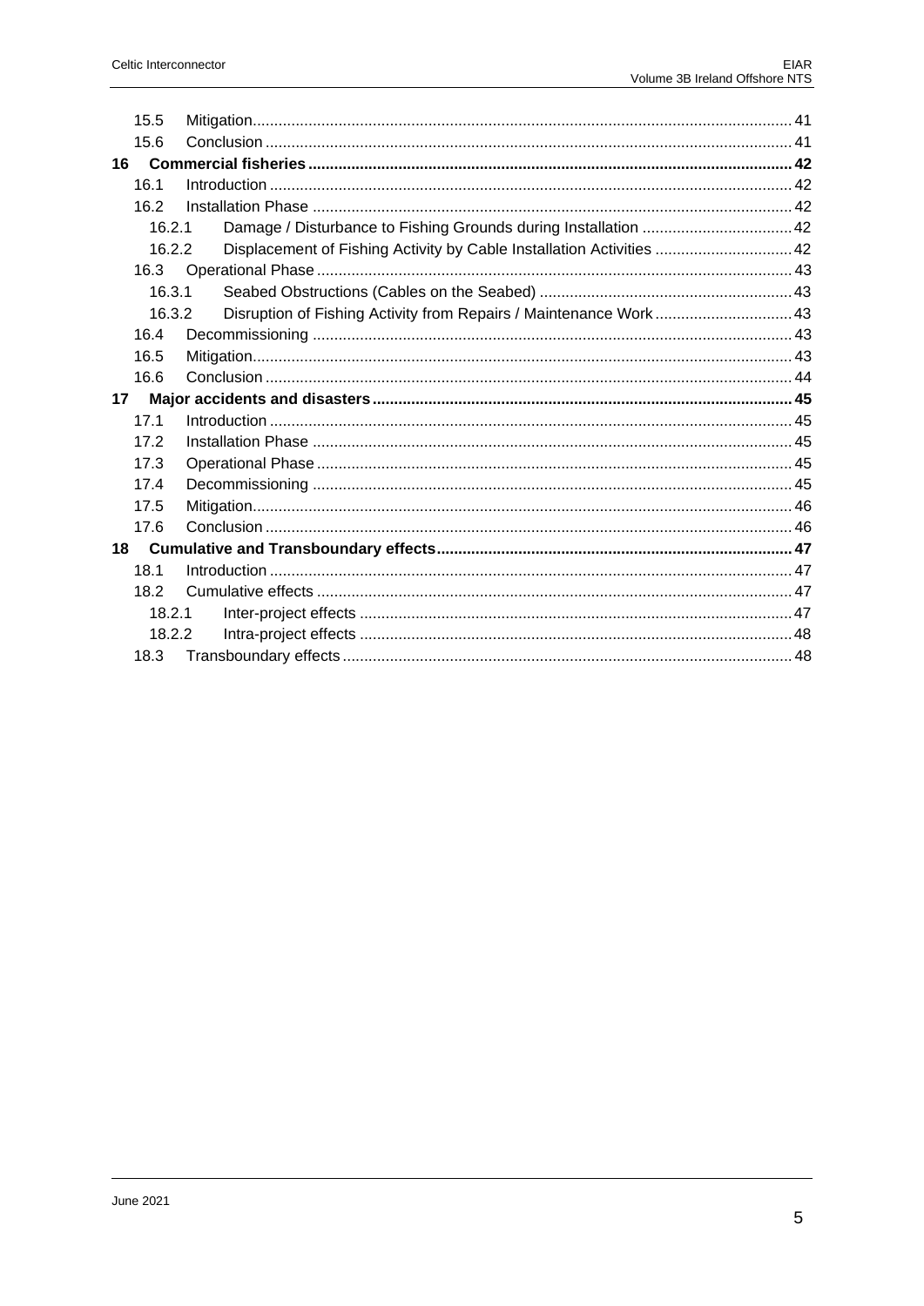15.5 Mitigation ... 41
15.6 Conclusion ... 41

**16 Commercial fisheries ... 42**

16.1 Introduction ... 42
16.2 Installation Phase ... 42
16.2.1 Damage / Disturbance to Fishing Grounds during Installation ... 42
16.2.2 Displacement of Fishing Activity by Cable Installation Activities ... 42
16.3 Operational Phase ... 43
16.3.1 Seabed Obstructions (Cables on the Seabed) ... 43
16.3.2 Disruption of Fishing Activity from Repairs / Maintenance Work ... 43
16.4 Decommissioning ... 43
16.5 Mitigation ... 43
16.6 Conclusion ... 44

**17 Major accidents and disasters ... 45**

17.1 Introduction ... 45
17.2 Installation Phase ... 45
17.3 Operational Phase ... 45
17.4 Decommissioning ... 45
17.5 Mitigation ... 46
17.6 Conclusion ... 46

**18 Cumulative and Transboundary effects ... 47**

18.1 Introduction ... 47
18.2 Cumulative effects ... 47
18.2.1 Inter-project effects ... 47
18.2.2 Intra-project effects ... 48
18.3 Transboundary effects ... 48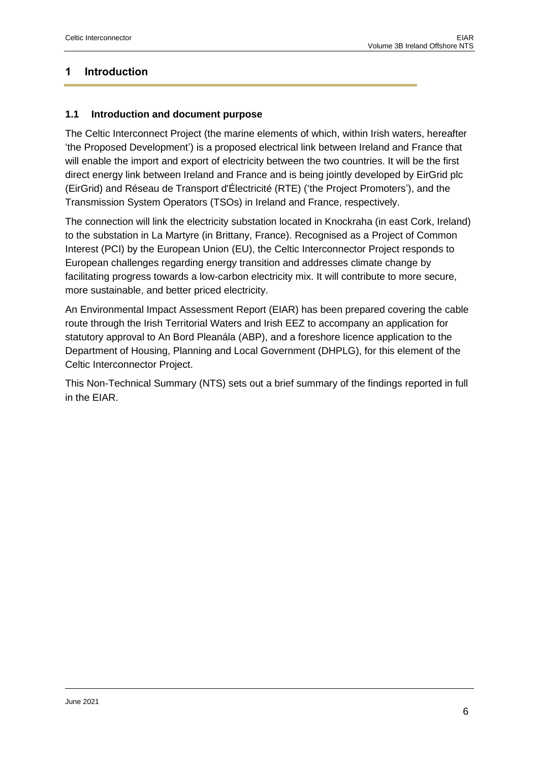# 1 Introduction

## 1.1 Introduction and document purpose

The Celtic Interconnect Project (the marine elements of which, within Irish waters, hereafter 'the Proposed Development') is a proposed electrical link between Ireland and France that will enable the import and export of electricity between the two countries. It will be the first direct energy link between Ireland and France and is being jointly developed by EirGrid plc (EirGrid) and Réseau de Transport d'Électricité (RTE) ('the Project Promoters'), and the Transmission System Operators (TSOs) in Ireland and France, respectively.

The connection will link the electricity substation located in Knockraha (in east Cork, Ireland) to the substation in La Martyre (in Brittany, France). Recognised as a Project of Common Interest (PCI) by the European Union (EU), the Celtic Interconnector Project responds to European challenges regarding energy transition and addresses climate change by facilitating progress towards a low-carbon electricity mix. It will contribute to more secure, more sustainable, and better priced electricity.

An Environmental Impact Assessment Report (EIAR) has been prepared covering the cable route through the Irish Territorial Waters and Irish EEZ to accompany an application for statutory approval to An Bord Pleanála (ABP), and a foreshore licence application to the Department of Housing, Planning and Local Government (DHPLG), for this element of the Celtic Interconnector Project.

This Non-Technical Summary (NTS) sets out a brief summary of the findings reported in full in the EIAR.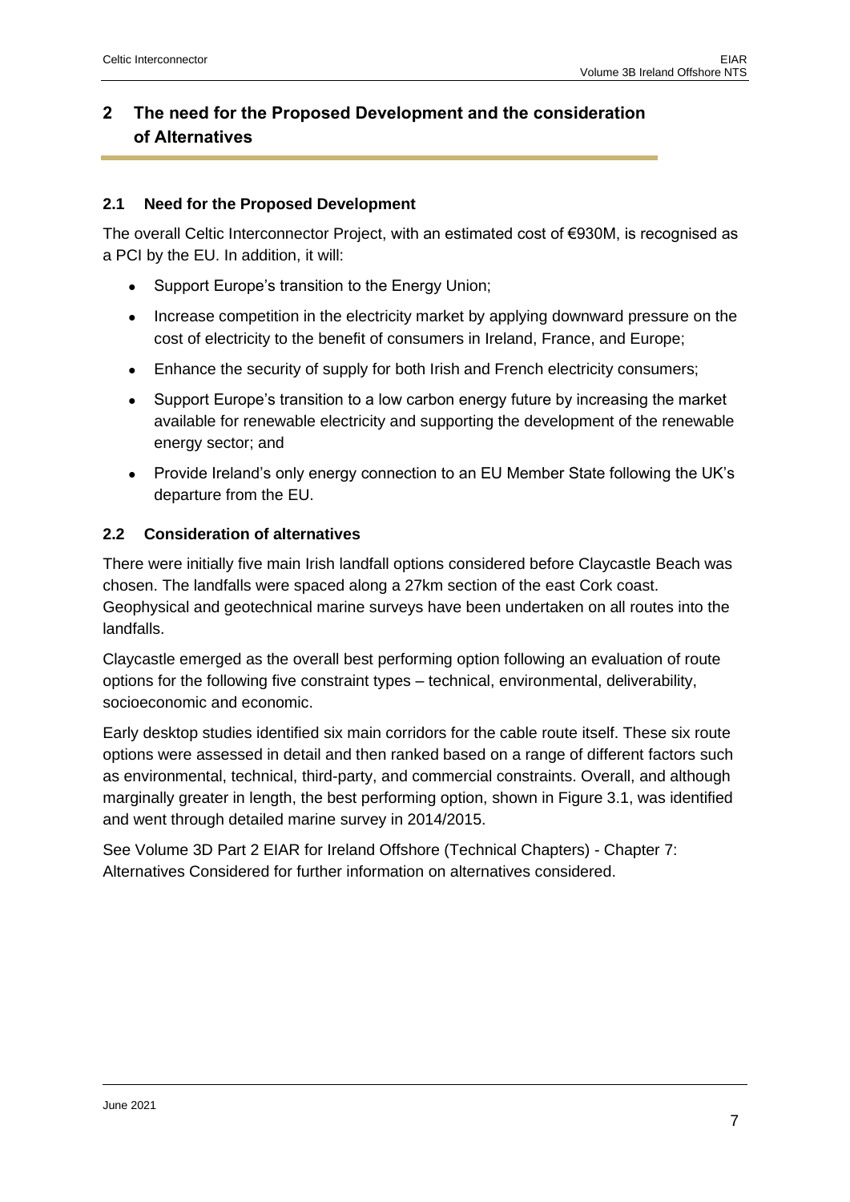# 2 The need for the Proposed Development and the consideration of Alternatives

## 2.1 Need for the Proposed Development

The overall Celtic Interconnector Project, with an estimated cost of €930M, is recognised as a PCI by the EU. In addition, it will:

- Support Europe's transition to the Energy Union;
- Increase competition in the electricity market by applying downward pressure on the cost of electricity to the benefit of consumers in Ireland, France, and Europe;
- Enhance the security of supply for both Irish and French electricity consumers;
- Support Europe's transition to a low carbon energy future by increasing the market available for renewable electricity and supporting the development of the renewable energy sector; and
- Provide Ireland's only energy connection to an EU Member State following the UK's departure from the EU.

## 2.2 Consideration of alternatives

There were initially five main Irish landfall options considered before Claycastle Beach was chosen. The landfalls were spaced along a 27km section of the east Cork coast. Geophysical and geotechnical marine surveys have been undertaken on all routes into the landfalls.

Claycastle emerged as the overall best performing option following an evaluation of route options for the following five constraint types – technical, environmental, deliverability, socioeconomic and economic.

Early desktop studies identified six main corridors for the cable route itself. These six route options were assessed in detail and then ranked based on a range of different factors such as environmental, technical, third-party, and commercial constraints. Overall, and although marginally greater in length, the best performing option, shown in Figure 3.1, was identified and went through detailed marine survey in 2014/2015.

See Volume 3D Part 2 EIAR for Ireland Offshore (Technical Chapters) - Chapter 7: Alternatives Considered for further information on alternatives considered.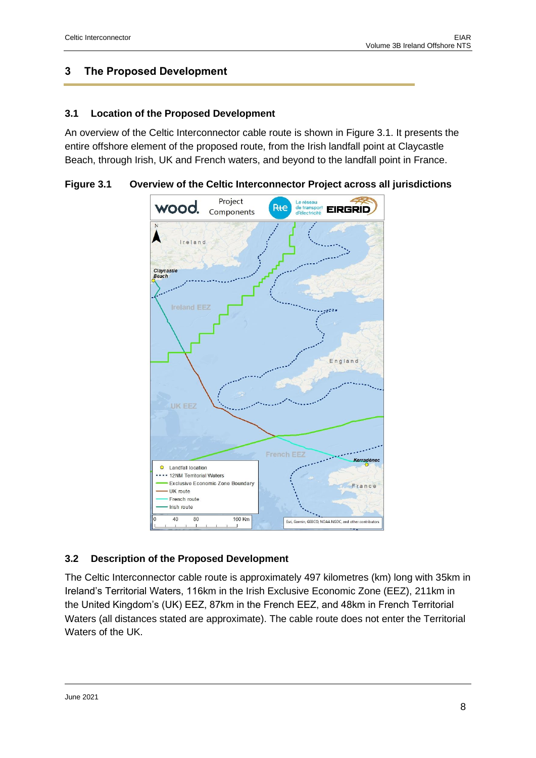## 3 The Proposed Development

### 3.1 Location of the Proposed Development

An overview of the Celtic Interconnector cable route is shown in Figure 3.1. It presents the entire offshore element of the proposed route, from the Irish landfall point at Claycastle Beach, through Irish, UK and French waters, and beyond to the landfall point in France.

**Figure 3.1 Overview of the Celtic Interconnector Project across all jurisdictions**

### 3.2 Description of the Proposed Development

The Celtic Interconnector cable route is approximately 497 kilometres (km) long with 35km in Ireland's Territorial Waters, 116km in the Irish Exclusive Economic Zone (EEZ), 211km in the United Kingdom's (UK) EEZ, 87km in the French EEZ, and 48km in French Territorial Waters (all distances stated are approximate). The cable route does not enter the Territorial Waters of the UK.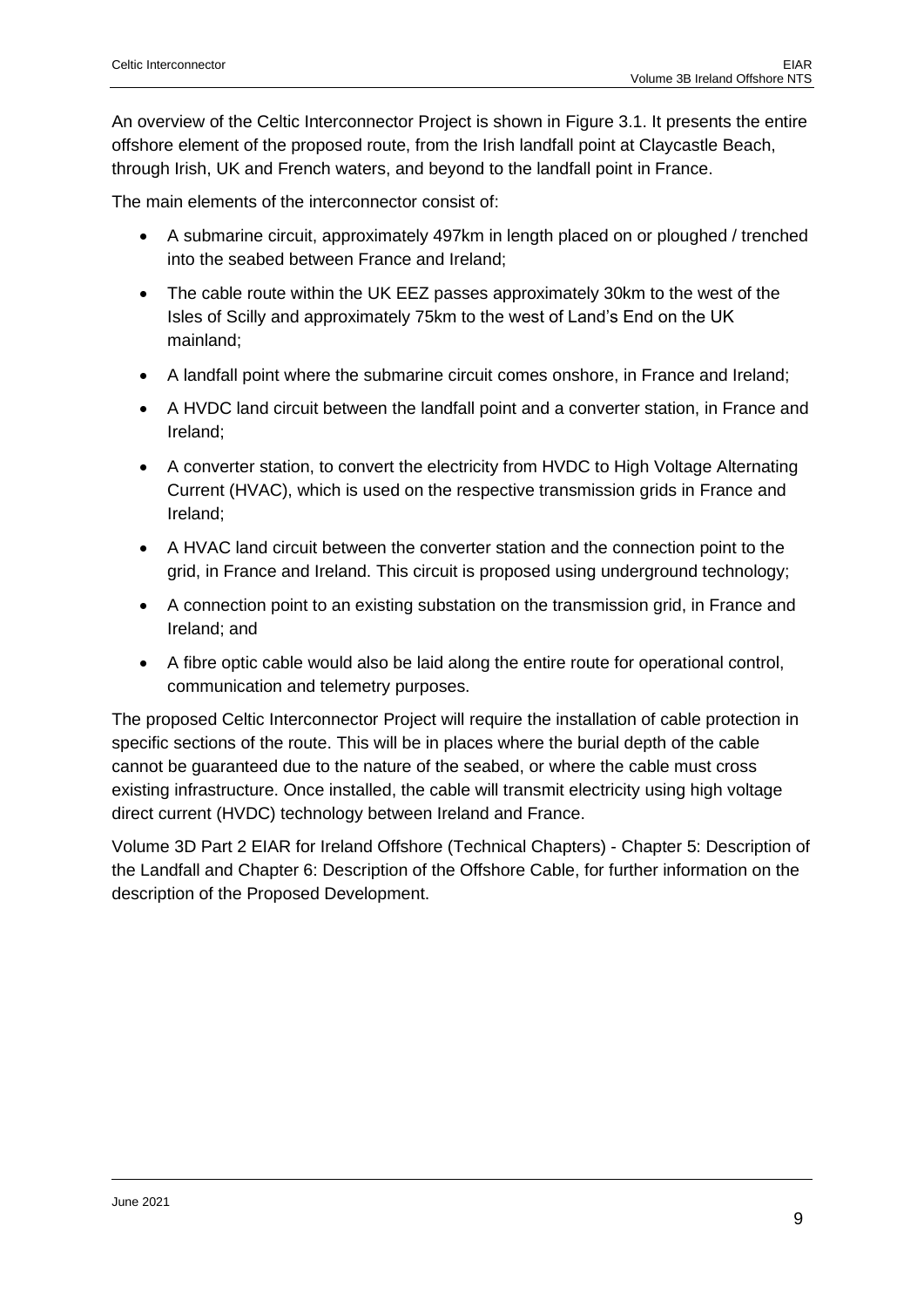An overview of the Celtic Interconnector Project is shown in Figure 3.1. It presents the entire offshore element of the proposed route, from the Irish landfall point at Claycastle Beach, through Irish, UK and French waters, and beyond to the landfall point in France.

The main elements of the interconnector consist of:

- A submarine circuit, approximately 497km in length placed on or ploughed / trenched into the seabed between France and Ireland;
- The cable route within the UK EEZ passes approximately 30km to the west of the Isles of Scilly and approximately 75km to the west of Land's End on the UK mainland;
- A landfall point where the submarine circuit comes onshore, in France and Ireland;
- A HVDC land circuit between the landfall point and a converter station, in France and Ireland;
- A converter station, to convert the electricity from HVDC to High Voltage Alternating Current (HVAC), which is used on the respective transmission grids in France and Ireland;
- A HVAC land circuit between the converter station and the connection point to the grid, in France and Ireland. This circuit is proposed using underground technology;
- A connection point to an existing substation on the transmission grid, in France and Ireland; and
- A fibre optic cable would also be laid along the entire route for operational control, communication and telemetry purposes.

The proposed Celtic Interconnector Project will require the installation of cable protection in specific sections of the route. This will be in places where the burial depth of the cable cannot be guaranteed due to the nature of the seabed, or where the cable must cross existing infrastructure. Once installed, the cable will transmit electricity using high voltage direct current (HVDC) technology between Ireland and France.

Volume 3D Part 2 EIAR for Ireland Offshore (Technical Chapters) - Chapter 5: Description of the Landfall and Chapter 6: Description of the Offshore Cable, for further information on the description of the Proposed Development.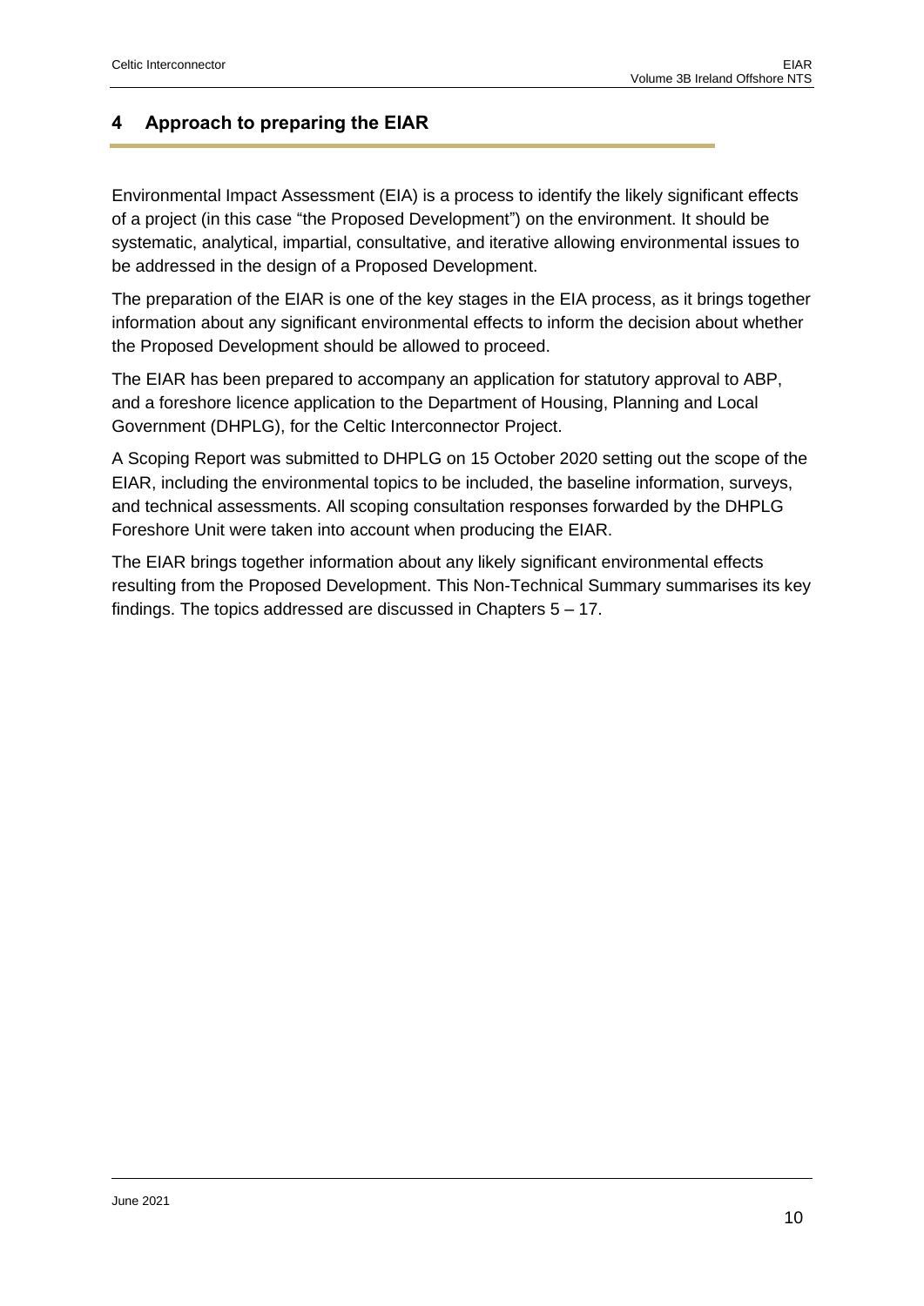## 4 Approach to preparing the EIAR

Environmental Impact Assessment (EIA) is a process to identify the likely significant effects of a project (in this case "the Proposed Development") on the environment. It should be systematic, analytical, impartial, consultative, and iterative allowing environmental issues to be addressed in the design of a Proposed Development.

The preparation of the EIAR is one of the key stages in the EIA process, as it brings together information about any significant environmental effects to inform the decision about whether the Proposed Development should be allowed to proceed.

The EIAR has been prepared to accompany an application for statutory approval to ABP, and a foreshore licence application to the Department of Housing, Planning and Local Government (DHPLG), for the Celtic Interconnector Project.

A Scoping Report was submitted to DHPLG on 15 October 2020 setting out the scope of the EIAR, including the environmental topics to be included, the baseline information, surveys, and technical assessments. All scoping consultation responses forwarded by the DHPLG Foreshore Unit were taken into account when producing the EIAR.

The EIAR brings together information about any likely significant environmental effects resulting from the Proposed Development. This Non-Technical Summary summarises its key findings. The topics addressed are discussed in Chapters 5 – 17.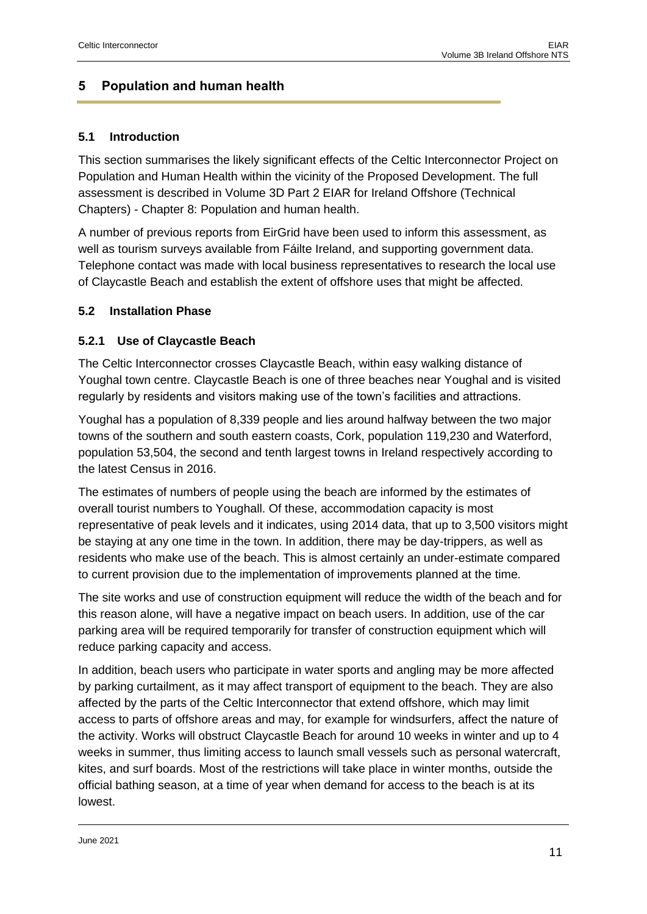## 5 Population and human health

### 5.1 Introduction

This section summarises the likely significant effects of the Celtic Interconnector Project on Population and Human Health within the vicinity of the Proposed Development. The full assessment is described in Volume 3D Part 2 EIAR for Ireland Offshore (Technical Chapters) - Chapter 8: Population and human health.

A number of previous reports from EirGrid have been used to inform this assessment, as well as tourism surveys available from Fáilte Ireland, and supporting government data. Telephone contact was made with local business representatives to research the local use of Claycastle Beach and establish the extent of offshore uses that might be affected.

### 5.2 Installation Phase

#### 5.2.1 Use of Claycastle Beach

The Celtic Interconnector crosses Claycastle Beach, within easy walking distance of Youghal town centre. Claycastle Beach is one of three beaches near Youghal and is visited regularly by residents and visitors making use of the town's facilities and attractions.

Youghal has a population of 8,339 people and lies around halfway between the two major towns of the southern and south eastern coasts, Cork, population 119,230 and Waterford, population 53,504, the second and tenth largest towns in Ireland respectively according to the latest Census in 2016.

The estimates of numbers of people using the beach are informed by the estimates of overall tourist numbers to Youghall. Of these, accommodation capacity is most representative of peak levels and it indicates, using 2014 data, that up to 3,500 visitors might be staying at any one time in the town. In addition, there may be day-trippers, as well as residents who make use of the beach. This is almost certainly an under-estimate compared to current provision due to the implementation of improvements planned at the time.

The site works and use of construction equipment will reduce the width of the beach and for this reason alone, will have a negative impact on beach users. In addition, use of the car parking area will be required temporarily for transfer of construction equipment which will reduce parking capacity and access.

In addition, beach users who participate in water sports and angling may be more affected by parking curtailment, as it may affect transport of equipment to the beach. They are also affected by the parts of the Celtic Interconnector that extend offshore, which may limit access to parts of offshore areas and may, for example for windsurfers, affect the nature of the activity. Works will obstruct Claycastle Beach for around 10 weeks in winter and up to 4 weeks in summer, thus limiting access to launch small vessels such as personal watercraft, kites, and surf boards. Most of the restrictions will take place in winter months, outside the official bathing season, at a time of year when demand for access to the beach is at its lowest.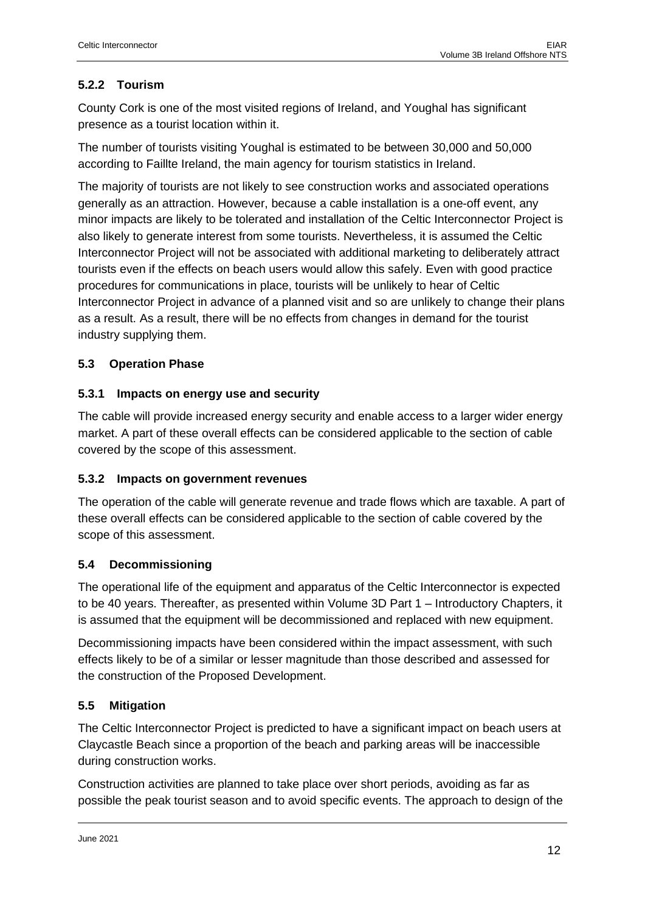### 5.2.2 Tourism

County Cork is one of the most visited regions of Ireland, and Youghal has significant presence as a tourist location within it.

The number of tourists visiting Youghal is estimated to be between 30,000 and 50,000 according to Faillte Ireland, the main agency for tourism statistics in Ireland.

The majority of tourists are not likely to see construction works and associated operations generally as an attraction. However, because a cable installation is a one-off event, any minor impacts are likely to be tolerated and installation of the Celtic Interconnector Project is also likely to generate interest from some tourists. Nevertheless, it is assumed the Celtic Interconnector Project will not be associated with additional marketing to deliberately attract tourists even if the effects on beach users would allow this safely. Even with good practice procedures for communications in place, tourists will be unlikely to hear of Celtic Interconnector Project in advance of a planned visit and so are unlikely to change their plans as a result. As a result, there will be no effects from changes in demand for the tourist industry supplying them.

## 5.3 Operation Phase

### 5.3.1 Impacts on energy use and security

The cable will provide increased energy security and enable access to a larger wider energy market. A part of these overall effects can be considered applicable to the section of cable covered by the scope of this assessment.

### 5.3.2 Impacts on government revenues

The operation of the cable will generate revenue and trade flows which are taxable. A part of these overall effects can be considered applicable to the section of cable covered by the scope of this assessment.

## 5.4 Decommissioning

The operational life of the equipment and apparatus of the Celtic Interconnector is expected to be 40 years. Thereafter, as presented within Volume 3D Part 1 – Introductory Chapters, it is assumed that the equipment will be decommissioned and replaced with new equipment.

Decommissioning impacts have been considered within the impact assessment, with such effects likely to be of a similar or lesser magnitude than those described and assessed for the construction of the Proposed Development.

## 5.5 Mitigation

The Celtic Interconnector Project is predicted to have a significant impact on beach users at Claycastle Beach since a proportion of the beach and parking areas will be inaccessible during construction works.

Construction activities are planned to take place over short periods, avoiding as far as possible the peak tourist season and to avoid specific events. The approach to design of the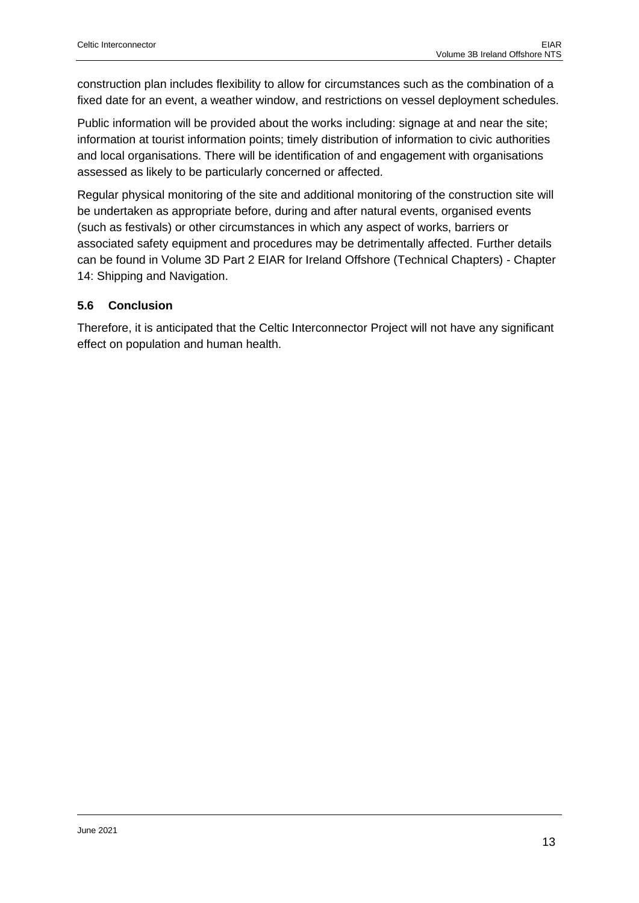construction plan includes flexibility to allow for circumstances such as the combination of a fixed date for an event, a weather window, and restrictions on vessel deployment schedules.

Public information will be provided about the works including: signage at and near the site; information at tourist information points; timely distribution of information to civic authorities and local organisations. There will be identification of and engagement with organisations assessed as likely to be particularly concerned or affected.

Regular physical monitoring of the site and additional monitoring of the construction site will be undertaken as appropriate before, during and after natural events, organised events (such as festivals) or other circumstances in which any aspect of works, barriers or associated safety equipment and procedures may be detrimentally affected. Further details can be found in Volume 3D Part 2 EIAR for Ireland Offshore (Technical Chapters) - Chapter 14: Shipping and Navigation.

### 5.6 Conclusion

Therefore, it is anticipated that the Celtic Interconnector Project will not have any significant effect on population and human health.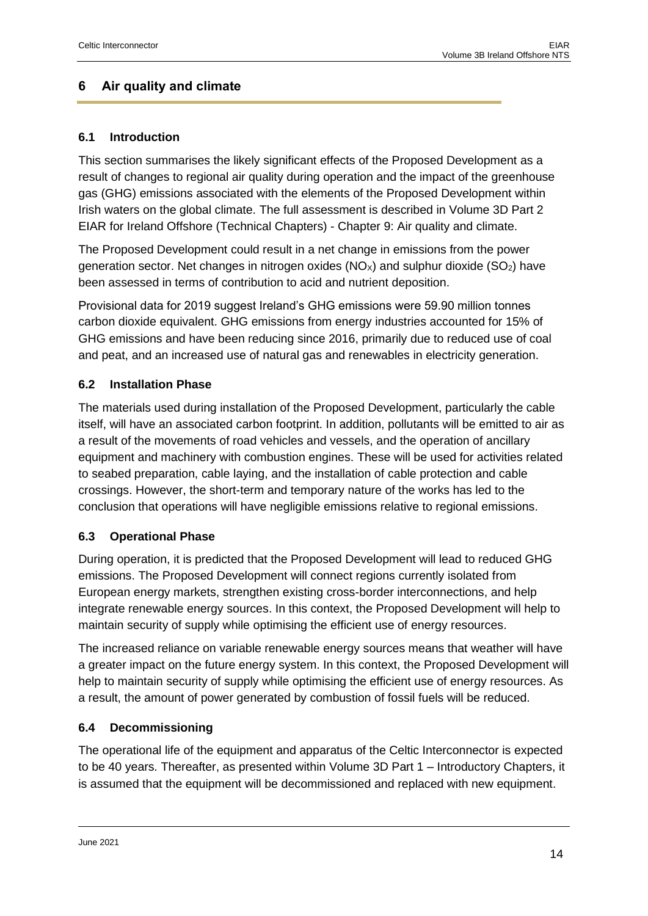# 6 Air quality and climate

## 6.1 Introduction

This section summarises the likely significant effects of the Proposed Development as a result of changes to regional air quality during operation and the impact of the greenhouse gas (GHG) emissions associated with the elements of the Proposed Development within Irish waters on the global climate. The full assessment is described in Volume 3D Part 2 EIAR for Ireland Offshore (Technical Chapters) - Chapter 9: Air quality and climate.

The Proposed Development could result in a net change in emissions from the power generation sector. Net changes in nitrogen oxides ($NO_X$) and sulphur dioxide ($SO_2$) have been assessed in terms of contribution to acid and nutrient deposition.

Provisional data for 2019 suggest Ireland's GHG emissions were 59.90 million tonnes carbon dioxide equivalent. GHG emissions from energy industries accounted for 15% of GHG emissions and have been reducing since 2016, primarily due to reduced use of coal and peat, and an increased use of natural gas and renewables in electricity generation.

## 6.2 Installation Phase

The materials used during installation of the Proposed Development, particularly the cable itself, will have an associated carbon footprint. In addition, pollutants will be emitted to air as a result of the movements of road vehicles and vessels, and the operation of ancillary equipment and machinery with combustion engines. These will be used for activities related to seabed preparation, cable laying, and the installation of cable protection and cable crossings. However, the short-term and temporary nature of the works has led to the conclusion that operations will have negligible emissions relative to regional emissions.

## 6.3 Operational Phase

During operation, it is predicted that the Proposed Development will lead to reduced GHG emissions. The Proposed Development will connect regions currently isolated from European energy markets, strengthen existing cross-border interconnections, and help integrate renewable energy sources. In this context, the Proposed Development will help to maintain security of supply while optimising the efficient use of energy resources.

The increased reliance on variable renewable energy sources means that weather will have a greater impact on the future energy system. In this context, the Proposed Development will help to maintain security of supply while optimising the efficient use of energy resources. As a result, the amount of power generated by combustion of fossil fuels will be reduced.

## 6.4 Decommissioning

The operational life of the equipment and apparatus of the Celtic Interconnector is expected to be 40 years. Thereafter, as presented within Volume 3D Part 1 – Introductory Chapters, it is assumed that the equipment will be decommissioned and replaced with new equipment.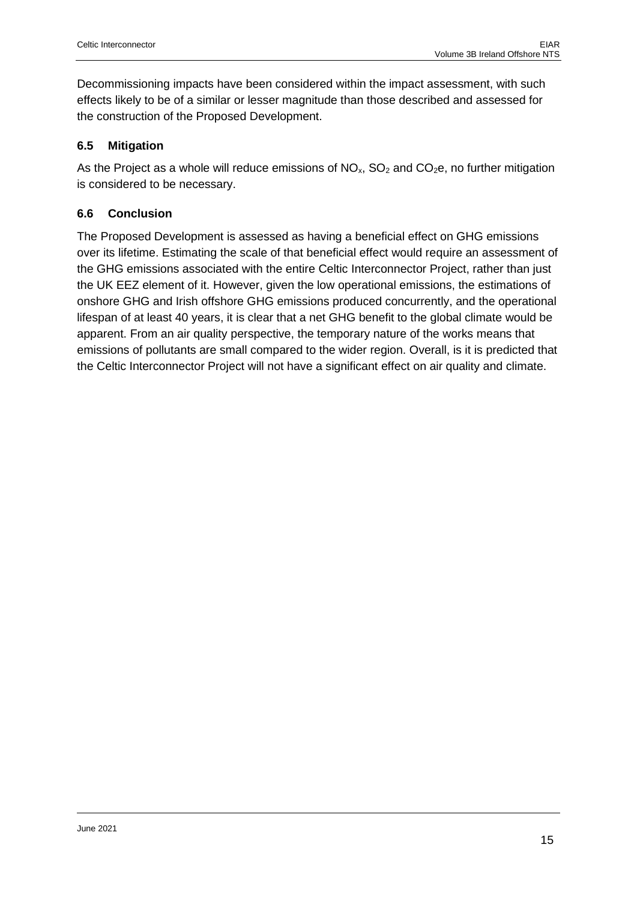Decommissioning impacts have been considered within the impact assessment, with such effects likely to be of a similar or lesser magnitude than those described and assessed for the construction of the Proposed Development.

## 6.5 Mitigation

As the Project as a whole will reduce emissions of $NO_x$, $SO_2$ and $CO_2e$, no further mitigation is considered to be necessary.

## 6.6 Conclusion

The Proposed Development is assessed as having a beneficial effect on GHG emissions over its lifetime. Estimating the scale of that beneficial effect would require an assessment of the GHG emissions associated with the entire Celtic Interconnector Project, rather than just the UK EEZ element of it. However, given the low operational emissions, the estimations of onshore GHG and Irish offshore GHG emissions produced concurrently, and the operational lifespan of at least 40 years, it is clear that a net GHG benefit to the global climate would be apparent. From an air quality perspective, the temporary nature of the works means that emissions of pollutants are small compared to the wider region. Overall, is it is predicted that the Celtic Interconnector Project will not have a significant effect on air quality and climate.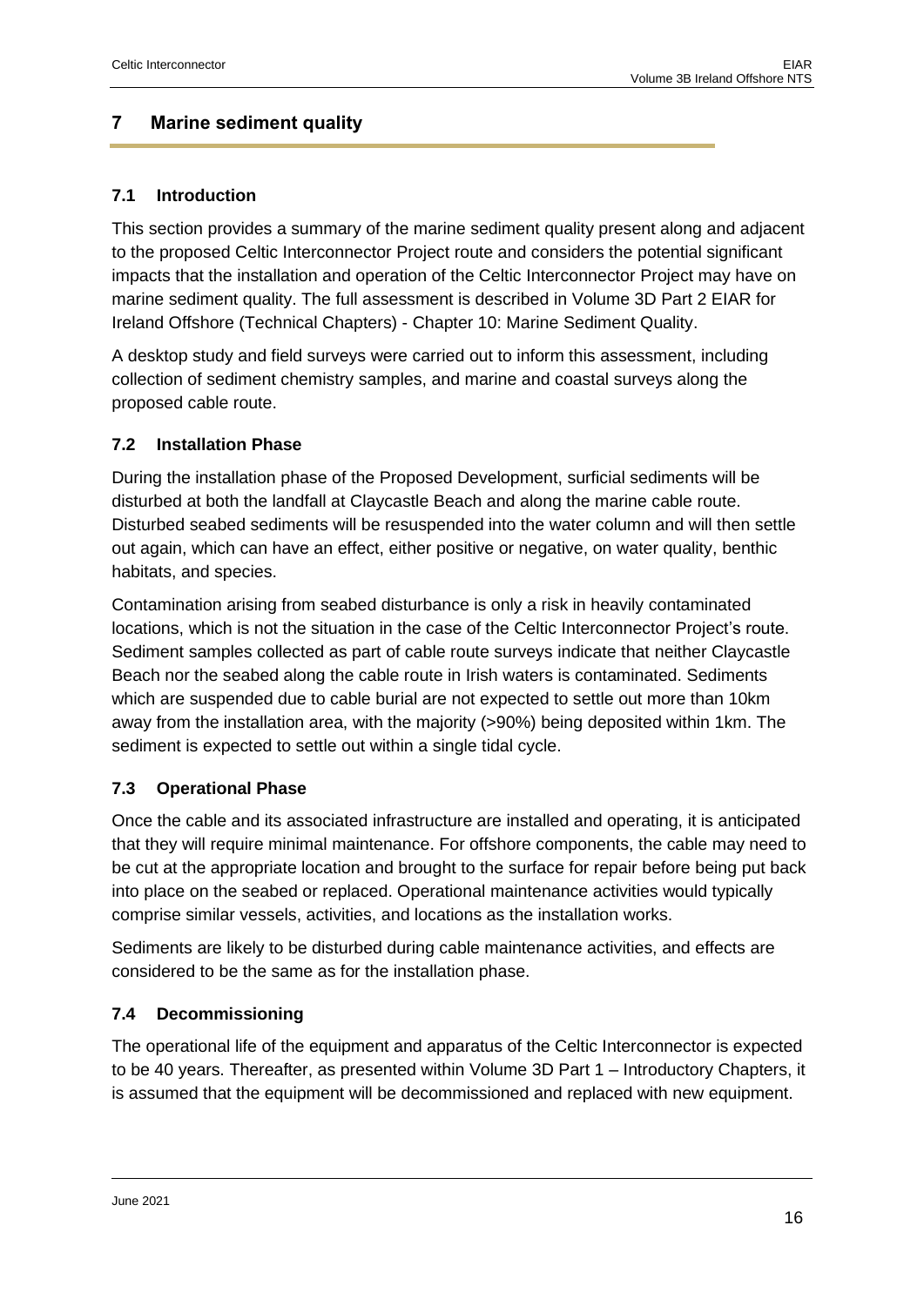# 7 Marine sediment quality

## 7.1 Introduction

This section provides a summary of the marine sediment quality present along and adjacent to the proposed Celtic Interconnector Project route and considers the potential significant impacts that the installation and operation of the Celtic Interconnector Project may have on marine sediment quality. The full assessment is described in Volume 3D Part 2 EIAR for Ireland Offshore (Technical Chapters) - Chapter 10: Marine Sediment Quality.

A desktop study and field surveys were carried out to inform this assessment, including collection of sediment chemistry samples, and marine and coastal surveys along the proposed cable route.

## 7.2 Installation Phase

During the installation phase of the Proposed Development, surficial sediments will be disturbed at both the landfall at Claycastle Beach and along the marine cable route. Disturbed seabed sediments will be resuspended into the water column and will then settle out again, which can have an effect, either positive or negative, on water quality, benthic habitats, and species.

Contamination arising from seabed disturbance is only a risk in heavily contaminated locations, which is not the situation in the case of the Celtic Interconnector Project's route. Sediment samples collected as part of cable route surveys indicate that neither Claycastle Beach nor the seabed along the cable route in Irish waters is contaminated. Sediments which are suspended due to cable burial are not expected to settle out more than 10km away from the installation area, with the majority (>90%) being deposited within 1km. The sediment is expected to settle out within a single tidal cycle.

## 7.3 Operational Phase

Once the cable and its associated infrastructure are installed and operating, it is anticipated that they will require minimal maintenance. For offshore components, the cable may need to be cut at the appropriate location and brought to the surface for repair before being put back into place on the seabed or replaced. Operational maintenance activities would typically comprise similar vessels, activities, and locations as the installation works.

Sediments are likely to be disturbed during cable maintenance activities, and effects are considered to be the same as for the installation phase.

## 7.4 Decommissioning

The operational life of the equipment and apparatus of the Celtic Interconnector is expected to be 40 years. Thereafter, as presented within Volume 3D Part 1 – Introductory Chapters, it is assumed that the equipment will be decommissioned and replaced with new equipment.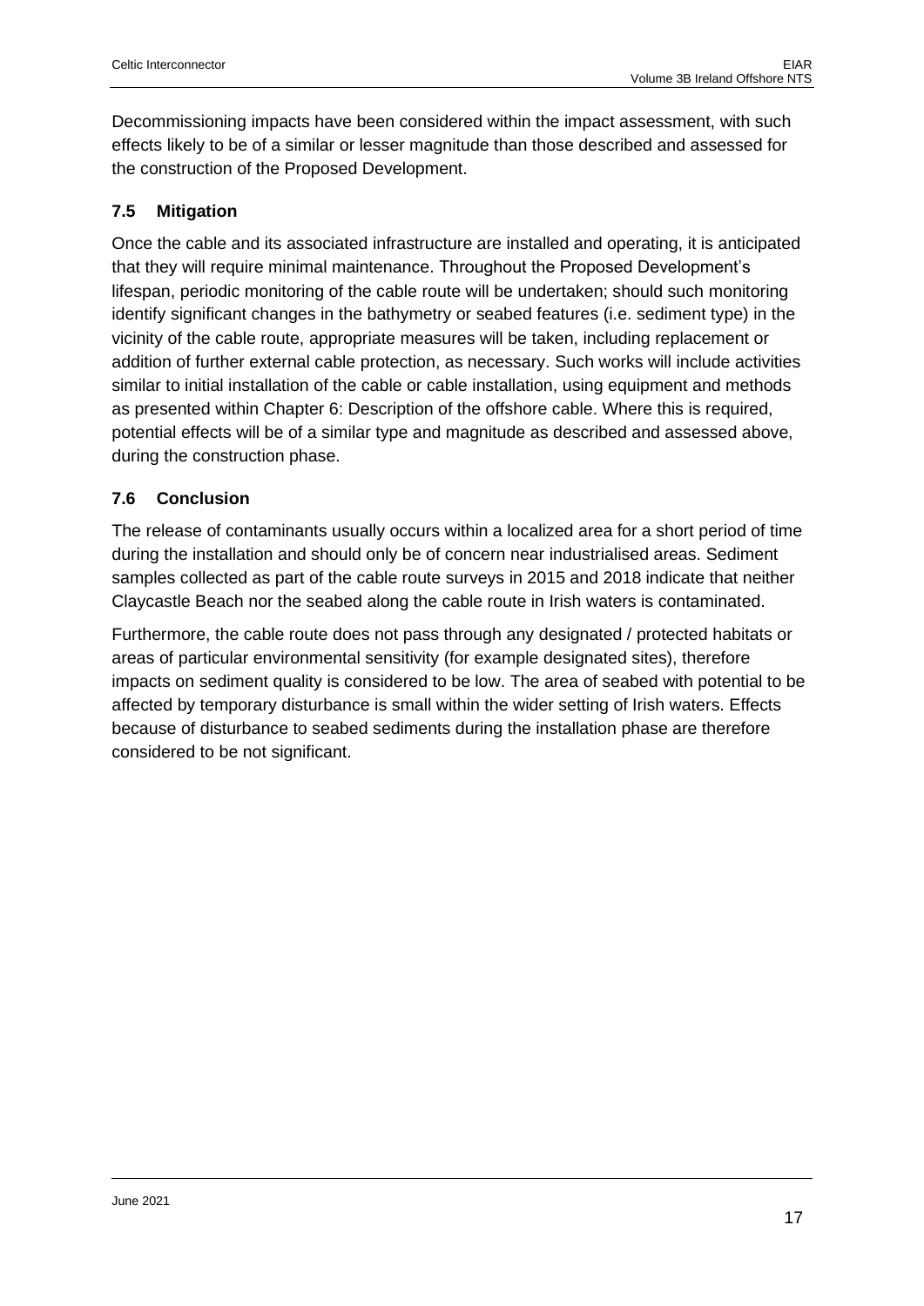Decommissioning impacts have been considered within the impact assessment, with such effects likely to be of a similar or lesser magnitude than those described and assessed for the construction of the Proposed Development.

## 7.5 Mitigation

Once the cable and its associated infrastructure are installed and operating, it is anticipated that they will require minimal maintenance. Throughout the Proposed Development's lifespan, periodic monitoring of the cable route will be undertaken; should such monitoring identify significant changes in the bathymetry or seabed features (i.e. sediment type) in the vicinity of the cable route, appropriate measures will be taken, including replacement or addition of further external cable protection, as necessary. Such works will include activities similar to initial installation of the cable or cable installation, using equipment and methods as presented within Chapter 6: Description of the offshore cable. Where this is required, potential effects will be of a similar type and magnitude as described and assessed above, during the construction phase.

## 7.6 Conclusion

The release of contaminants usually occurs within a localized area for a short period of time during the installation and should only be of concern near industrialised areas. Sediment samples collected as part of the cable route surveys in 2015 and 2018 indicate that neither Claycastle Beach nor the seabed along the cable route in Irish waters is contaminated.

Furthermore, the cable route does not pass through any designated / protected habitats or areas of particular environmental sensitivity (for example designated sites), therefore impacts on sediment quality is considered to be low. The area of seabed with potential to be affected by temporary disturbance is small within the wider setting of Irish waters. Effects because of disturbance to seabed sediments during the installation phase are therefore considered to be not significant.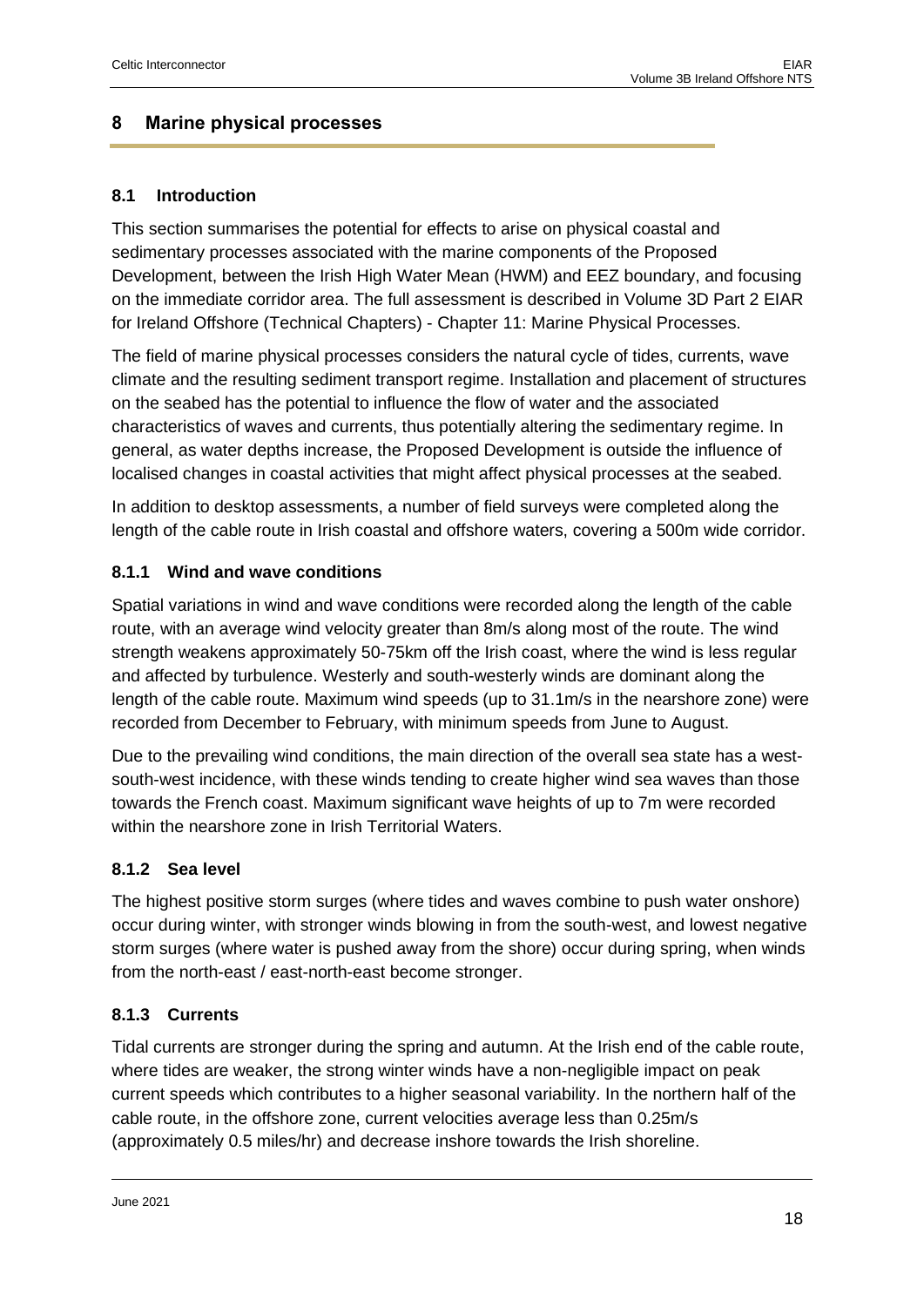## 8 Marine physical processes

### 8.1 Introduction

This section summarises the potential for effects to arise on physical coastal and sedimentary processes associated with the marine components of the Proposed Development, between the Irish High Water Mean (HWM) and EEZ boundary, and focusing on the immediate corridor area. The full assessment is described in Volume 3D Part 2 EIAR for Ireland Offshore (Technical Chapters) - Chapter 11: Marine Physical Processes.

The field of marine physical processes considers the natural cycle of tides, currents, wave climate and the resulting sediment transport regime. Installation and placement of structures on the seabed has the potential to influence the flow of water and the associated characteristics of waves and currents, thus potentially altering the sedimentary regime. In general, as water depths increase, the Proposed Development is outside the influence of localised changes in coastal activities that might affect physical processes at the seabed.

In addition to desktop assessments, a number of field surveys were completed along the length of the cable route in Irish coastal and offshore waters, covering a 500m wide corridor.

#### 8.1.1 Wind and wave conditions

Spatial variations in wind and wave conditions were recorded along the length of the cable route, with an average wind velocity greater than 8m/s along most of the route. The wind strength weakens approximately 50-75km off the Irish coast, where the wind is less regular and affected by turbulence. Westerly and south-westerly winds are dominant along the length of the cable route. Maximum wind speeds (up to 31.1m/s in the nearshore zone) were recorded from December to February, with minimum speeds from June to August.

Due to the prevailing wind conditions, the main direction of the overall sea state has a west-south-west incidence, with these winds tending to create higher wind sea waves than those towards the French coast. Maximum significant wave heights of up to 7m were recorded within the nearshore zone in Irish Territorial Waters.

#### 8.1.2 Sea level

The highest positive storm surges (where tides and waves combine to push water onshore) occur during winter, with stronger winds blowing in from the south-west, and lowest negative storm surges (where water is pushed away from the shore) occur during spring, when winds from the north-east / east-north-east become stronger.

#### 8.1.3 Currents

Tidal currents are stronger during the spring and autumn. At the Irish end of the cable route, where tides are weaker, the strong winter winds have a non-negligible impact on peak current speeds which contributes to a higher seasonal variability. In the northern half of the cable route, in the offshore zone, current velocities average less than 0.25m/s (approximately 0.5 miles/hr) and decrease inshore towards the Irish shoreline.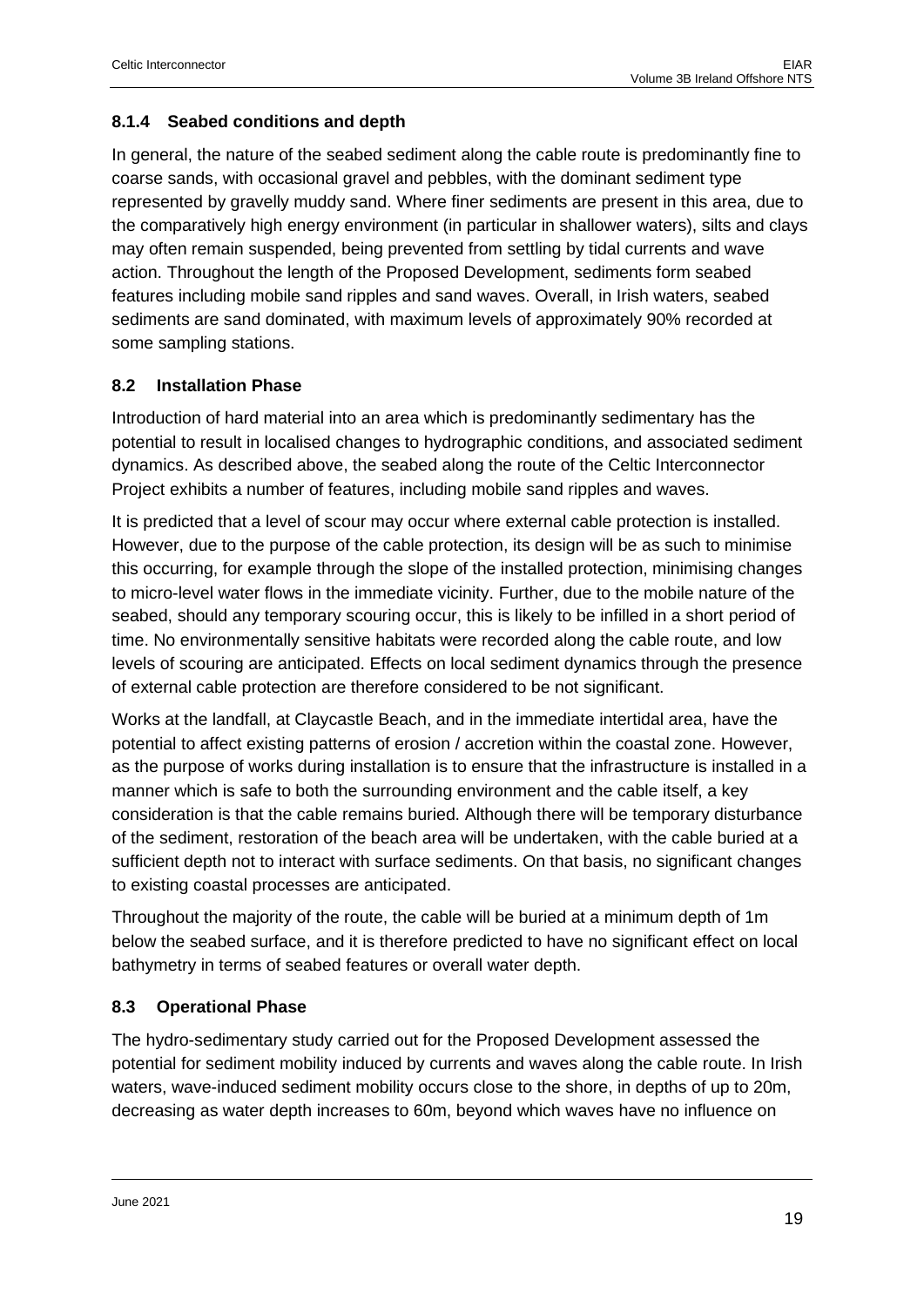### 8.1.4 Seabed conditions and depth

In general, the nature of the seabed sediment along the cable route is predominantly fine to coarse sands, with occasional gravel and pebbles, with the dominant sediment type represented by gravelly muddy sand. Where finer sediments are present in this area, due to the comparatively high energy environment (in particular in shallower waters), silts and clays may often remain suspended, being prevented from settling by tidal currents and wave action. Throughout the length of the Proposed Development, sediments form seabed features including mobile sand ripples and sand waves. Overall, in Irish waters, seabed sediments are sand dominated, with maximum levels of approximately 90% recorded at some sampling stations.

## 8.2 Installation Phase

Introduction of hard material into an area which is predominantly sedimentary has the potential to result in localised changes to hydrographic conditions, and associated sediment dynamics. As described above, the seabed along the route of the Celtic Interconnector Project exhibits a number of features, including mobile sand ripples and waves.

It is predicted that a level of scour may occur where external cable protection is installed. However, due to the purpose of the cable protection, its design will be as such to minimise this occurring, for example through the slope of the installed protection, minimising changes to micro-level water flows in the immediate vicinity. Further, due to the mobile nature of the seabed, should any temporary scouring occur, this is likely to be infilled in a short period of time. No environmentally sensitive habitats were recorded along the cable route, and low levels of scouring are anticipated. Effects on local sediment dynamics through the presence of external cable protection are therefore considered to be not significant.

Works at the landfall, at Claycastle Beach, and in the immediate intertidal area, have the potential to affect existing patterns of erosion / accretion within the coastal zone. However, as the purpose of works during installation is to ensure that the infrastructure is installed in a manner which is safe to both the surrounding environment and the cable itself, a key consideration is that the cable remains buried. Although there will be temporary disturbance of the sediment, restoration of the beach area will be undertaken, with the cable buried at a sufficient depth not to interact with surface sediments. On that basis, no significant changes to existing coastal processes are anticipated.

Throughout the majority of the route, the cable will be buried at a minimum depth of 1m below the seabed surface, and it is therefore predicted to have no significant effect on local bathymetry in terms of seabed features or overall water depth.

## 8.3 Operational Phase

The hydro-sedimentary study carried out for the Proposed Development assessed the potential for sediment mobility induced by currents and waves along the cable route. In Irish waters, wave-induced sediment mobility occurs close to the shore, in depths of up to 20m, decreasing as water depth increases to 60m, beyond which waves have no influence on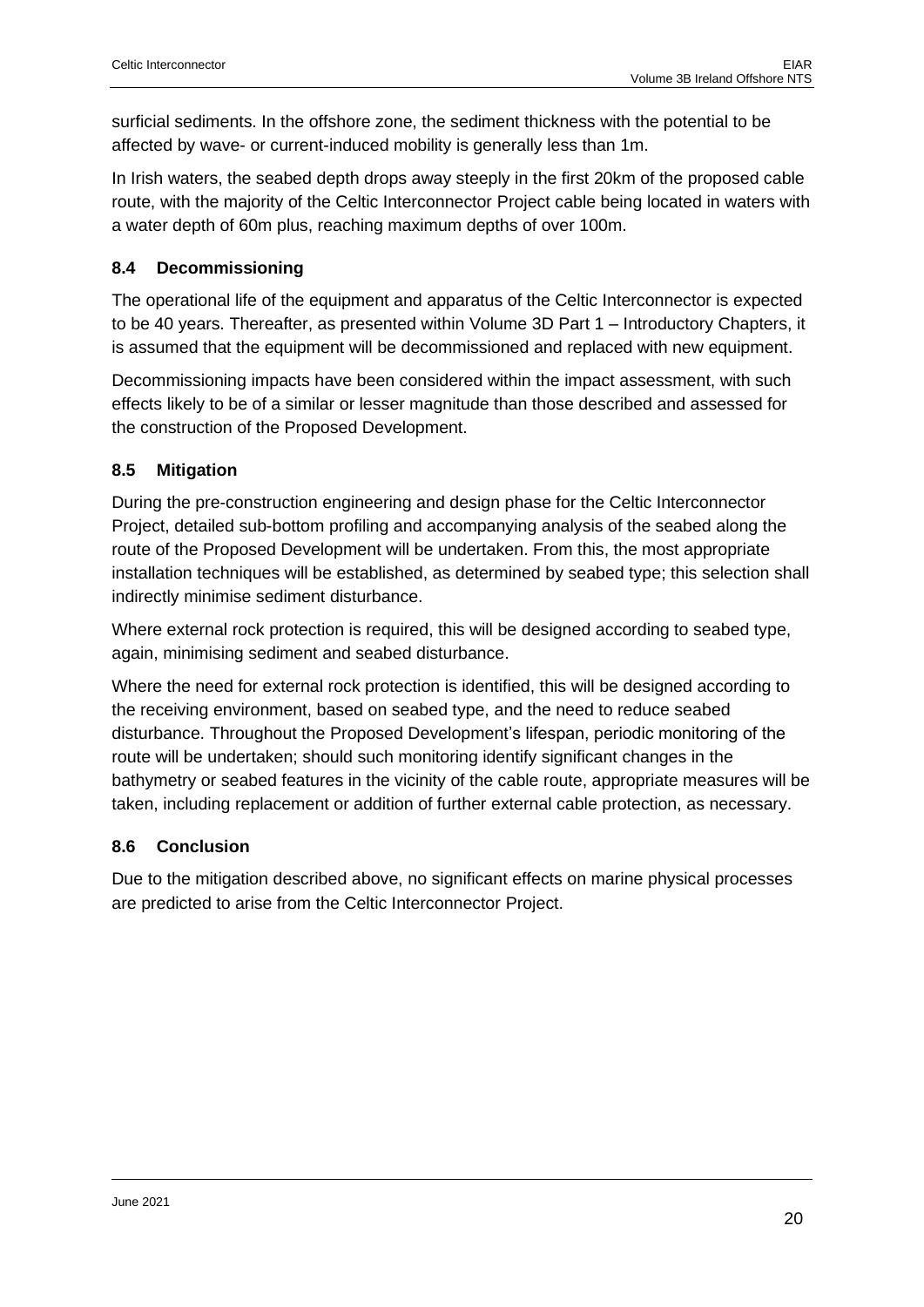surficial sediments. In the offshore zone, the sediment thickness with the potential to be affected by wave- or current-induced mobility is generally less than 1m.

In Irish waters, the seabed depth drops away steeply in the first 20km of the proposed cable route, with the majority of the Celtic Interconnector Project cable being located in waters with a water depth of 60m plus, reaching maximum depths of over 100m.

## 8.4 Decommissioning

The operational life of the equipment and apparatus of the Celtic Interconnector is expected to be 40 years. Thereafter, as presented within Volume 3D Part 1 – Introductory Chapters, it is assumed that the equipment will be decommissioned and replaced with new equipment.

Decommissioning impacts have been considered within the impact assessment, with such effects likely to be of a similar or lesser magnitude than those described and assessed for the construction of the Proposed Development.

## 8.5 Mitigation

During the pre-construction engineering and design phase for the Celtic Interconnector Project, detailed sub-bottom profiling and accompanying analysis of the seabed along the route of the Proposed Development will be undertaken. From this, the most appropriate installation techniques will be established, as determined by seabed type; this selection shall indirectly minimise sediment disturbance.

Where external rock protection is required, this will be designed according to seabed type, again, minimising sediment and seabed disturbance.

Where the need for external rock protection is identified, this will be designed according to the receiving environment, based on seabed type, and the need to reduce seabed disturbance. Throughout the Proposed Development's lifespan, periodic monitoring of the route will be undertaken; should such monitoring identify significant changes in the bathymetry or seabed features in the vicinity of the cable route, appropriate measures will be taken, including replacement or addition of further external cable protection, as necessary.

## 8.6 Conclusion

Due to the mitigation described above, no significant effects on marine physical processes are predicted to arise from the Celtic Interconnector Project.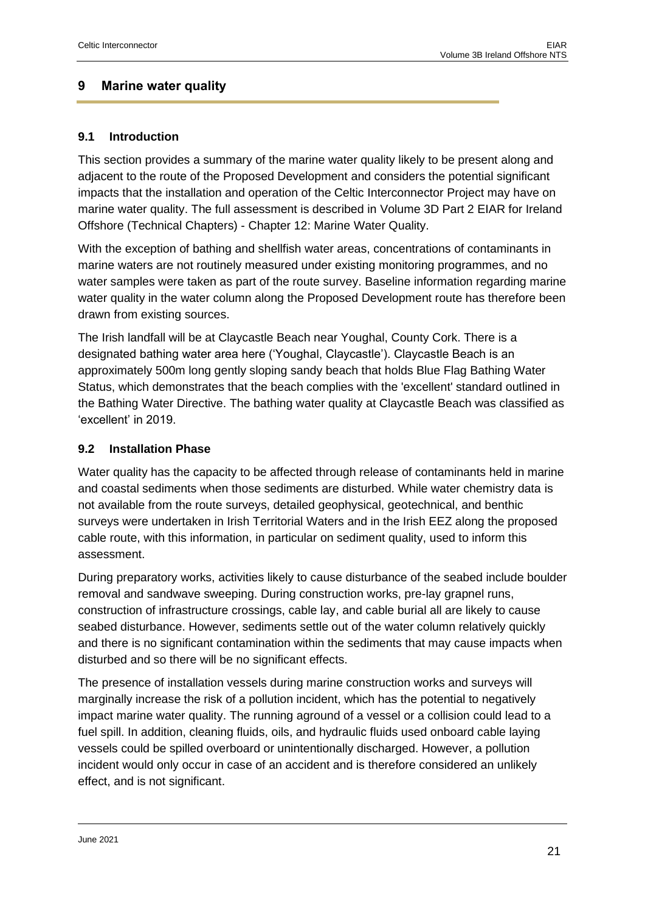## 9 Marine water quality

### 9.1 Introduction

This section provides a summary of the marine water quality likely to be present along and adjacent to the route of the Proposed Development and considers the potential significant impacts that the installation and operation of the Celtic Interconnector Project may have on marine water quality. The full assessment is described in Volume 3D Part 2 EIAR for Ireland Offshore (Technical Chapters) - Chapter 12: Marine Water Quality.

With the exception of bathing and shellfish water areas, concentrations of contaminants in marine waters are not routinely measured under existing monitoring programmes, and no water samples were taken as part of the route survey. Baseline information regarding marine water quality in the water column along the Proposed Development route has therefore been drawn from existing sources.

The Irish landfall will be at Claycastle Beach near Youghal, County Cork. There is a designated bathing water area here ('Youghal, Claycastle'). Claycastle Beach is an approximately 500m long gently sloping sandy beach that holds Blue Flag Bathing Water Status, which demonstrates that the beach complies with the 'excellent' standard outlined in the Bathing Water Directive. The bathing water quality at Claycastle Beach was classified as 'excellent' in 2019.

### 9.2 Installation Phase

Water quality has the capacity to be affected through release of contaminants held in marine and coastal sediments when those sediments are disturbed. While water chemistry data is not available from the route surveys, detailed geophysical, geotechnical, and benthic surveys were undertaken in Irish Territorial Waters and in the Irish EEZ along the proposed cable route, with this information, in particular on sediment quality, used to inform this assessment.

During preparatory works, activities likely to cause disturbance of the seabed include boulder removal and sandwave sweeping. During construction works, pre-lay grapnel runs, construction of infrastructure crossings, cable lay, and cable burial all are likely to cause seabed disturbance. However, sediments settle out of the water column relatively quickly and there is no significant contamination within the sediments that may cause impacts when disturbed and so there will be no significant effects.

The presence of installation vessels during marine construction works and surveys will marginally increase the risk of a pollution incident, which has the potential to negatively impact marine water quality. The running aground of a vessel or a collision could lead to a fuel spill. In addition, cleaning fluids, oils, and hydraulic fluids used onboard cable laying vessels could be spilled overboard or unintentionally discharged. However, a pollution incident would only occur in case of an accident and is therefore considered an unlikely effect, and is not significant.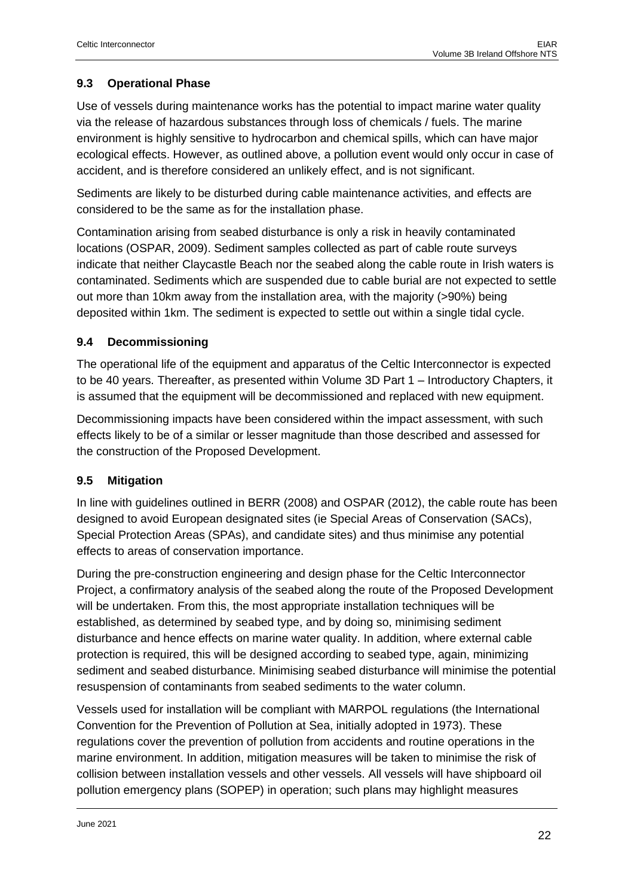### 9.3 Operational Phase

Use of vessels during maintenance works has the potential to impact marine water quality via the release of hazardous substances through loss of chemicals / fuels. The marine environment is highly sensitive to hydrocarbon and chemical spills, which can have major ecological effects. However, as outlined above, a pollution event would only occur in case of accident, and is therefore considered an unlikely effect, and is not significant.

Sediments are likely to be disturbed during cable maintenance activities, and effects are considered to be the same as for the installation phase.

Contamination arising from seabed disturbance is only a risk in heavily contaminated locations (OSPAR, 2009). Sediment samples collected as part of cable route surveys indicate that neither Claycastle Beach nor the seabed along the cable route in Irish waters is contaminated. Sediments which are suspended due to cable burial are not expected to settle out more than 10km away from the installation area, with the majority (>90%) being deposited within 1km. The sediment is expected to settle out within a single tidal cycle.

### 9.4 Decommissioning

The operational life of the equipment and apparatus of the Celtic Interconnector is expected to be 40 years. Thereafter, as presented within Volume 3D Part 1 – Introductory Chapters, it is assumed that the equipment will be decommissioned and replaced with new equipment.

Decommissioning impacts have been considered within the impact assessment, with such effects likely to be of a similar or lesser magnitude than those described and assessed for the construction of the Proposed Development.

### 9.5 Mitigation

In line with guidelines outlined in BERR (2008) and OSPAR (2012), the cable route has been designed to avoid European designated sites (ie Special Areas of Conservation (SACs), Special Protection Areas (SPAs), and candidate sites) and thus minimise any potential effects to areas of conservation importance.

During the pre-construction engineering and design phase for the Celtic Interconnector Project, a confirmatory analysis of the seabed along the route of the Proposed Development will be undertaken. From this, the most appropriate installation techniques will be established, as determined by seabed type, and by doing so, minimising sediment disturbance and hence effects on marine water quality. In addition, where external cable protection is required, this will be designed according to seabed type, again, minimizing sediment and seabed disturbance. Minimising seabed disturbance will minimise the potential resuspension of contaminants from seabed sediments to the water column.

Vessels used for installation will be compliant with MARPOL regulations (the International Convention for the Prevention of Pollution at Sea, initially adopted in 1973). These regulations cover the prevention of pollution from accidents and routine operations in the marine environment. In addition, mitigation measures will be taken to minimise the risk of collision between installation vessels and other vessels. All vessels will have shipboard oil pollution emergency plans (SOPEP) in operation; such plans may highlight measures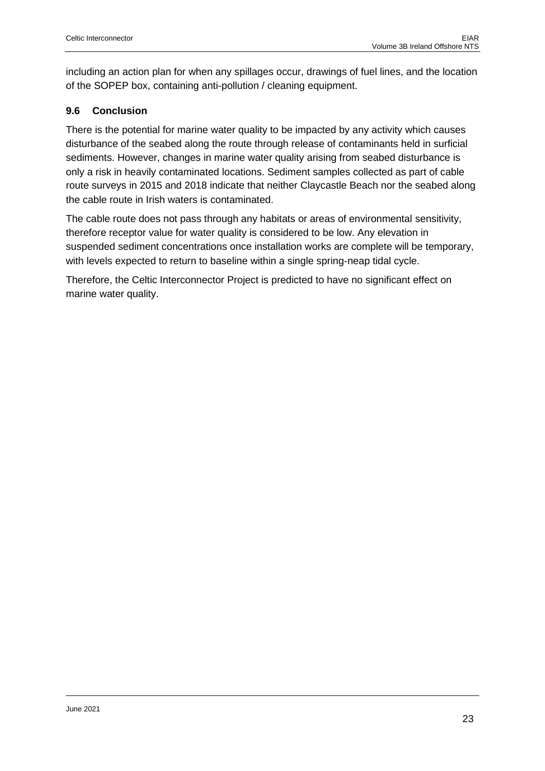including an action plan for when any spillages occur, drawings of fuel lines, and the location of the SOPEP box, containing anti-pollution / cleaning equipment.

### 9.6 Conclusion

There is the potential for marine water quality to be impacted by any activity which causes disturbance of the seabed along the route through release of contaminants held in surficial sediments. However, changes in marine water quality arising from seabed disturbance is only a risk in heavily contaminated locations. Sediment samples collected as part of cable route surveys in 2015 and 2018 indicate that neither Claycastle Beach nor the seabed along the cable route in Irish waters is contaminated.

The cable route does not pass through any habitats or areas of environmental sensitivity, therefore receptor value for water quality is considered to be low. Any elevation in suspended sediment concentrations once installation works are complete will be temporary, with levels expected to return to baseline within a single spring-neap tidal cycle.

Therefore, the Celtic Interconnector Project is predicted to have no significant effect on marine water quality.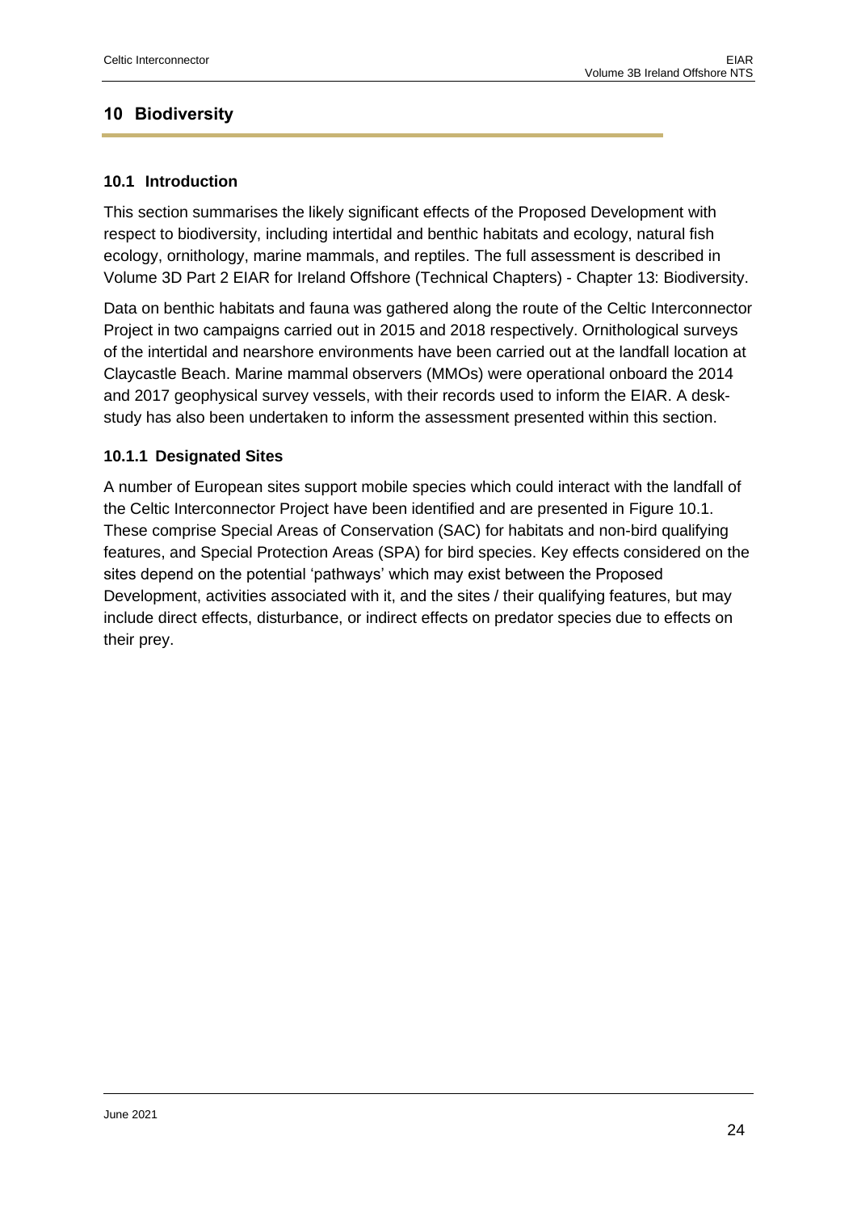# 10 Biodiversity

## 10.1 Introduction

This section summarises the likely significant effects of the Proposed Development with respect to biodiversity, including intertidal and benthic habitats and ecology, natural fish ecology, ornithology, marine mammals, and reptiles. The full assessment is described in Volume 3D Part 2 EIAR for Ireland Offshore (Technical Chapters) - Chapter 13: Biodiversity.

Data on benthic habitats and fauna was gathered along the route of the Celtic Interconnector Project in two campaigns carried out in 2015 and 2018 respectively. Ornithological surveys of the intertidal and nearshore environments have been carried out at the landfall location at Claycastle Beach. Marine mammal observers (MMOs) were operational onboard the 2014 and 2017 geophysical survey vessels, with their records used to inform the EIAR. A desk-study has also been undertaken to inform the assessment presented within this section.

### 10.1.1 Designated Sites

A number of European sites support mobile species which could interact with the landfall of the Celtic Interconnector Project have been identified and are presented in Figure 10.1. These comprise Special Areas of Conservation (SAC) for habitats and non-bird qualifying features, and Special Protection Areas (SPA) for bird species. Key effects considered on the sites depend on the potential 'pathways' which may exist between the Proposed Development, activities associated with it, and the sites / their qualifying features, but may include direct effects, disturbance, or indirect effects on predator species due to effects on their prey.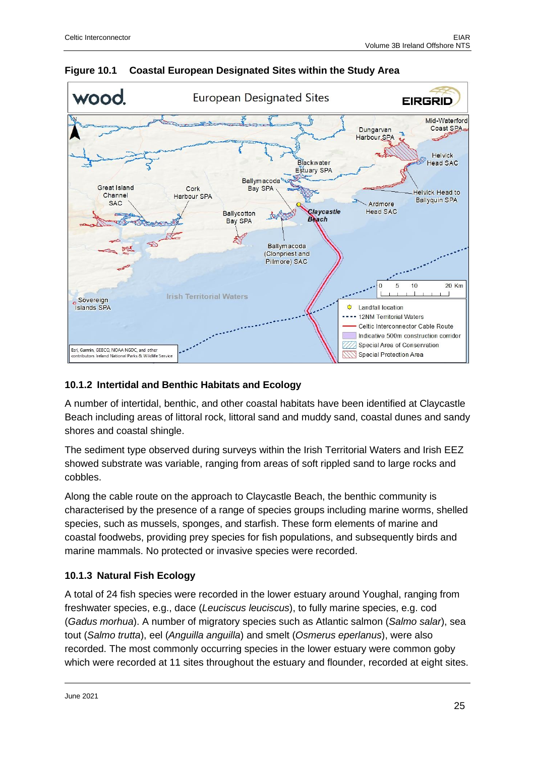**Figure 10.1 Coastal European Designated Sites within the Study Area**

### 10.1.2 Intertidal and Benthic Habitats and Ecology

A number of intertidal, benthic, and other coastal habitats have been identified at Claycastle Beach including areas of littoral rock, littoral sand and muddy sand, coastal dunes and sandy shores and coastal shingle.

The sediment type observed during surveys within the Irish Territorial Waters and Irish EEZ showed substrate was variable, ranging from areas of soft rippled sand to large rocks and cobbles.

Along the cable route on the approach to Claycastle Beach, the benthic community is characterised by the presence of a range of species groups including marine worms, shelled species, such as mussels, sponges, and starfish. These form elements of marine and coastal foodwebs, providing prey species for fish populations, and subsequently birds and marine mammals. No protected or invasive species were recorded.

### 10.1.3 Natural Fish Ecology

A total of 24 fish species were recorded in the lower estuary around Youghal, ranging from freshwater species, e.g., dace (*Leuciscus leuciscus*), to fully marine species, e.g. cod (*Gadus morhua*). A number of migratory species such as Atlantic salmon (*Salmo salar*), sea tout (*Salmo trutta*), eel (*Anguilla anguilla*) and smelt (*Osmerus eperlanus*), were also recorded. The most commonly occurring species in the lower estuary were common goby which were recorded at 11 sites throughout the estuary and flounder, recorded at eight sites.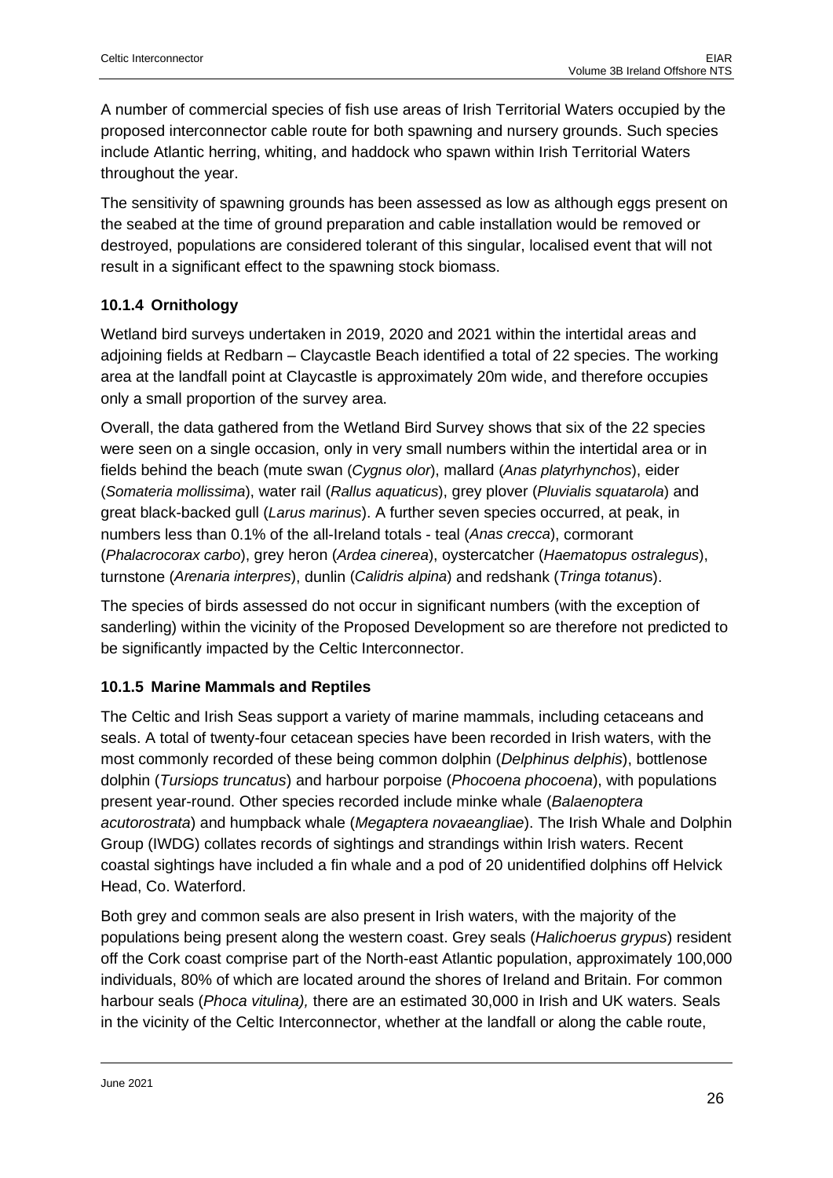A number of commercial species of fish use areas of Irish Territorial Waters occupied by the proposed interconnector cable route for both spawning and nursery grounds. Such species include Atlantic herring, whiting, and haddock who spawn within Irish Territorial Waters throughout the year.

The sensitivity of spawning grounds has been assessed as low as although eggs present on the seabed at the time of ground preparation and cable installation would be removed or destroyed, populations are considered tolerant of this singular, localised event that will not result in a significant effect to the spawning stock biomass.

### 10.1.4 Ornithology

Wetland bird surveys undertaken in 2019, 2020 and 2021 within the intertidal areas and adjoining fields at Redbarn – Claycastle Beach identified a total of 22 species. The working area at the landfall point at Claycastle is approximately 20m wide, and therefore occupies only a small proportion of the survey area.

Overall, the data gathered from the Wetland Bird Survey shows that six of the 22 species were seen on a single occasion, only in very small numbers within the intertidal area or in fields behind the beach (mute swan (*Cygnus olor*), mallard (*Anas platyrhynchos*), eider (*Somateria mollissima*), water rail (*Rallus aquaticus*), grey plover (*Pluvialis squatarola*) and great black-backed gull (*Larus marinus*). A further seven species occurred, at peak, in numbers less than 0.1% of the all-Ireland totals - teal (*Anas crecca*), cormorant (*Phalacrocorax carbo*), grey heron (*Ardea cinerea*), oystercatcher (*Haematopus ostralegus*), turnstone (*Arenaria interpres*), dunlin (*Calidris alpina*) and redshank (*Tringa totanus*).

The species of birds assessed do not occur in significant numbers (with the exception of sanderling) within the vicinity of the Proposed Development so are therefore not predicted to be significantly impacted by the Celtic Interconnector.

### 10.1.5 Marine Mammals and Reptiles

The Celtic and Irish Seas support a variety of marine mammals, including cetaceans and seals. A total of twenty-four cetacean species have been recorded in Irish waters, with the most commonly recorded of these being common dolphin (*Delphinus delphis*), bottlenose dolphin (*Tursiops truncatus*) and harbour porpoise (*Phocoena phocoena*), with populations present year-round. Other species recorded include minke whale (*Balaenoptera acutorostrata*) and humpback whale (*Megaptera novaeangliae*). The Irish Whale and Dolphin Group (IWDG) collates records of sightings and strandings within Irish waters. Recent coastal sightings have included a fin whale and a pod of 20 unidentified dolphins off Helvick Head, Co. Waterford.

Both grey and common seals are also present in Irish waters, with the majority of the populations being present along the western coast. Grey seals (*Halichoerus grypus*) resident off the Cork coast comprise part of the North-east Atlantic population, approximately 100,000 individuals, 80% of which are located around the shores of Ireland and Britain. For common harbour seals (*Phoca vitulina),* there are an estimated 30,000 in Irish and UK waters. Seals in the vicinity of the Celtic Interconnector, whether at the landfall or along the cable route,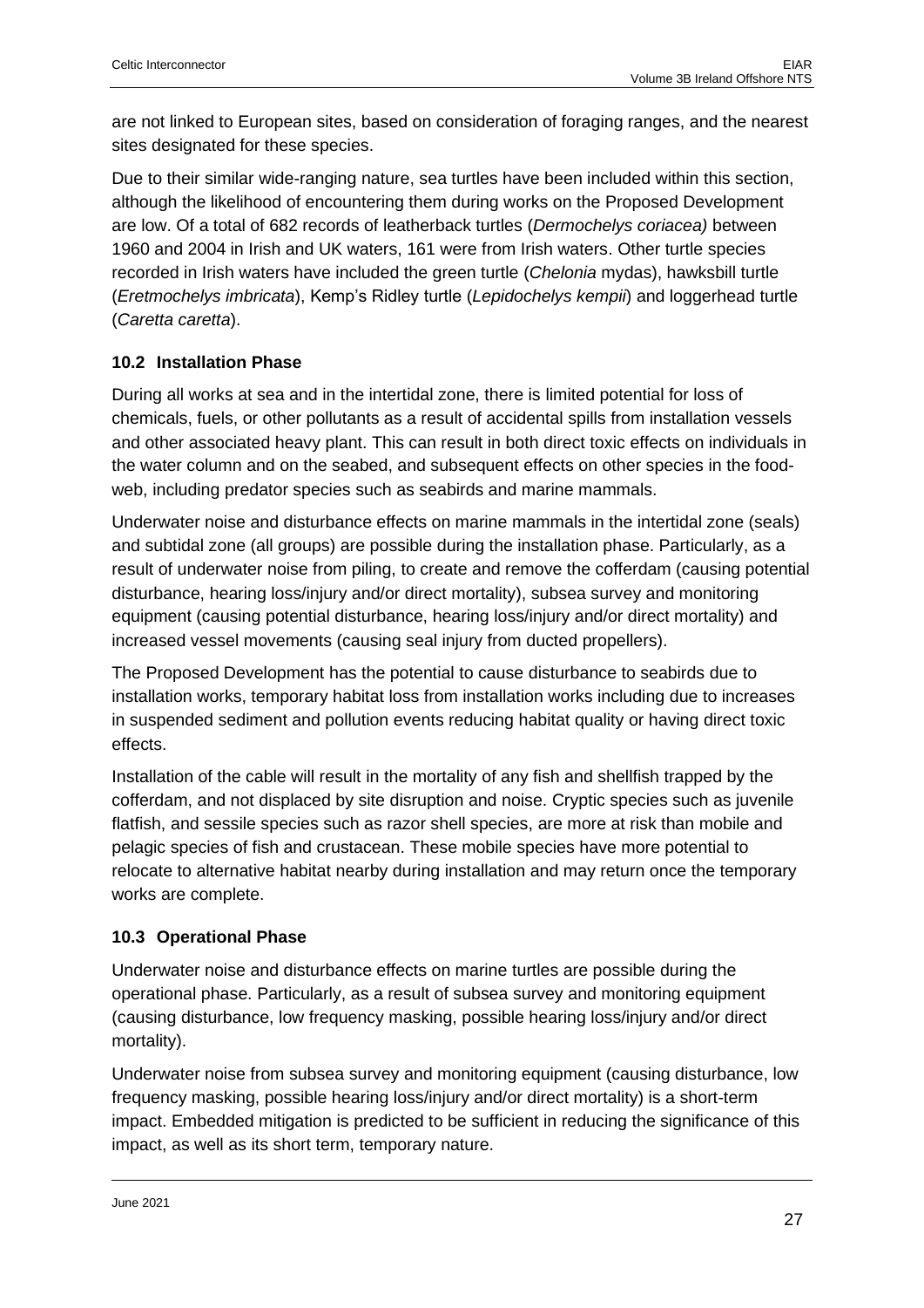are not linked to European sites, based on consideration of foraging ranges, and the nearest sites designated for these species.

Due to their similar wide-ranging nature, sea turtles have been included within this section, although the likelihood of encountering them during works on the Proposed Development are low. Of a total of 682 records of leatherback turtles (*Dermochelys coriacea)* between 1960 and 2004 in Irish and UK waters, 161 were from Irish waters. Other turtle species recorded in Irish waters have included the green turtle (*Chelonia* mydas), hawksbill turtle (*Eretmochelys imbricata*), Kemp's Ridley turtle (*Lepidochelys kempii*) and loggerhead turtle (*Caretta caretta*).

## 10.2 Installation Phase

During all works at sea and in the intertidal zone, there is limited potential for loss of chemicals, fuels, or other pollutants as a result of accidental spills from installation vessels and other associated heavy plant. This can result in both direct toxic effects on individuals in the water column and on the seabed, and subsequent effects on other species in the food-web, including predator species such as seabirds and marine mammals.

Underwater noise and disturbance effects on marine mammals in the intertidal zone (seals) and subtidal zone (all groups) are possible during the installation phase. Particularly, as a result of underwater noise from piling, to create and remove the cofferdam (causing potential disturbance, hearing loss/injury and/or direct mortality), subsea survey and monitoring equipment (causing potential disturbance, hearing loss/injury and/or direct mortality) and increased vessel movements (causing seal injury from ducted propellers).

The Proposed Development has the potential to cause disturbance to seabirds due to installation works, temporary habitat loss from installation works including due to increases in suspended sediment and pollution events reducing habitat quality or having direct toxic effects.

Installation of the cable will result in the mortality of any fish and shellfish trapped by the cofferdam, and not displaced by site disruption and noise. Cryptic species such as juvenile flatfish, and sessile species such as razor shell species, are more at risk than mobile and pelagic species of fish and crustacean. These mobile species have more potential to relocate to alternative habitat nearby during installation and may return once the temporary works are complete.

## 10.3 Operational Phase

Underwater noise and disturbance effects on marine turtles are possible during the operational phase. Particularly, as a result of subsea survey and monitoring equipment (causing disturbance, low frequency masking, possible hearing loss/injury and/or direct mortality).

Underwater noise from subsea survey and monitoring equipment (causing disturbance, low frequency masking, possible hearing loss/injury and/or direct mortality) is a short-term impact. Embedded mitigation is predicted to be sufficient in reducing the significance of this impact, as well as its short term, temporary nature.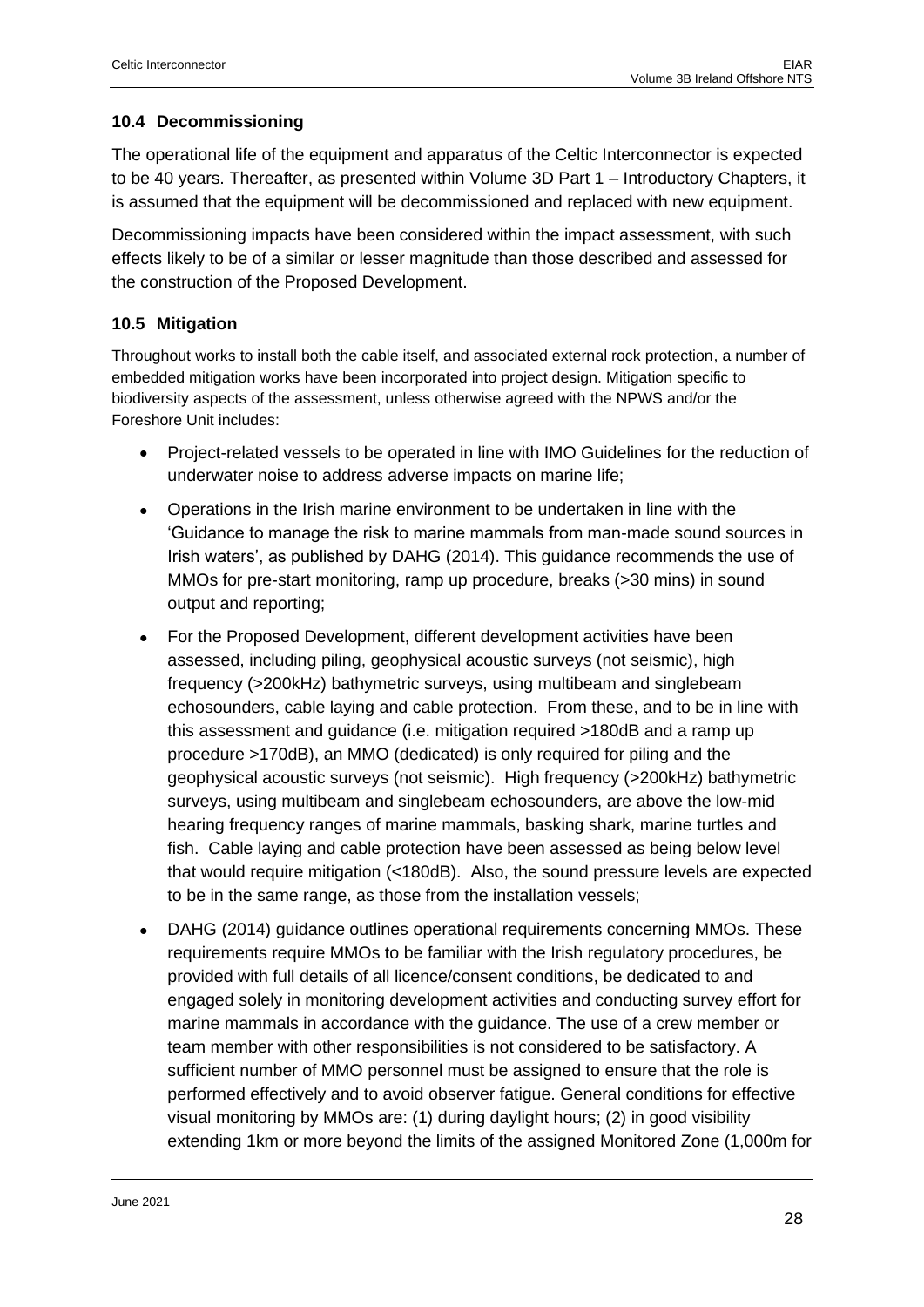## 10.4 Decommissioning

The operational life of the equipment and apparatus of the Celtic Interconnector is expected to be 40 years. Thereafter, as presented within Volume 3D Part 1 – Introductory Chapters, it is assumed that the equipment will be decommissioned and replaced with new equipment.

Decommissioning impacts have been considered within the impact assessment, with such effects likely to be of a similar or lesser magnitude than those described and assessed for the construction of the Proposed Development.

## 10.5 Mitigation

Throughout works to install both the cable itself, and associated external rock protection, a number of embedded mitigation works have been incorporated into project design. Mitigation specific to biodiversity aspects of the assessment, unless otherwise agreed with the NPWS and/or the Foreshore Unit includes:

- Project-related vessels to be operated in line with IMO Guidelines for the reduction of underwater noise to address adverse impacts on marine life;
- Operations in the Irish marine environment to be undertaken in line with the 'Guidance to manage the risk to marine mammals from man-made sound sources in Irish waters', as published by DAHG (2014). This guidance recommends the use of MMOs for pre-start monitoring, ramp up procedure, breaks (>30 mins) in sound output and reporting;
- For the Proposed Development, different development activities have been assessed, including piling, geophysical acoustic surveys (not seismic), high frequency (>200kHz) bathymetric surveys, using multibeam and singlebeam echosounders, cable laying and cable protection. From these, and to be in line with this assessment and guidance (i.e. mitigation required >180dB and a ramp up procedure >170dB), an MMO (dedicated) is only required for piling and the geophysical acoustic surveys (not seismic). High frequency (>200kHz) bathymetric surveys, using multibeam and singlebeam echosounders, are above the low-mid hearing frequency ranges of marine mammals, basking shark, marine turtles and fish. Cable laying and cable protection have been assessed as being below level that would require mitigation (<180dB). Also, the sound pressure levels are expected to be in the same range, as those from the installation vessels;
- DAHG (2014) guidance outlines operational requirements concerning MMOs. These requirements require MMOs to be familiar with the Irish regulatory procedures, be provided with full details of all licence/consent conditions, be dedicated to and engaged solely in monitoring development activities and conducting survey effort for marine mammals in accordance with the guidance. The use of a crew member or team member with other responsibilities is not considered to be satisfactory. A sufficient number of MMO personnel must be assigned to ensure that the role is performed effectively and to avoid observer fatigue. General conditions for effective visual monitoring by MMOs are: (1) during daylight hours; (2) in good visibility extending 1km or more beyond the limits of the assigned Monitored Zone (1,000m for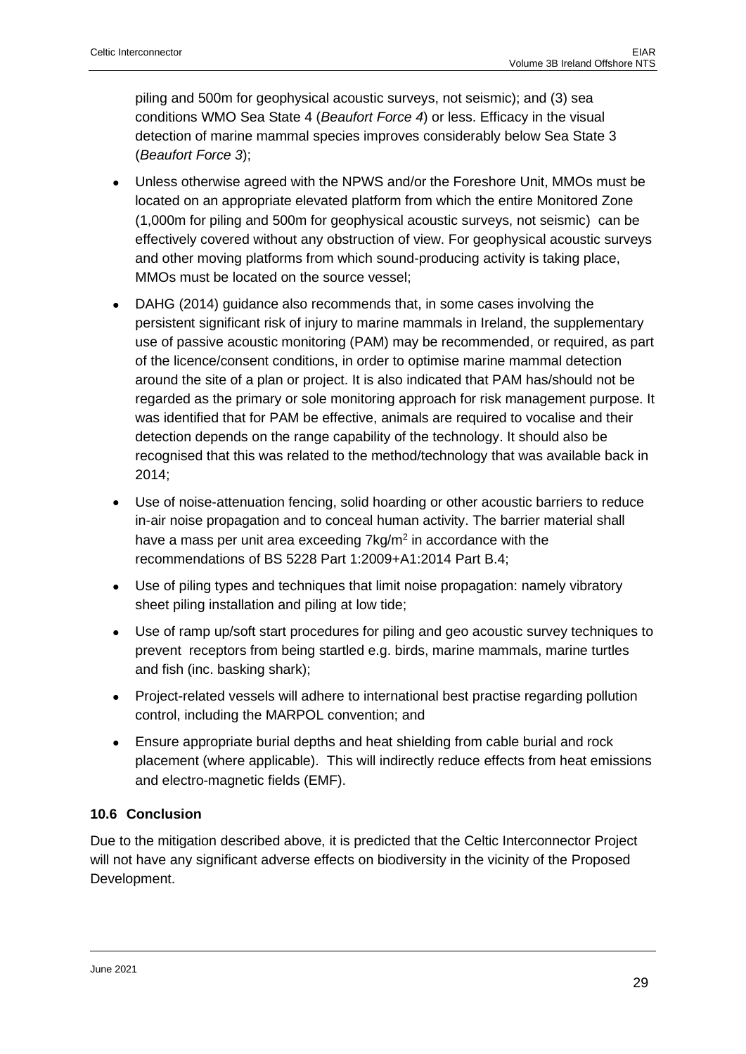piling and 500m for geophysical acoustic surveys, not seismic); and (3) sea conditions WMO Sea State 4 (*Beaufort Force 4*) or less. Efficacy in the visual detection of marine mammal species improves considerably below Sea State 3 (*Beaufort Force 3*);

- Unless otherwise agreed with the NPWS and/or the Foreshore Unit, MMOs must be located on an appropriate elevated platform from which the entire Monitored Zone (1,000m for piling and 500m for geophysical acoustic surveys, not seismic) can be effectively covered without any obstruction of view. For geophysical acoustic surveys and other moving platforms from which sound-producing activity is taking place, MMOs must be located on the source vessel;
- DAHG (2014) guidance also recommends that, in some cases involving the persistent significant risk of injury to marine mammals in Ireland, the supplementary use of passive acoustic monitoring (PAM) may be recommended, or required, as part of the licence/consent conditions, in order to optimise marine mammal detection around the site of a plan or project. It is also indicated that PAM has/should not be regarded as the primary or sole monitoring approach for risk management purpose. It was identified that for PAM be effective, animals are required to vocalise and their detection depends on the range capability of the technology. It should also be recognised that this was related to the method/technology that was available back in 2014;
- Use of noise-attenuation fencing, solid hoarding or other acoustic barriers to reduce in-air noise propagation and to conceal human activity. The barrier material shall have a mass per unit area exceeding $7kg/m^2$ in accordance with the recommendations of BS 5228 Part 1:2009+A1:2014 Part B.4;
- Use of piling types and techniques that limit noise propagation: namely vibratory sheet piling installation and piling at low tide;
- Use of ramp up/soft start procedures for piling and geo acoustic survey techniques to prevent receptors from being startled e.g. birds, marine mammals, marine turtles and fish (inc. basking shark);
- Project-related vessels will adhere to international best practise regarding pollution control, including the MARPOL convention; and
- Ensure appropriate burial depths and heat shielding from cable burial and rock placement (where applicable). This will indirectly reduce effects from heat emissions and electro-magnetic fields (EMF).

### 10.6 Conclusion

Due to the mitigation described above, it is predicted that the Celtic Interconnector Project will not have any significant adverse effects on biodiversity in the vicinity of the Proposed Development.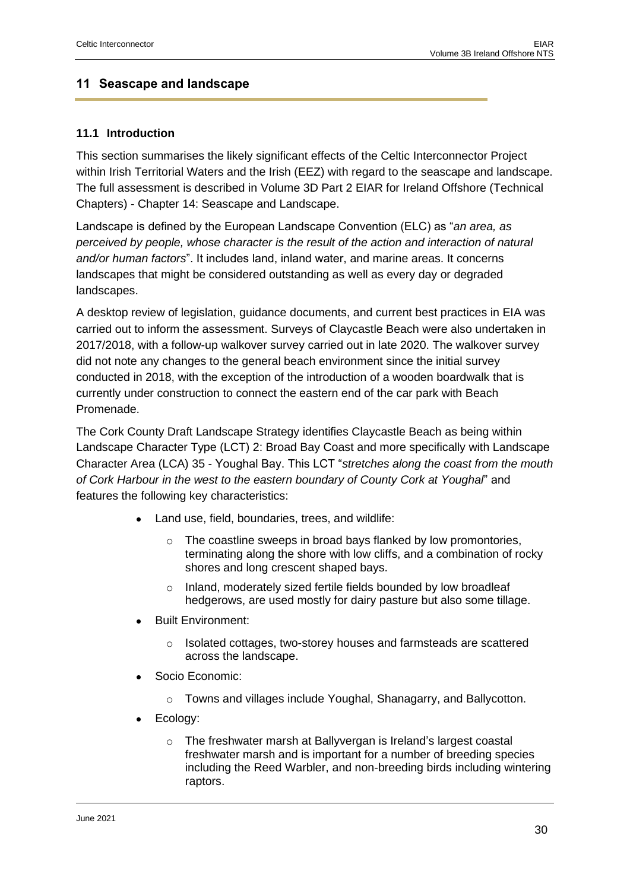## 11 Seascape and landscape

### 11.1 Introduction

This section summarises the likely significant effects of the Celtic Interconnector Project within Irish Territorial Waters and the Irish (EEZ) with regard to the seascape and landscape. The full assessment is described in Volume 3D Part 2 EIAR for Ireland Offshore (Technical Chapters) - Chapter 14: Seascape and Landscape.

Landscape is defined by the European Landscape Convention (ELC) as "*an area, as perceived by people, whose character is the result of the action and interaction of natural and/or human factors*". It includes land, inland water, and marine areas. It concerns landscapes that might be considered outstanding as well as every day or degraded landscapes.

A desktop review of legislation, guidance documents, and current best practices in EIA was carried out to inform the assessment. Surveys of Claycastle Beach were also undertaken in 2017/2018, with a follow-up walkover survey carried out in late 2020. The walkover survey did not note any changes to the general beach environment since the initial survey conducted in 2018, with the exception of the introduction of a wooden boardwalk that is currently under construction to connect the eastern end of the car park with Beach Promenade.

The Cork County Draft Landscape Strategy identifies Claycastle Beach as being within Landscape Character Type (LCT) 2: Broad Bay Coast and more specifically with Landscape Character Area (LCA) 35 - Youghal Bay. This LCT "*stretches along the coast from the mouth of Cork Harbour in the west to the eastern boundary of County Cork at Youghal*" and features the following key characteristics:

- Land use, field, boundaries, trees, and wildlife:
  - The coastline sweeps in broad bays flanked by low promontories, terminating along the shore with low cliffs, and a combination of rocky shores and long crescent shaped bays.
  - Inland, moderately sized fertile fields bounded by low broadleaf hedgerows, are used mostly for dairy pasture but also some tillage.
- Built Environment:
  - Isolated cottages, two-storey houses and farmsteads are scattered across the landscape.
- Socio Economic:
  - Towns and villages include Youghal, Shanagarry, and Ballycotton.
- Ecology:
  - The freshwater marsh at Ballyvergan is Ireland's largest coastal freshwater marsh and is important for a number of breeding species including the Reed Warbler, and non-breeding birds including wintering raptors.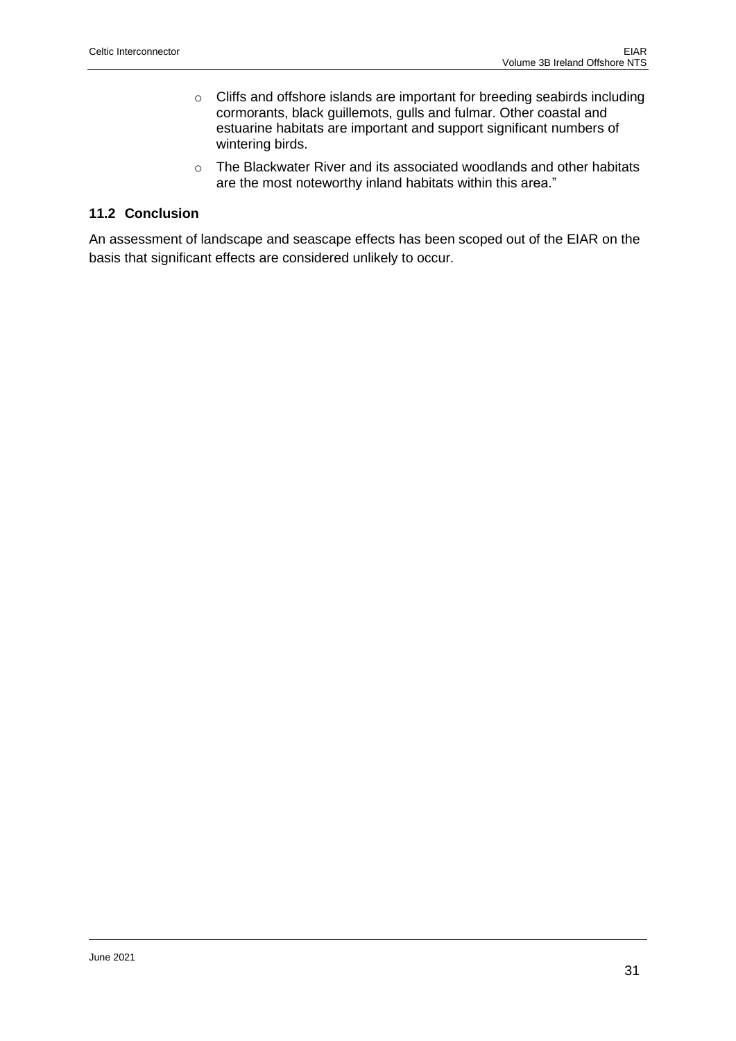- Cliffs and offshore islands are important for breeding seabirds including cormorants, black guillemots, gulls and fulmar. Other coastal and estuarine habitats are important and support significant numbers of wintering birds.
- The Blackwater River and its associated woodlands and other habitats are the most noteworthy inland habitats within this area."

## 11.2 Conclusion

An assessment of landscape and seascape effects has been scoped out of the EIAR on the basis that significant effects are considered unlikely to occur.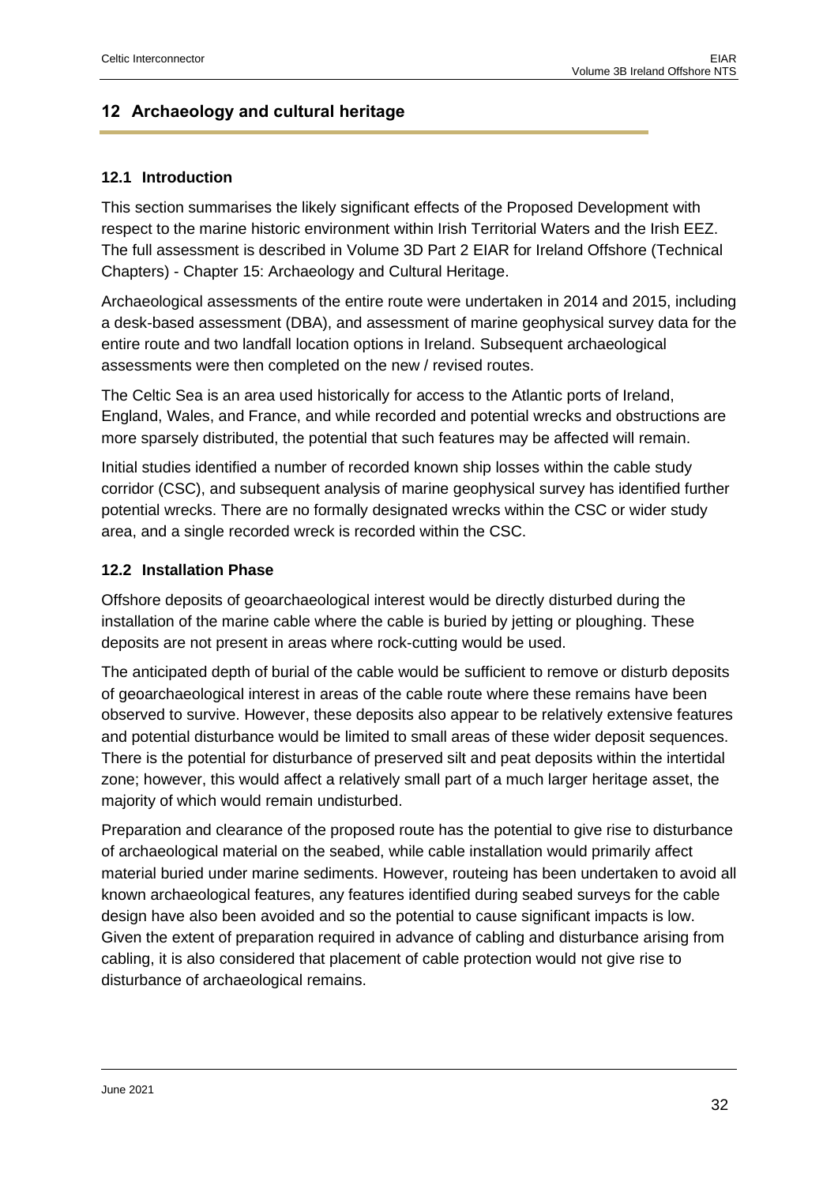## 12 Archaeology and cultural heritage

### 12.1 Introduction

This section summarises the likely significant effects of the Proposed Development with respect to the marine historic environment within Irish Territorial Waters and the Irish EEZ. The full assessment is described in Volume 3D Part 2 EIAR for Ireland Offshore (Technical Chapters) - Chapter 15: Archaeology and Cultural Heritage.

Archaeological assessments of the entire route were undertaken in 2014 and 2015, including a desk-based assessment (DBA), and assessment of marine geophysical survey data for the entire route and two landfall location options in Ireland. Subsequent archaeological assessments were then completed on the new / revised routes.

The Celtic Sea is an area used historically for access to the Atlantic ports of Ireland, England, Wales, and France, and while recorded and potential wrecks and obstructions are more sparsely distributed, the potential that such features may be affected will remain.

Initial studies identified a number of recorded known ship losses within the cable study corridor (CSC), and subsequent analysis of marine geophysical survey has identified further potential wrecks. There are no formally designated wrecks within the CSC or wider study area, and a single recorded wreck is recorded within the CSC.

### 12.2 Installation Phase

Offshore deposits of geoarchaeological interest would be directly disturbed during the installation of the marine cable where the cable is buried by jetting or ploughing. These deposits are not present in areas where rock-cutting would be used.

The anticipated depth of burial of the cable would be sufficient to remove or disturb deposits of geoarchaeological interest in areas of the cable route where these remains have been observed to survive. However, these deposits also appear to be relatively extensive features and potential disturbance would be limited to small areas of these wider deposit sequences. There is the potential for disturbance of preserved silt and peat deposits within the intertidal zone; however, this would affect a relatively small part of a much larger heritage asset, the majority of which would remain undisturbed.

Preparation and clearance of the proposed route has the potential to give rise to disturbance of archaeological material on the seabed, while cable installation would primarily affect material buried under marine sediments. However, routeing has been undertaken to avoid all known archaeological features, any features identified during seabed surveys for the cable design have also been avoided and so the potential to cause significant impacts is low. Given the extent of preparation required in advance of cabling and disturbance arising from cabling, it is also considered that placement of cable protection would not give rise to disturbance of archaeological remains.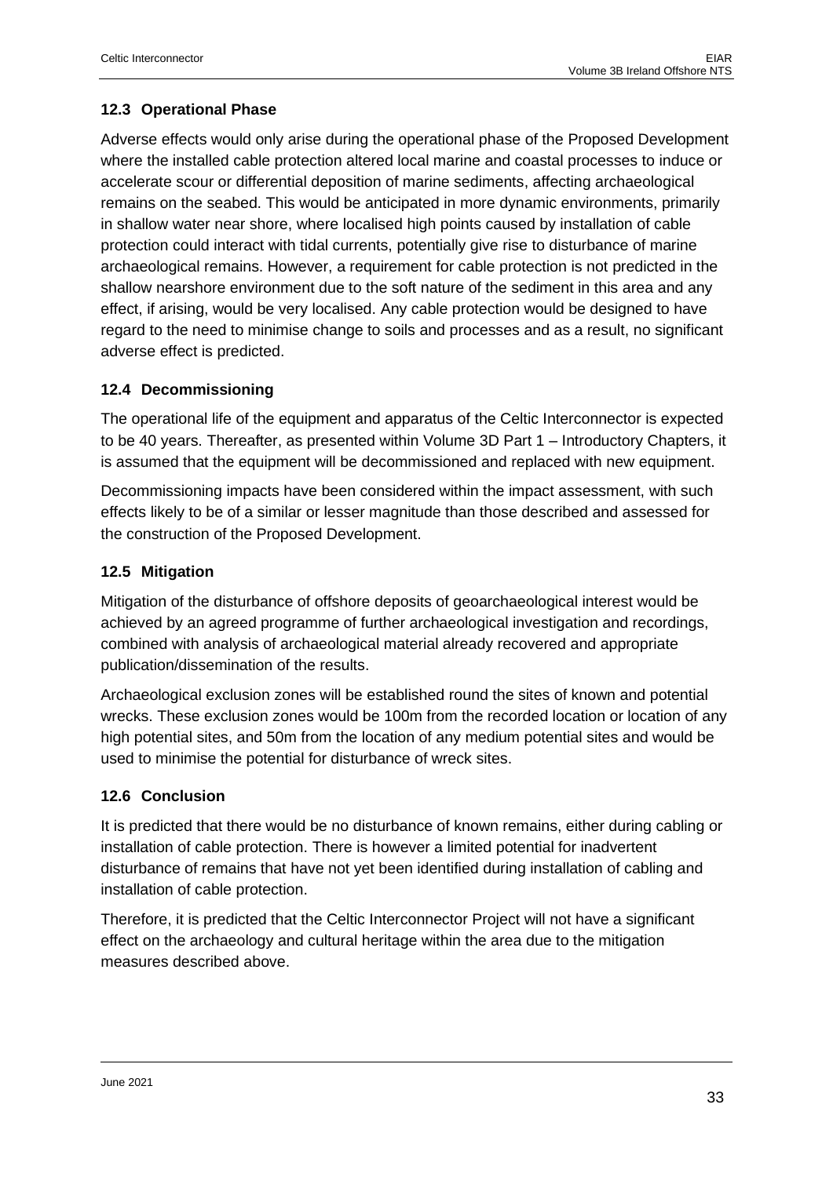## 12.3 Operational Phase

Adverse effects would only arise during the operational phase of the Proposed Development where the installed cable protection altered local marine and coastal processes to induce or accelerate scour or differential deposition of marine sediments, affecting archaeological remains on the seabed. This would be anticipated in more dynamic environments, primarily in shallow water near shore, where localised high points caused by installation of cable protection could interact with tidal currents, potentially give rise to disturbance of marine archaeological remains. However, a requirement for cable protection is not predicted in the shallow nearshore environment due to the soft nature of the sediment in this area and any effect, if arising, would be very localised. Any cable protection would be designed to have regard to the need to minimise change to soils and processes and as a result, no significant adverse effect is predicted.

## 12.4 Decommissioning

The operational life of the equipment and apparatus of the Celtic Interconnector is expected to be 40 years. Thereafter, as presented within Volume 3D Part 1 – Introductory Chapters, it is assumed that the equipment will be decommissioned and replaced with new equipment.

Decommissioning impacts have been considered within the impact assessment, with such effects likely to be of a similar or lesser magnitude than those described and assessed for the construction of the Proposed Development.

## 12.5 Mitigation

Mitigation of the disturbance of offshore deposits of geoarchaeological interest would be achieved by an agreed programme of further archaeological investigation and recordings, combined with analysis of archaeological material already recovered and appropriate publication/dissemination of the results.

Archaeological exclusion zones will be established round the sites of known and potential wrecks. These exclusion zones would be 100m from the recorded location or location of any high potential sites, and 50m from the location of any medium potential sites and would be used to minimise the potential for disturbance of wreck sites.

## 12.6 Conclusion

It is predicted that there would be no disturbance of known remains, either during cabling or installation of cable protection. There is however a limited potential for inadvertent disturbance of remains that have not yet been identified during installation of cabling and installation of cable protection.

Therefore, it is predicted that the Celtic Interconnector Project will not have a significant effect on the archaeology and cultural heritage within the area due to the mitigation measures described above.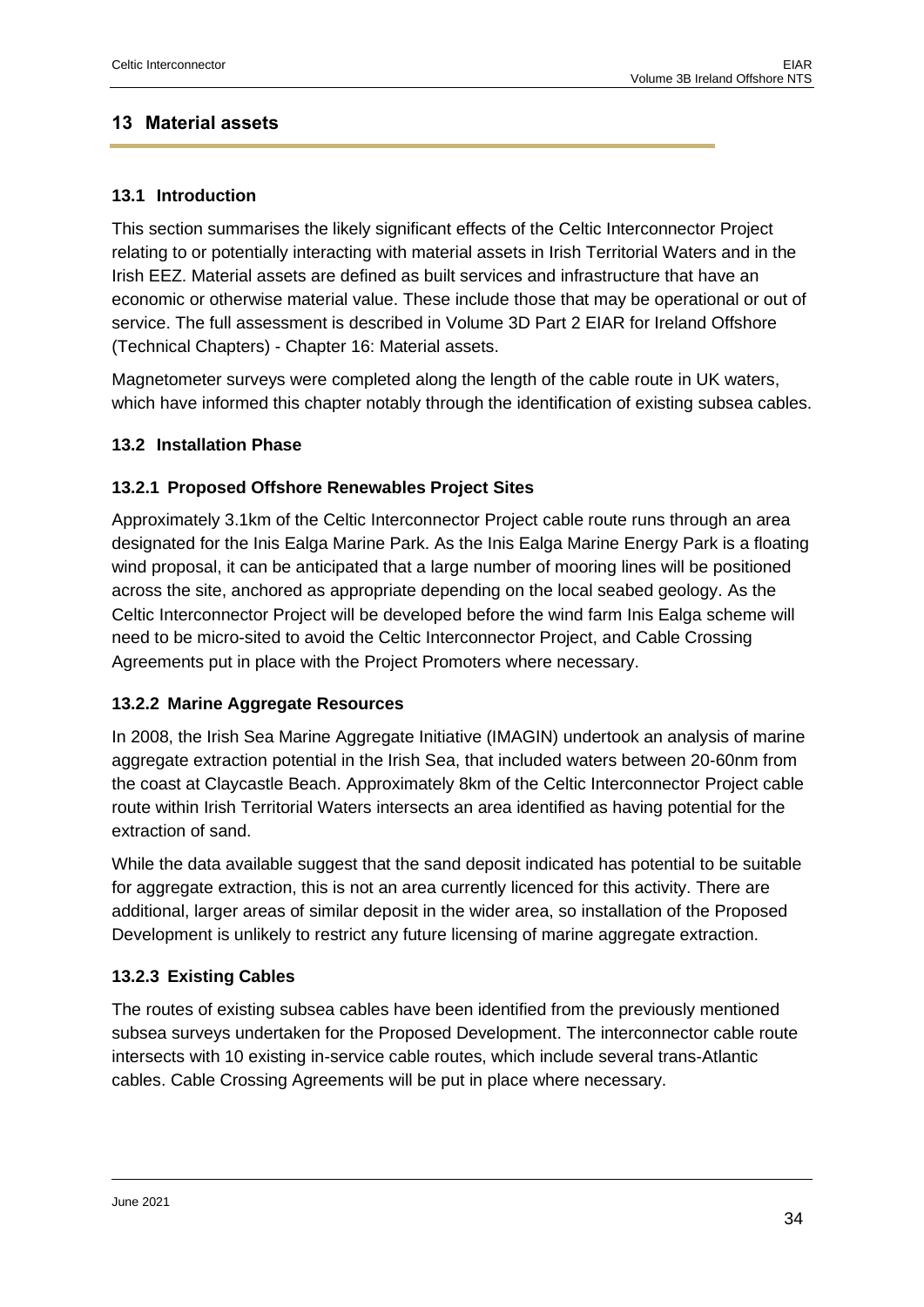## 13 Material assets

### 13.1 Introduction

This section summarises the likely significant effects of the Celtic Interconnector Project relating to or potentially interacting with material assets in Irish Territorial Waters and in the Irish EEZ. Material assets are defined as built services and infrastructure that have an economic or otherwise material value. These include those that may be operational or out of service. The full assessment is described in Volume 3D Part 2 EIAR for Ireland Offshore (Technical Chapters) - Chapter 16: Material assets.

Magnetometer surveys were completed along the length of the cable route in UK waters, which have informed this chapter notably through the identification of existing subsea cables.

### 13.2 Installation Phase

#### 13.2.1 Proposed Offshore Renewables Project Sites

Approximately 3.1km of the Celtic Interconnector Project cable route runs through an area designated for the Inis Ealga Marine Park. As the Inis Ealga Marine Energy Park is a floating wind proposal, it can be anticipated that a large number of mooring lines will be positioned across the site, anchored as appropriate depending on the local seabed geology. As the Celtic Interconnector Project will be developed before the wind farm Inis Ealga scheme will need to be micro-sited to avoid the Celtic Interconnector Project, and Cable Crossing Agreements put in place with the Project Promoters where necessary.

#### 13.2.2 Marine Aggregate Resources

In 2008, the Irish Sea Marine Aggregate Initiative (IMAGIN) undertook an analysis of marine aggregate extraction potential in the Irish Sea, that included waters between 20-60nm from the coast at Claycastle Beach. Approximately 8km of the Celtic Interconnector Project cable route within Irish Territorial Waters intersects an area identified as having potential for the extraction of sand.

While the data available suggest that the sand deposit indicated has potential to be suitable for aggregate extraction, this is not an area currently licenced for this activity. There are additional, larger areas of similar deposit in the wider area, so installation of the Proposed Development is unlikely to restrict any future licensing of marine aggregate extraction.

#### 13.2.3 Existing Cables

The routes of existing subsea cables have been identified from the previously mentioned subsea surveys undertaken for the Proposed Development. The interconnector cable route intersects with 10 existing in-service cable routes, which include several trans-Atlantic cables. Cable Crossing Agreements will be put in place where necessary.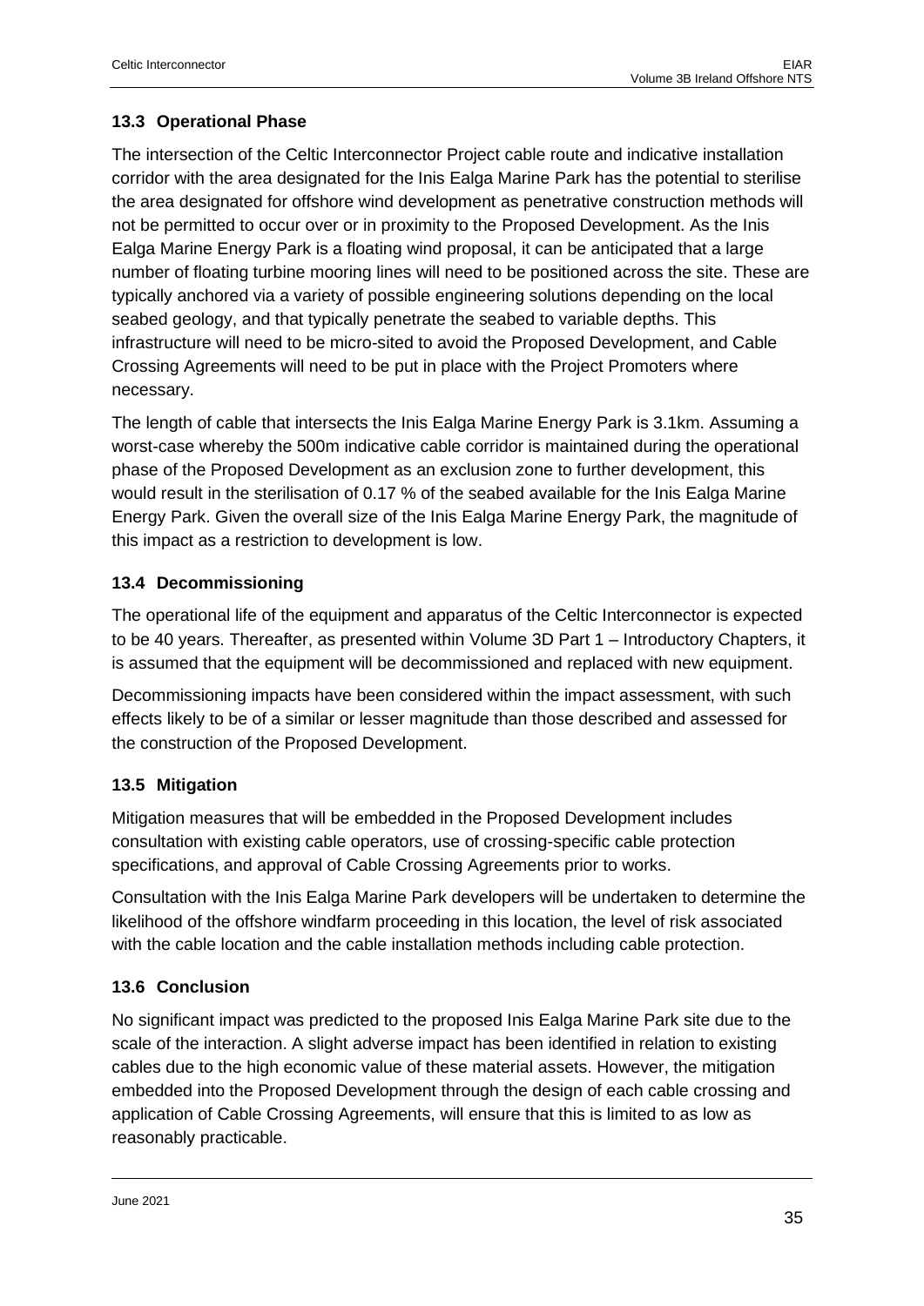### 13.3 Operational Phase

The intersection of the Celtic Interconnector Project cable route and indicative installation corridor with the area designated for the Inis Ealga Marine Park has the potential to sterilise the area designated for offshore wind development as penetrative construction methods will not be permitted to occur over or in proximity to the Proposed Development. As the Inis Ealga Marine Energy Park is a floating wind proposal, it can be anticipated that a large number of floating turbine mooring lines will need to be positioned across the site. These are typically anchored via a variety of possible engineering solutions depending on the local seabed geology, and that typically penetrate the seabed to variable depths. This infrastructure will need to be micro-sited to avoid the Proposed Development, and Cable Crossing Agreements will need to be put in place with the Project Promoters where necessary.

The length of cable that intersects the Inis Ealga Marine Energy Park is 3.1km. Assuming a worst-case whereby the 500m indicative cable corridor is maintained during the operational phase of the Proposed Development as an exclusion zone to further development, this would result in the sterilisation of 0.17 % of the seabed available for the Inis Ealga Marine Energy Park. Given the overall size of the Inis Ealga Marine Energy Park, the magnitude of this impact as a restriction to development is low.

### 13.4 Decommissioning

The operational life of the equipment and apparatus of the Celtic Interconnector is expected to be 40 years. Thereafter, as presented within Volume 3D Part 1 – Introductory Chapters, it is assumed that the equipment will be decommissioned and replaced with new equipment.

Decommissioning impacts have been considered within the impact assessment, with such effects likely to be of a similar or lesser magnitude than those described and assessed for the construction of the Proposed Development.

### 13.5 Mitigation

Mitigation measures that will be embedded in the Proposed Development includes consultation with existing cable operators, use of crossing-specific cable protection specifications, and approval of Cable Crossing Agreements prior to works.

Consultation with the Inis Ealga Marine Park developers will be undertaken to determine the likelihood of the offshore windfarm proceeding in this location, the level of risk associated with the cable location and the cable installation methods including cable protection.

### 13.6 Conclusion

No significant impact was predicted to the proposed Inis Ealga Marine Park site due to the scale of the interaction. A slight adverse impact has been identified in relation to existing cables due to the high economic value of these material assets. However, the mitigation embedded into the Proposed Development through the design of each cable crossing and application of Cable Crossing Agreements, will ensure that this is limited to as low as reasonably practicable.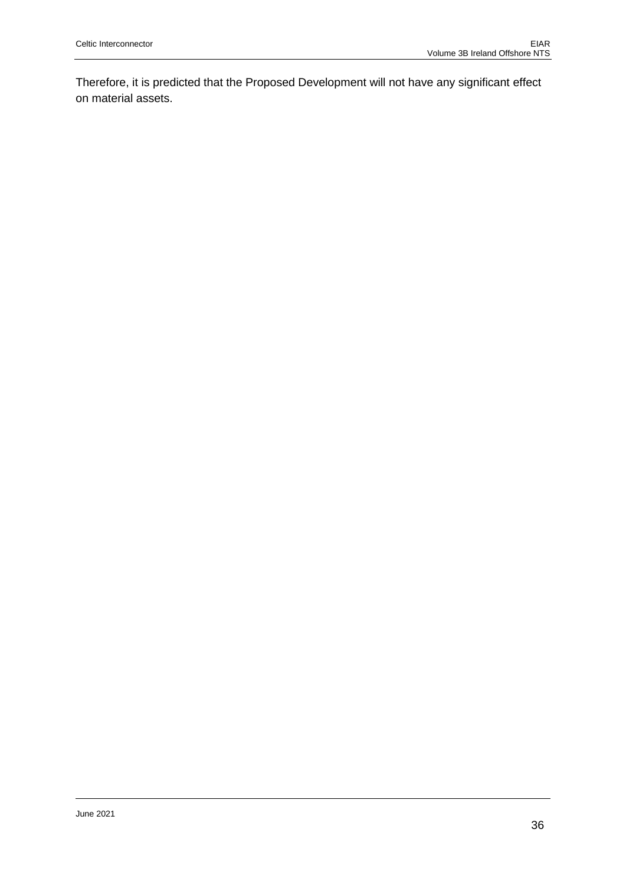Therefore, it is predicted that the Proposed Development will not have any significant effect on material assets.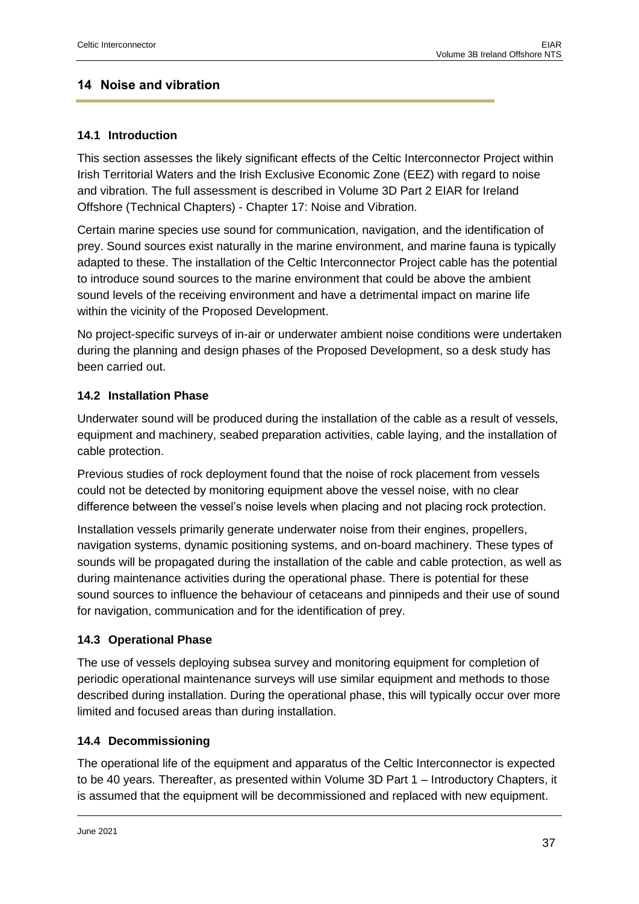# 14 Noise and vibration

## 14.1 Introduction

This section assesses the likely significant effects of the Celtic Interconnector Project within Irish Territorial Waters and the Irish Exclusive Economic Zone (EEZ) with regard to noise and vibration. The full assessment is described in Volume 3D Part 2 EIAR for Ireland Offshore (Technical Chapters) - Chapter 17: Noise and Vibration.

Certain marine species use sound for communication, navigation, and the identification of prey. Sound sources exist naturally in the marine environment, and marine fauna is typically adapted to these. The installation of the Celtic Interconnector Project cable has the potential to introduce sound sources to the marine environment that could be above the ambient sound levels of the receiving environment and have a detrimental impact on marine life within the vicinity of the Proposed Development.

No project-specific surveys of in-air or underwater ambient noise conditions were undertaken during the planning and design phases of the Proposed Development, so a desk study has been carried out.

## 14.2 Installation Phase

Underwater sound will be produced during the installation of the cable as a result of vessels, equipment and machinery, seabed preparation activities, cable laying, and the installation of cable protection.

Previous studies of rock deployment found that the noise of rock placement from vessels could not be detected by monitoring equipment above the vessel noise, with no clear difference between the vessel's noise levels when placing and not placing rock protection.

Installation vessels primarily generate underwater noise from their engines, propellers, navigation systems, dynamic positioning systems, and on-board machinery. These types of sounds will be propagated during the installation of the cable and cable protection, as well as during maintenance activities during the operational phase. There is potential for these sound sources to influence the behaviour of cetaceans and pinnipeds and their use of sound for navigation, communication and for the identification of prey.

## 14.3 Operational Phase

The use of vessels deploying subsea survey and monitoring equipment for completion of periodic operational maintenance surveys will use similar equipment and methods to those described during installation. During the operational phase, this will typically occur over more limited and focused areas than during installation.

## 14.4 Decommissioning

The operational life of the equipment and apparatus of the Celtic Interconnector is expected to be 40 years. Thereafter, as presented within Volume 3D Part 1 – Introductory Chapters, it is assumed that the equipment will be decommissioned and replaced with new equipment.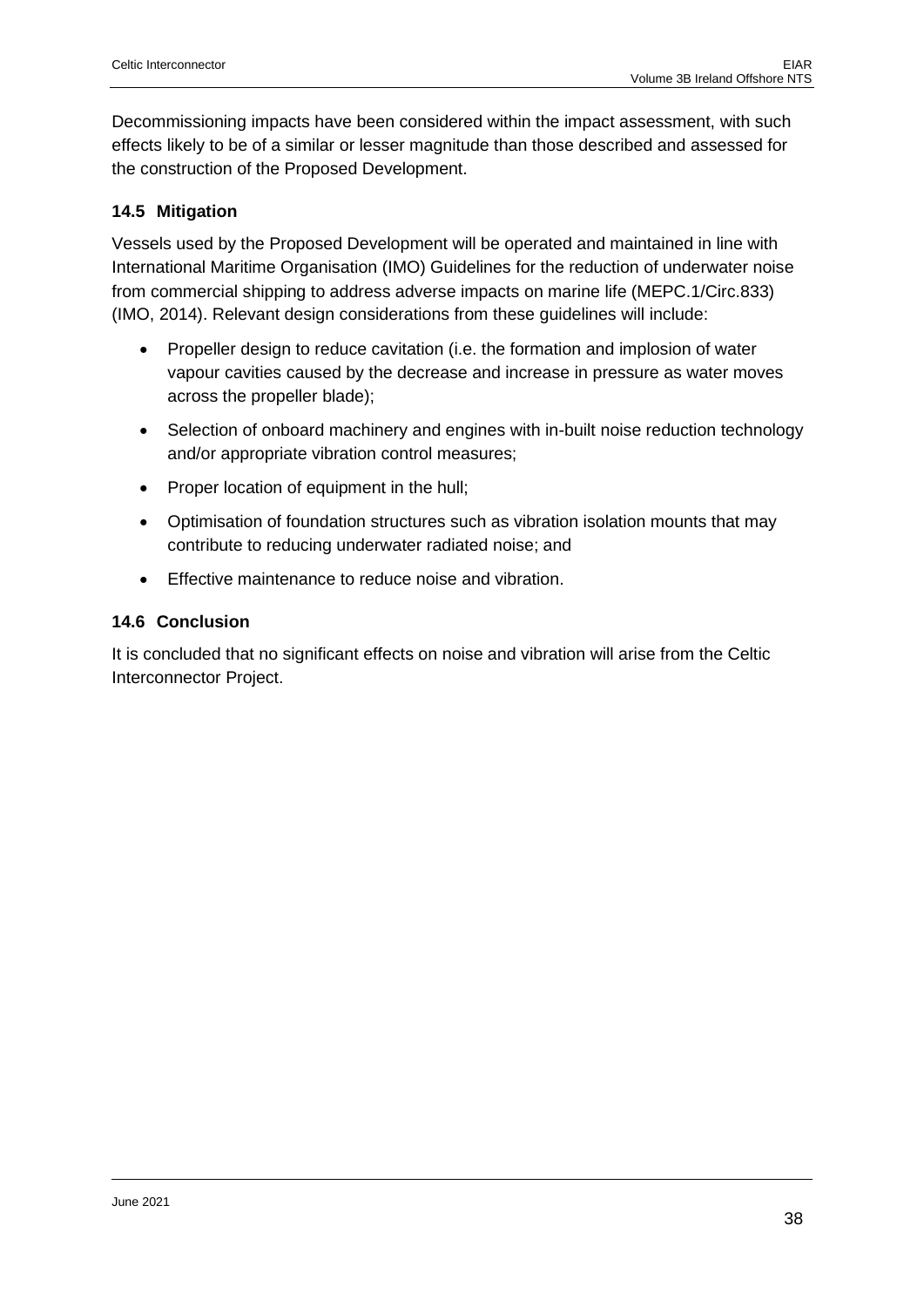Decommissioning impacts have been considered within the impact assessment, with such effects likely to be of a similar or lesser magnitude than those described and assessed for the construction of the Proposed Development.

### 14.5 Mitigation

Vessels used by the Proposed Development will be operated and maintained in line with International Maritime Organisation (IMO) Guidelines for the reduction of underwater noise from commercial shipping to address adverse impacts on marine life (MEPC.1/Circ.833) (IMO, 2014). Relevant design considerations from these guidelines will include:

- Propeller design to reduce cavitation (i.e. the formation and implosion of water vapour cavities caused by the decrease and increase in pressure as water moves across the propeller blade);
- Selection of onboard machinery and engines with in-built noise reduction technology and/or appropriate vibration control measures;
- Proper location of equipment in the hull;
- Optimisation of foundation structures such as vibration isolation mounts that may contribute to reducing underwater radiated noise; and
- Effective maintenance to reduce noise and vibration.

### 14.6 Conclusion

It is concluded that no significant effects on noise and vibration will arise from the Celtic Interconnector Project.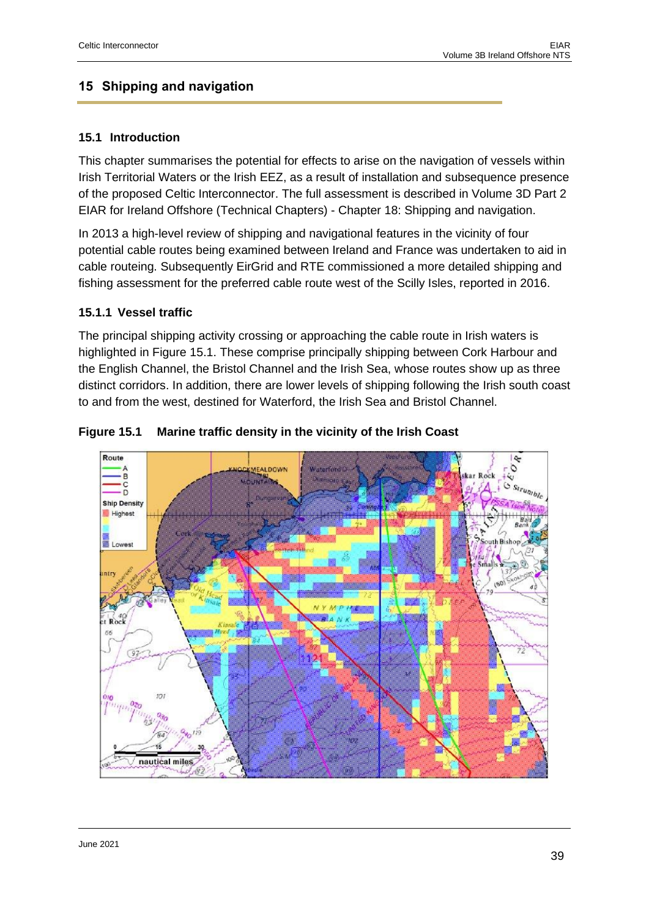## 15 Shipping and navigation

### 15.1 Introduction

This chapter summarises the potential for effects to arise on the navigation of vessels within Irish Territorial Waters or the Irish EEZ, as a result of installation and subsequence presence of the proposed Celtic Interconnector. The full assessment is described in Volume 3D Part 2 EIAR for Ireland Offshore (Technical Chapters) - Chapter 18: Shipping and navigation.

In 2013 a high-level review of shipping and navigational features in the vicinity of four potential cable routes being examined between Ireland and France was undertaken to aid in cable routeing. Subsequently EirGrid and RTE commissioned a more detailed shipping and fishing assessment for the preferred cable route west of the Scilly Isles, reported in 2016.

#### 15.1.1 Vessel traffic

The principal shipping activity crossing or approaching the cable route in Irish waters is highlighted in Figure 15.1. These comprise principally shipping between Cork Harbour and the English Channel, the Bristol Channel and the Irish Sea, whose routes show up as three distinct corridors. In addition, there are lower levels of shipping following the Irish south coast to and from the west, destined for Waterford, the Irish Sea and Bristol Channel.

**Figure 15.1 Marine traffic density in the vicinity of the Irish Coast**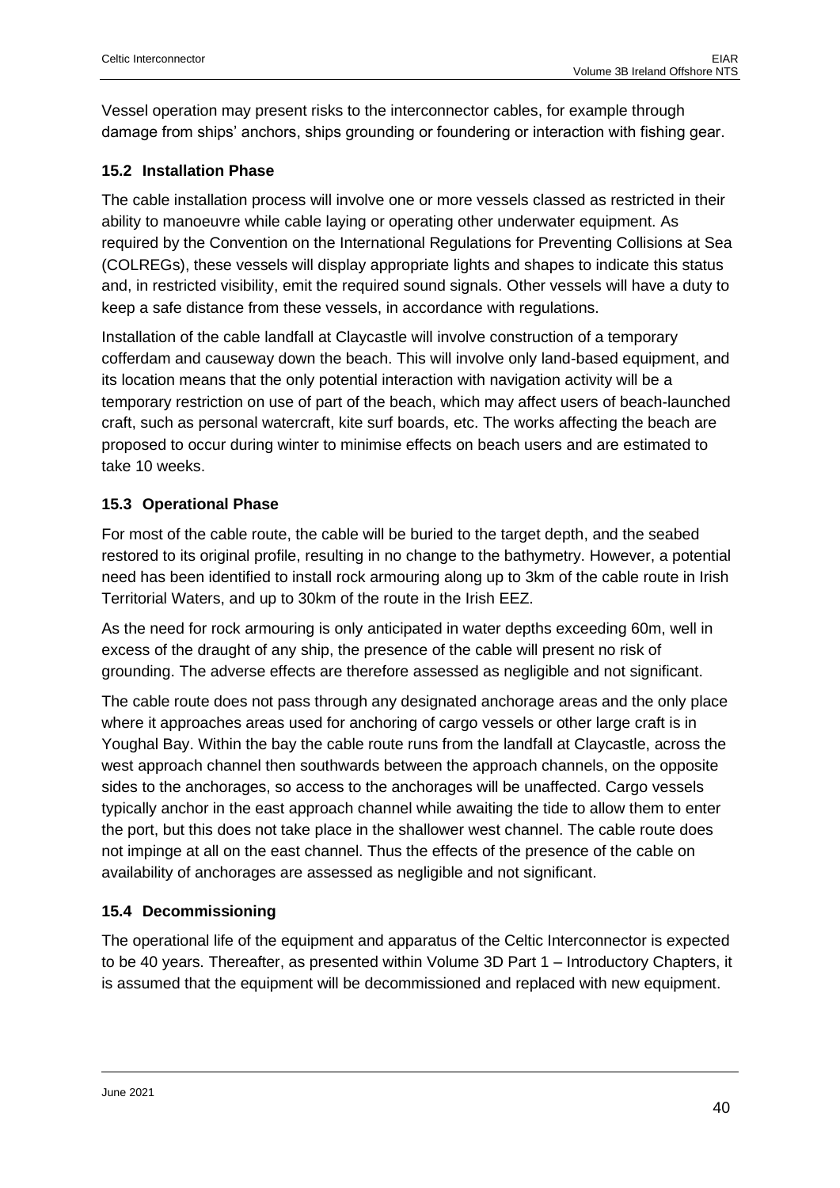Vessel operation may present risks to the interconnector cables, for example through damage from ships' anchors, ships grounding or foundering or interaction with fishing gear.

## 15.2 Installation Phase

The cable installation process will involve one or more vessels classed as restricted in their ability to manoeuvre while cable laying or operating other underwater equipment. As required by the Convention on the International Regulations for Preventing Collisions at Sea (COLREGs), these vessels will display appropriate lights and shapes to indicate this status and, in restricted visibility, emit the required sound signals. Other vessels will have a duty to keep a safe distance from these vessels, in accordance with regulations.

Installation of the cable landfall at Claycastle will involve construction of a temporary cofferdam and causeway down the beach. This will involve only land-based equipment, and its location means that the only potential interaction with navigation activity will be a temporary restriction on use of part of the beach, which may affect users of beach-launched craft, such as personal watercraft, kite surf boards, etc. The works affecting the beach are proposed to occur during winter to minimise effects on beach users and are estimated to take 10 weeks.

## 15.3 Operational Phase

For most of the cable route, the cable will be buried to the target depth, and the seabed restored to its original profile, resulting in no change to the bathymetry. However, a potential need has been identified to install rock armouring along up to 3km of the cable route in Irish Territorial Waters, and up to 30km of the route in the Irish EEZ.

As the need for rock armouring is only anticipated in water depths exceeding 60m, well in excess of the draught of any ship, the presence of the cable will present no risk of grounding. The adverse effects are therefore assessed as negligible and not significant.

The cable route does not pass through any designated anchorage areas and the only place where it approaches areas used for anchoring of cargo vessels or other large craft is in Youghal Bay. Within the bay the cable route runs from the landfall at Claycastle, across the west approach channel then southwards between the approach channels, on the opposite sides to the anchorages, so access to the anchorages will be unaffected. Cargo vessels typically anchor in the east approach channel while awaiting the tide to allow them to enter the port, but this does not take place in the shallower west channel. The cable route does not impinge at all on the east channel. Thus the effects of the presence of the cable on availability of anchorages are assessed as negligible and not significant.

## 15.4 Decommissioning

The operational life of the equipment and apparatus of the Celtic Interconnector is expected to be 40 years. Thereafter, as presented within Volume 3D Part 1 – Introductory Chapters, it is assumed that the equipment will be decommissioned and replaced with new equipment.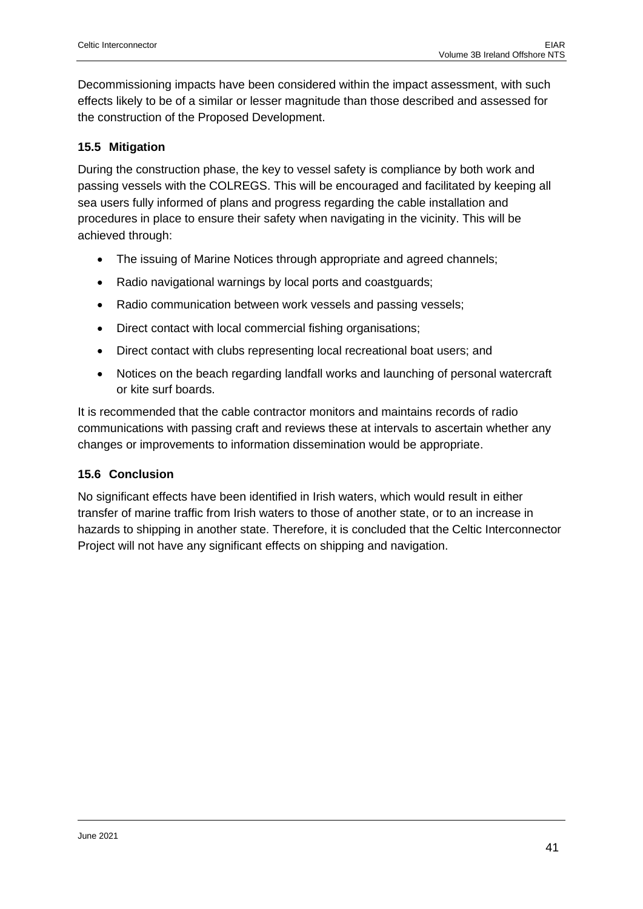Decommissioning impacts have been considered within the impact assessment, with such effects likely to be of a similar or lesser magnitude than those described and assessed for the construction of the Proposed Development.

### 15.5 Mitigation

During the construction phase, the key to vessel safety is compliance by both work and passing vessels with the COLREGS. This will be encouraged and facilitated by keeping all sea users fully informed of plans and progress regarding the cable installation and procedures in place to ensure their safety when navigating in the vicinity. This will be achieved through:

- The issuing of Marine Notices through appropriate and agreed channels;
- Radio navigational warnings by local ports and coastguards;
- Radio communication between work vessels and passing vessels;
- Direct contact with local commercial fishing organisations;
- Direct contact with clubs representing local recreational boat users; and
- Notices on the beach regarding landfall works and launching of personal watercraft or kite surf boards.

It is recommended that the cable contractor monitors and maintains records of radio communications with passing craft and reviews these at intervals to ascertain whether any changes or improvements to information dissemination would be appropriate.

### 15.6 Conclusion

No significant effects have been identified in Irish waters, which would result in either transfer of marine traffic from Irish waters to those of another state, or to an increase in hazards to shipping in another state. Therefore, it is concluded that the Celtic Interconnector Project will not have any significant effects on shipping and navigation.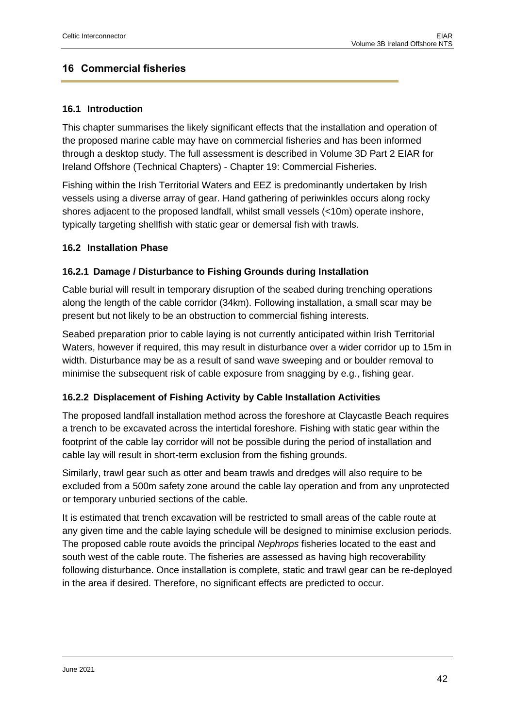## 16 Commercial fisheries

### 16.1 Introduction

This chapter summarises the likely significant effects that the installation and operation of the proposed marine cable may have on commercial fisheries and has been informed through a desktop study. The full assessment is described in Volume 3D Part 2 EIAR for Ireland Offshore (Technical Chapters) - Chapter 19: Commercial Fisheries.

Fishing within the Irish Territorial Waters and EEZ is predominantly undertaken by Irish vessels using a diverse array of gear. Hand gathering of periwinkles occurs along rocky shores adjacent to the proposed landfall, whilst small vessels (<10m) operate inshore, typically targeting shellfish with static gear or demersal fish with trawls.

### 16.2 Installation Phase

#### 16.2.1 Damage / Disturbance to Fishing Grounds during Installation

Cable burial will result in temporary disruption of the seabed during trenching operations along the length of the cable corridor (34km). Following installation, a small scar may be present but not likely to be an obstruction to commercial fishing interests.

Seabed preparation prior to cable laying is not currently anticipated within Irish Territorial Waters, however if required, this may result in disturbance over a wider corridor up to 15m in width. Disturbance may be as a result of sand wave sweeping and or boulder removal to minimise the subsequent risk of cable exposure from snagging by e.g., fishing gear.

#### 16.2.2 Displacement of Fishing Activity by Cable Installation Activities

The proposed landfall installation method across the foreshore at Claycastle Beach requires a trench to be excavated across the intertidal foreshore. Fishing with static gear within the footprint of the cable lay corridor will not be possible during the period of installation and cable lay will result in short-term exclusion from the fishing grounds.

Similarly, trawl gear such as otter and beam trawls and dredges will also require to be excluded from a 500m safety zone around the cable lay operation and from any unprotected or temporary unburied sections of the cable.

It is estimated that trench excavation will be restricted to small areas of the cable route at any given time and the cable laying schedule will be designed to minimise exclusion periods. The proposed cable route avoids the principal *Nephrops* fisheries located to the east and south west of the cable route. The fisheries are assessed as having high recoverability following disturbance. Once installation is complete, static and trawl gear can be re-deployed in the area if desired. Therefore, no significant effects are predicted to occur.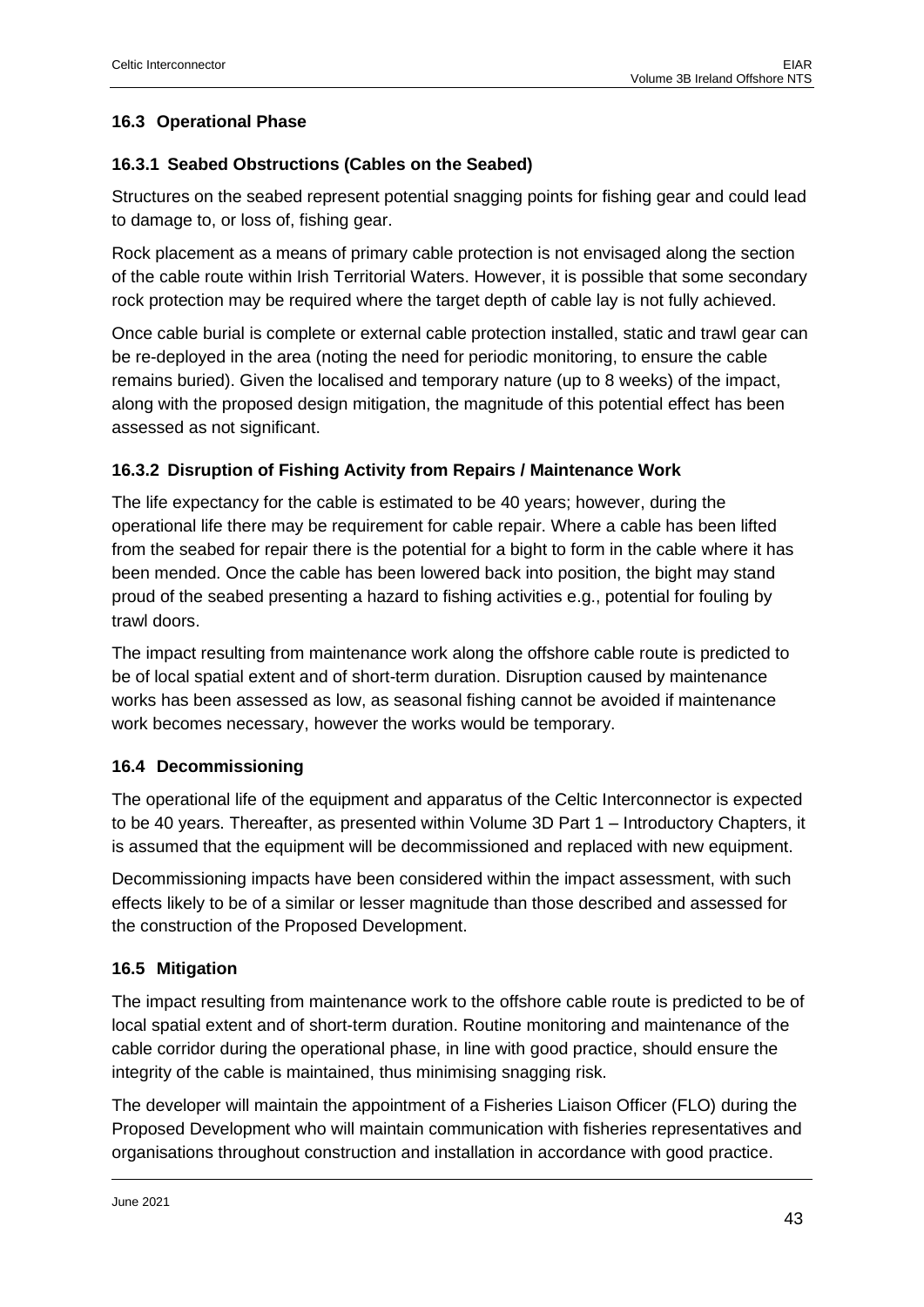### 16.3 Operational Phase

#### 16.3.1 Seabed Obstructions (Cables on the Seabed)

Structures on the seabed represent potential snagging points for fishing gear and could lead to damage to, or loss of, fishing gear.

Rock placement as a means of primary cable protection is not envisaged along the section of the cable route within Irish Territorial Waters. However, it is possible that some secondary rock protection may be required where the target depth of cable lay is not fully achieved.

Once cable burial is complete or external cable protection installed, static and trawl gear can be re-deployed in the area (noting the need for periodic monitoring, to ensure the cable remains buried). Given the localised and temporary nature (up to 8 weeks) of the impact, along with the proposed design mitigation, the magnitude of this potential effect has been assessed as not significant.

#### 16.3.2 Disruption of Fishing Activity from Repairs / Maintenance Work

The life expectancy for the cable is estimated to be 40 years; however, during the operational life there may be requirement for cable repair. Where a cable has been lifted from the seabed for repair there is the potential for a bight to form in the cable where it has been mended. Once the cable has been lowered back into position, the bight may stand proud of the seabed presenting a hazard to fishing activities e.g., potential for fouling by trawl doors.

The impact resulting from maintenance work along the offshore cable route is predicted to be of local spatial extent and of short-term duration. Disruption caused by maintenance works has been assessed as low, as seasonal fishing cannot be avoided if maintenance work becomes necessary, however the works would be temporary.

### 16.4 Decommissioning

The operational life of the equipment and apparatus of the Celtic Interconnector is expected to be 40 years. Thereafter, as presented within Volume 3D Part 1 – Introductory Chapters, it is assumed that the equipment will be decommissioned and replaced with new equipment.

Decommissioning impacts have been considered within the impact assessment, with such effects likely to be of a similar or lesser magnitude than those described and assessed for the construction of the Proposed Development.

### 16.5 Mitigation

The impact resulting from maintenance work to the offshore cable route is predicted to be of local spatial extent and of short-term duration. Routine monitoring and maintenance of the cable corridor during the operational phase, in line with good practice, should ensure the integrity of the cable is maintained, thus minimising snagging risk.

The developer will maintain the appointment of a Fisheries Liaison Officer (FLO) during the Proposed Development who will maintain communication with fisheries representatives and organisations throughout construction and installation in accordance with good practice.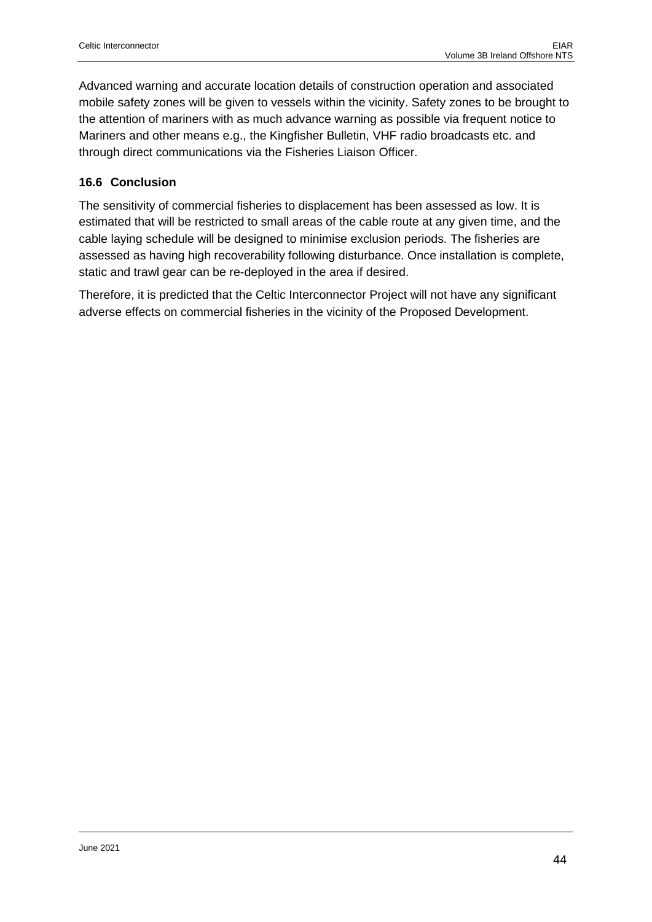Advanced warning and accurate location details of construction operation and associated mobile safety zones will be given to vessels within the vicinity. Safety zones to be brought to the attention of mariners with as much advance warning as possible via frequent notice to Mariners and other means e.g., the Kingfisher Bulletin, VHF radio broadcasts etc. and through direct communications via the Fisheries Liaison Officer.

### 16.6 Conclusion

The sensitivity of commercial fisheries to displacement has been assessed as low. It is estimated that will be restricted to small areas of the cable route at any given time, and the cable laying schedule will be designed to minimise exclusion periods. The fisheries are assessed as having high recoverability following disturbance. Once installation is complete, static and trawl gear can be re-deployed in the area if desired.

Therefore, it is predicted that the Celtic Interconnector Project will not have any significant adverse effects on commercial fisheries in the vicinity of the Proposed Development.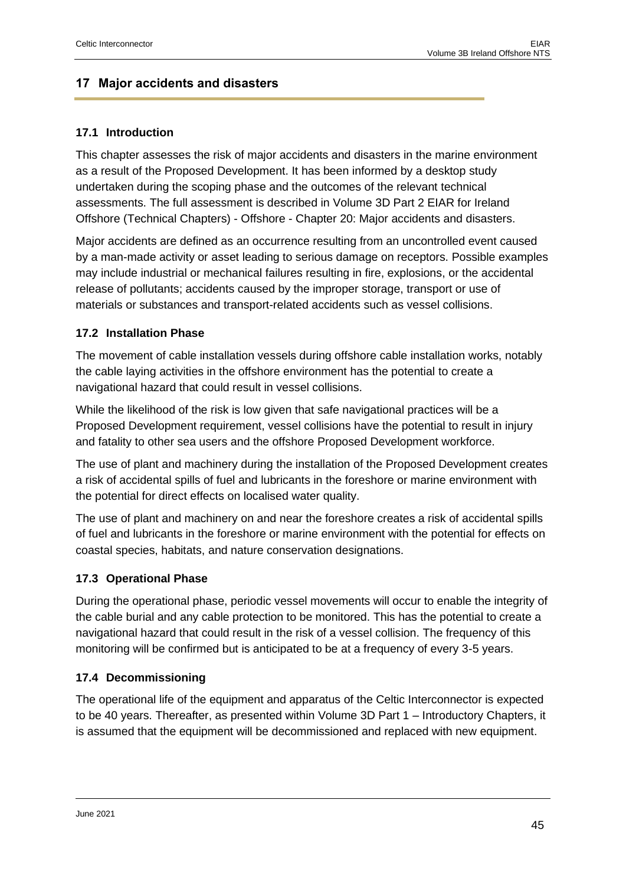# 17 Major accidents and disasters

## 17.1 Introduction

This chapter assesses the risk of major accidents and disasters in the marine environment as a result of the Proposed Development. It has been informed by a desktop study undertaken during the scoping phase and the outcomes of the relevant technical assessments. The full assessment is described in Volume 3D Part 2 EIAR for Ireland Offshore (Technical Chapters) - Offshore - Chapter 20: Major accidents and disasters.

Major accidents are defined as an occurrence resulting from an uncontrolled event caused by a man-made activity or asset leading to serious damage on receptors. Possible examples may include industrial or mechanical failures resulting in fire, explosions, or the accidental release of pollutants; accidents caused by the improper storage, transport or use of materials or substances and transport-related accidents such as vessel collisions.

## 17.2 Installation Phase

The movement of cable installation vessels during offshore cable installation works, notably the cable laying activities in the offshore environment has the potential to create a navigational hazard that could result in vessel collisions.

While the likelihood of the risk is low given that safe navigational practices will be a Proposed Development requirement, vessel collisions have the potential to result in injury and fatality to other sea users and the offshore Proposed Development workforce.

The use of plant and machinery during the installation of the Proposed Development creates a risk of accidental spills of fuel and lubricants in the foreshore or marine environment with the potential for direct effects on localised water quality.

The use of plant and machinery on and near the foreshore creates a risk of accidental spills of fuel and lubricants in the foreshore or marine environment with the potential for effects on coastal species, habitats, and nature conservation designations.

## 17.3 Operational Phase

During the operational phase, periodic vessel movements will occur to enable the integrity of the cable burial and any cable protection to be monitored. This has the potential to create a navigational hazard that could result in the risk of a vessel collision. The frequency of this monitoring will be confirmed but is anticipated to be at a frequency of every 3-5 years.

## 17.4 Decommissioning

The operational life of the equipment and apparatus of the Celtic Interconnector is expected to be 40 years. Thereafter, as presented within Volume 3D Part 1 – Introductory Chapters, it is assumed that the equipment will be decommissioned and replaced with new equipment.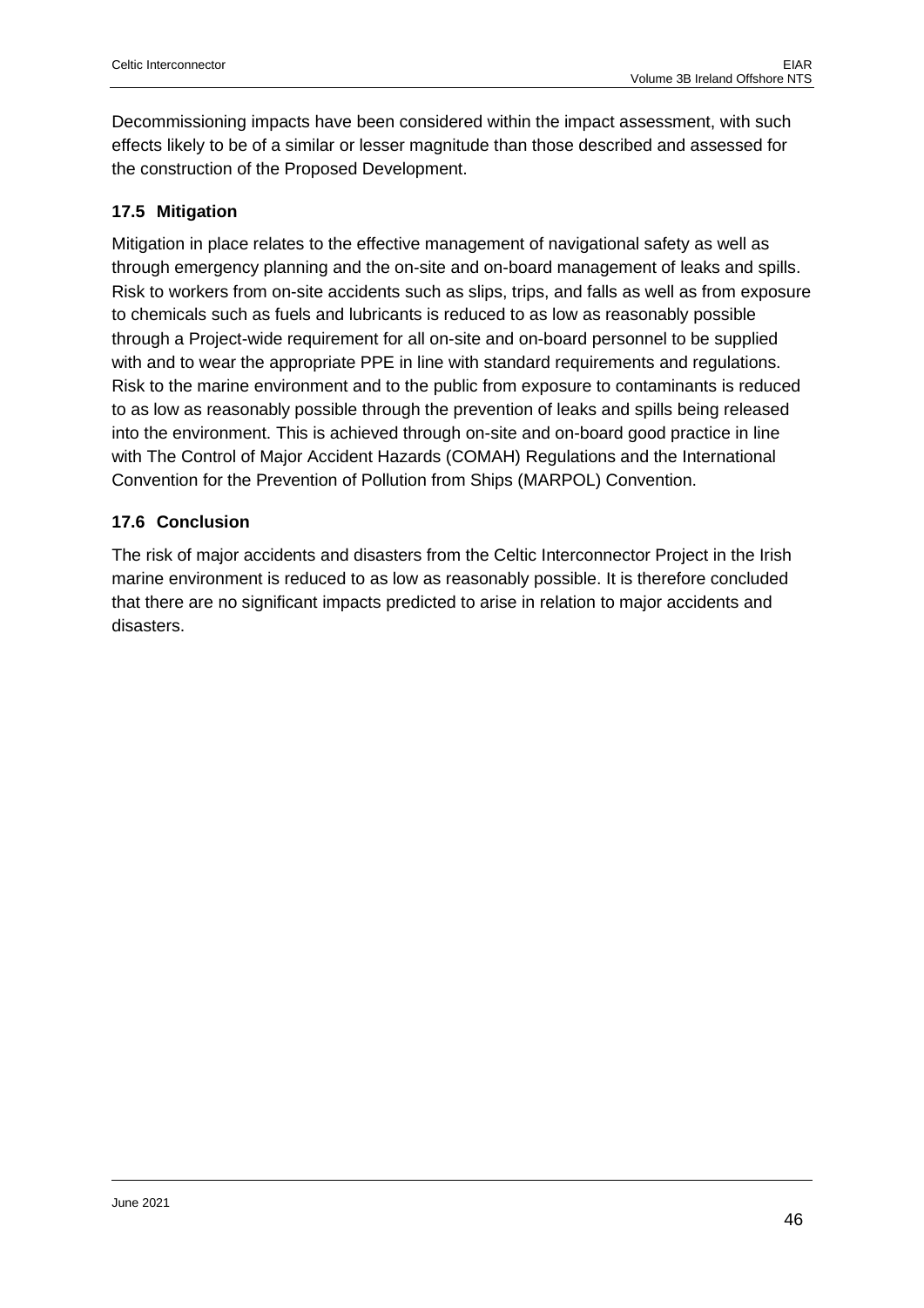Decommissioning impacts have been considered within the impact assessment, with such effects likely to be of a similar or lesser magnitude than those described and assessed for the construction of the Proposed Development.

## 17.5 Mitigation

Mitigation in place relates to the effective management of navigational safety as well as through emergency planning and the on-site and on-board management of leaks and spills. Risk to workers from on-site accidents such as slips, trips, and falls as well as from exposure to chemicals such as fuels and lubricants is reduced to as low as reasonably possible through a Project-wide requirement for all on-site and on-board personnel to be supplied with and to wear the appropriate PPE in line with standard requirements and regulations. Risk to the marine environment and to the public from exposure to contaminants is reduced to as low as reasonably possible through the prevention of leaks and spills being released into the environment. This is achieved through on-site and on-board good practice in line with The Control of Major Accident Hazards (COMAH) Regulations and the International Convention for the Prevention of Pollution from Ships (MARPOL) Convention.

## 17.6 Conclusion

The risk of major accidents and disasters from the Celtic Interconnector Project in the Irish marine environment is reduced to as low as reasonably possible. It is therefore concluded that there are no significant impacts predicted to arise in relation to major accidents and disasters.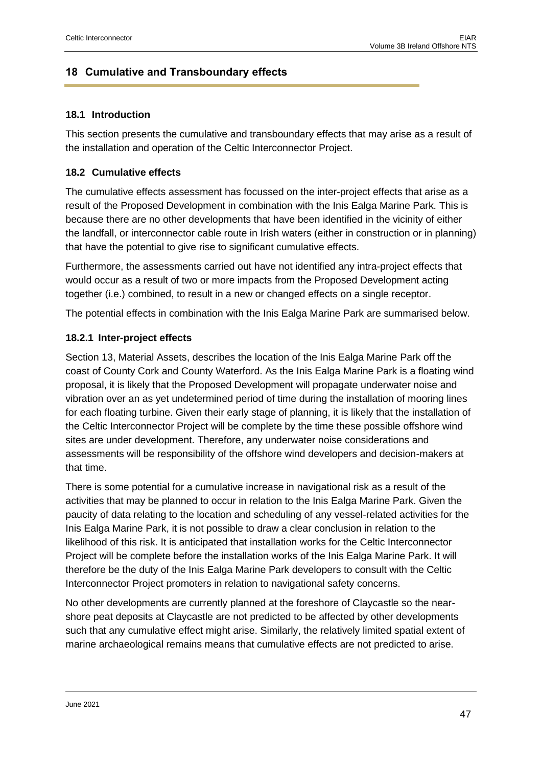## 18 Cumulative and Transboundary effects

### 18.1 Introduction

This section presents the cumulative and transboundary effects that may arise as a result of the installation and operation of the Celtic Interconnector Project.

### 18.2 Cumulative effects

The cumulative effects assessment has focussed on the inter-project effects that arise as a result of the Proposed Development in combination with the Inis Ealga Marine Park. This is because there are no other developments that have been identified in the vicinity of either the landfall, or interconnector cable route in Irish waters (either in construction or in planning) that have the potential to give rise to significant cumulative effects.

Furthermore, the assessments carried out have not identified any intra-project effects that would occur as a result of two or more impacts from the Proposed Development acting together (i.e.) combined, to result in a new or changed effects on a single receptor.

The potential effects in combination with the Inis Ealga Marine Park are summarised below.

#### 18.2.1 Inter-project effects

Section 13, Material Assets, describes the location of the Inis Ealga Marine Park off the coast of County Cork and County Waterford. As the Inis Ealga Marine Park is a floating wind proposal, it is likely that the Proposed Development will propagate underwater noise and vibration over an as yet undetermined period of time during the installation of mooring lines for each floating turbine. Given their early stage of planning, it is likely that the installation of the Celtic Interconnector Project will be complete by the time these possible offshore wind sites are under development. Therefore, any underwater noise considerations and assessments will be responsibility of the offshore wind developers and decision-makers at that time.

There is some potential for a cumulative increase in navigational risk as a result of the activities that may be planned to occur in relation to the Inis Ealga Marine Park. Given the paucity of data relating to the location and scheduling of any vessel-related activities for the Inis Ealga Marine Park, it is not possible to draw a clear conclusion in relation to the likelihood of this risk. It is anticipated that installation works for the Celtic Interconnector Project will be complete before the installation works of the Inis Ealga Marine Park. It will therefore be the duty of the Inis Ealga Marine Park developers to consult with the Celtic Interconnector Project promoters in relation to navigational safety concerns.

No other developments are currently planned at the foreshore of Claycastle so the near-shore peat deposits at Claycastle are not predicted to be affected by other developments such that any cumulative effect might arise. Similarly, the relatively limited spatial extent of marine archaeological remains means that cumulative effects are not predicted to arise.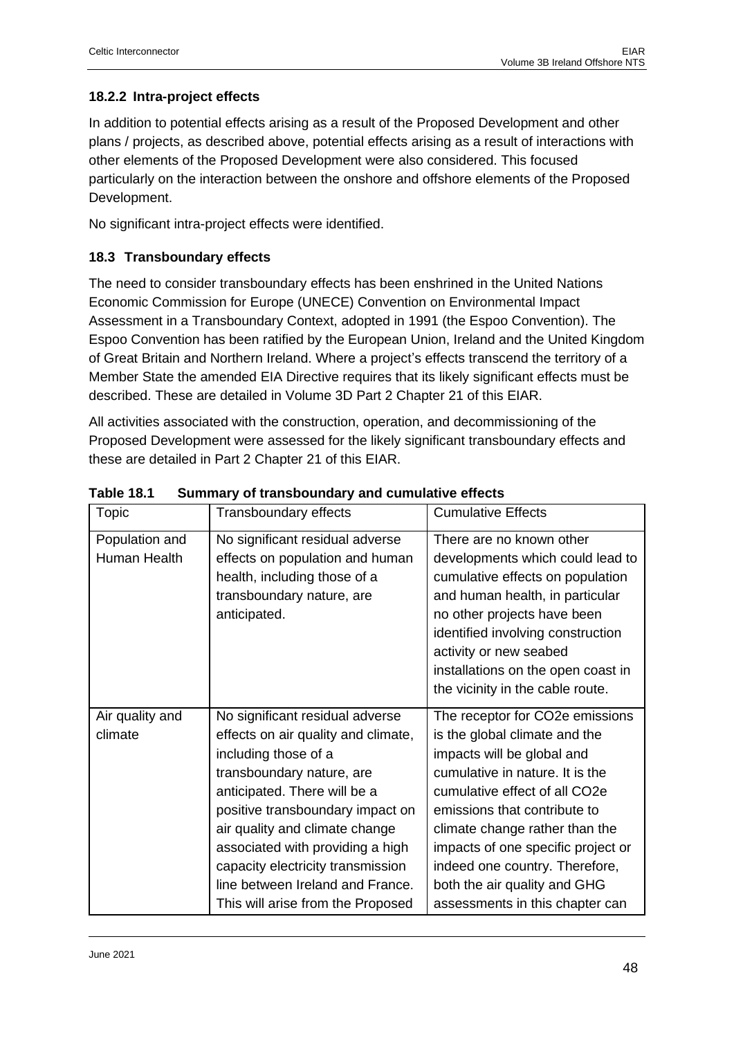### 18.2.2 Intra-project effects

In addition to potential effects arising as a result of the Proposed Development and other plans / projects, as described above, potential effects arising as a result of interactions with other elements of the Proposed Development were also considered. This focused particularly on the interaction between the onshore and offshore elements of the Proposed Development.

No significant intra-project effects were identified.

## 18.3 Transboundary effects

The need to consider transboundary effects has been enshrined in the United Nations Economic Commission for Europe (UNECE) Convention on Environmental Impact Assessment in a Transboundary Context, adopted in 1991 (the Espoo Convention). The Espoo Convention has been ratified by the European Union, Ireland and the United Kingdom of Great Britain and Northern Ireland. Where a project's effects transcend the territory of a Member State the amended EIA Directive requires that its likely significant effects must be described. These are detailed in Volume 3D Part 2 Chapter 21 of this EIAR.

All activities associated with the construction, operation, and decommissioning of the Proposed Development were assessed for the likely significant transboundary effects and these are detailed in Part 2 Chapter 21 of this EIAR.

**Table 18.1 Summary of transboundary and cumulative effects**

| Topic | Transboundary effects | Cumulative Effects |
|---|---|---|
| Population and Human Health | No significant residual adverse effects on population and human health, including those of a transboundary nature, are anticipated. | There are no known other developments which could lead to cumulative effects on population and human health, in particular no other projects have been identified involving construction activity or new seabed installations on the open coast in the vicinity in the cable route. |
| Air quality and climate | No significant residual adverse effects on air quality and climate, including those of a transboundary nature, are anticipated. There will be a positive transboundary impact on air quality and climate change associated with providing a high capacity electricity transmission line between Ireland and France. This will arise from the Proposed | The receptor for $CO_2e$ emissions is the global climate and the impacts will be global and cumulative in nature. It is the cumulative effect of all $CO_2e$ emissions that contribute to climate change rather than the impacts of one specific project or indeed one country. Therefore, both the air quality and GHG assessments in this chapter can |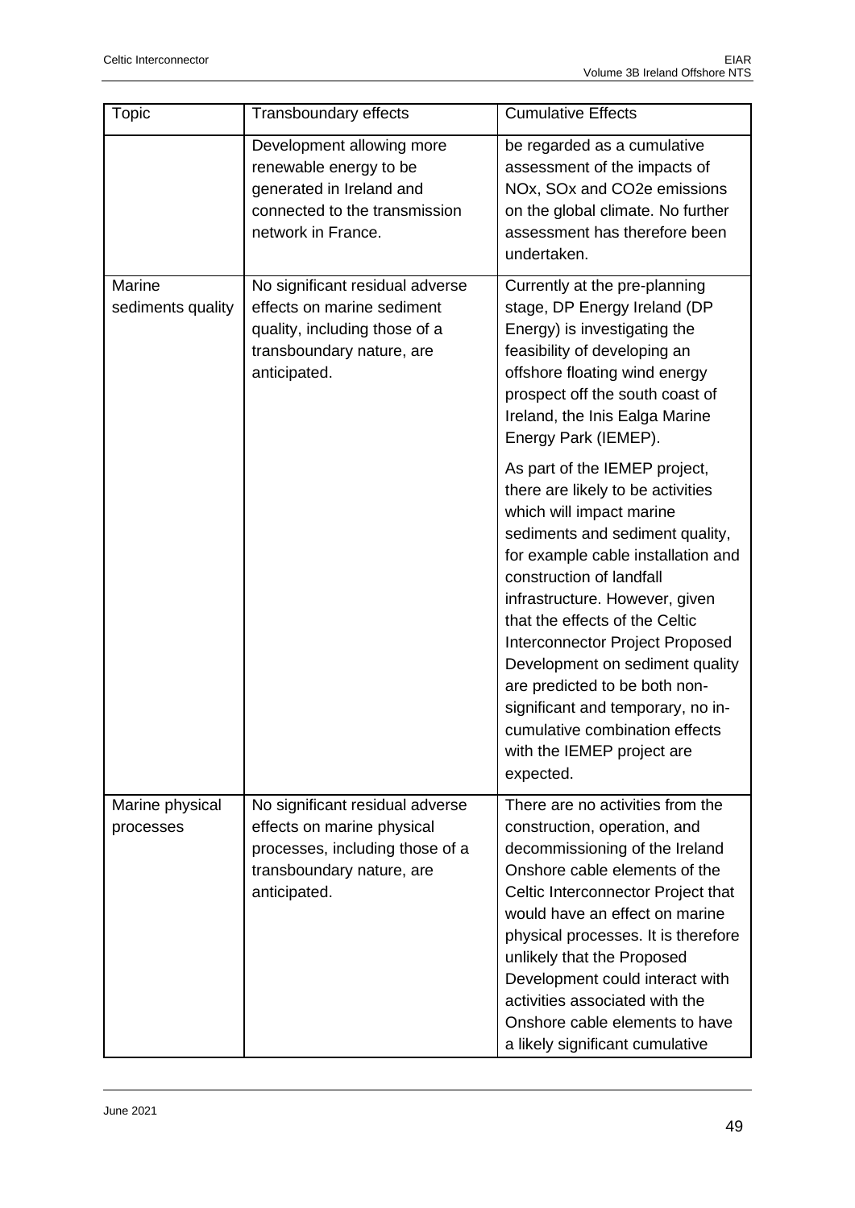| Topic | Transboundary effects | Cumulative Effects |
|---|---|---|
| | Development allowing more renewable energy to be generated in Ireland and connected to the transmission network in France. | be regarded as a cumulative assessment of the impacts of NOx, SOx and CO2e emissions on the global climate. No further assessment has therefore been undertaken. |
| Marine sediments quality | No significant residual adverse effects on marine sediment quality, including those of a transboundary nature, are anticipated. | Currently at the pre-planning stage, DP Energy Ireland (DP Energy) is investigating the feasibility of developing an offshore floating wind energy prospect off the south coast of Ireland, the Inis Ealga Marine Energy Park (IEMEP).<br><br>As part of the IEMEP project, there are likely to be activities which will impact marine sediments and sediment quality, for example cable installation and construction of landfall infrastructure. However, given that the effects of the Celtic Interconnector Project Proposed Development on sediment quality are predicted to be both non-significant and temporary, no in-cumulative combination effects with the IEMEP project are expected. |
| Marine physical processes | No significant residual adverse effects on marine physical processes, including those of a transboundary nature, are anticipated. | There are no activities from the construction, operation, and decommissioning of the Ireland Onshore cable elements of the Celtic Interconnector Project that would have an effect on marine physical processes. It is therefore unlikely that the Proposed Development could interact with activities associated with the Onshore cable elements to have a likely significant cumulative |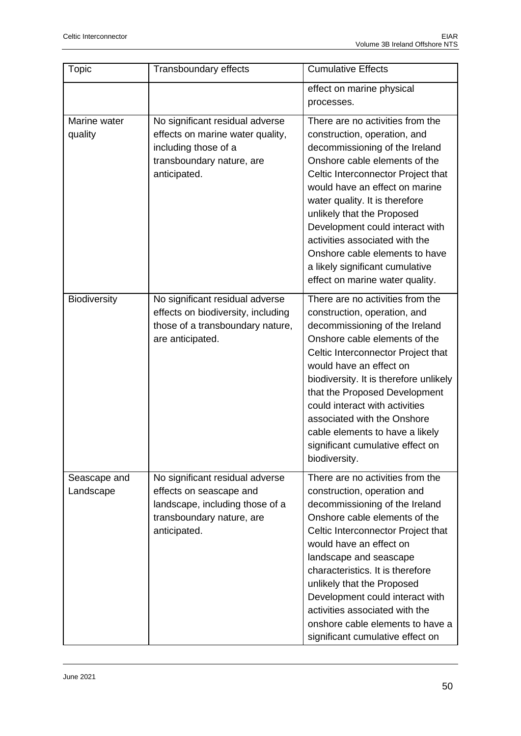| Topic | Transboundary effects | Cumulative Effects |
|---|---|---|
| | | effect on marine physical processes. |
| Marine water quality | No significant residual adverse effects on marine water quality, including those of a transboundary nature, are anticipated. | There are no activities from the construction, operation, and decommissioning of the Ireland Onshore cable elements of the Celtic Interconnector Project that would have an effect on marine water quality. It is therefore unlikely that the Proposed Development could interact with activities associated with the Onshore cable elements to have a likely significant cumulative effect on marine water quality. |
| Biodiversity | No significant residual adverse effects on biodiversity, including those of a transboundary nature, are anticipated. | There are no activities from the construction, operation, and decommissioning of the Ireland Onshore cable elements of the Celtic Interconnector Project that would have an effect on biodiversity. It is therefore unlikely that the Proposed Development could interact with activities associated with the Onshore cable elements to have a likely significant cumulative effect on biodiversity. |
| Seascape and Landscape | No significant residual adverse effects on seascape and landscape, including those of a transboundary nature, are anticipated. | There are no activities from the construction, operation and decommissioning of the Ireland Onshore cable elements of the Celtic Interconnector Project that would have an effect on landscape and seascape characteristics. It is therefore unlikely that the Proposed Development could interact with activities associated with the onshore cable elements to have a significant cumulative effect on |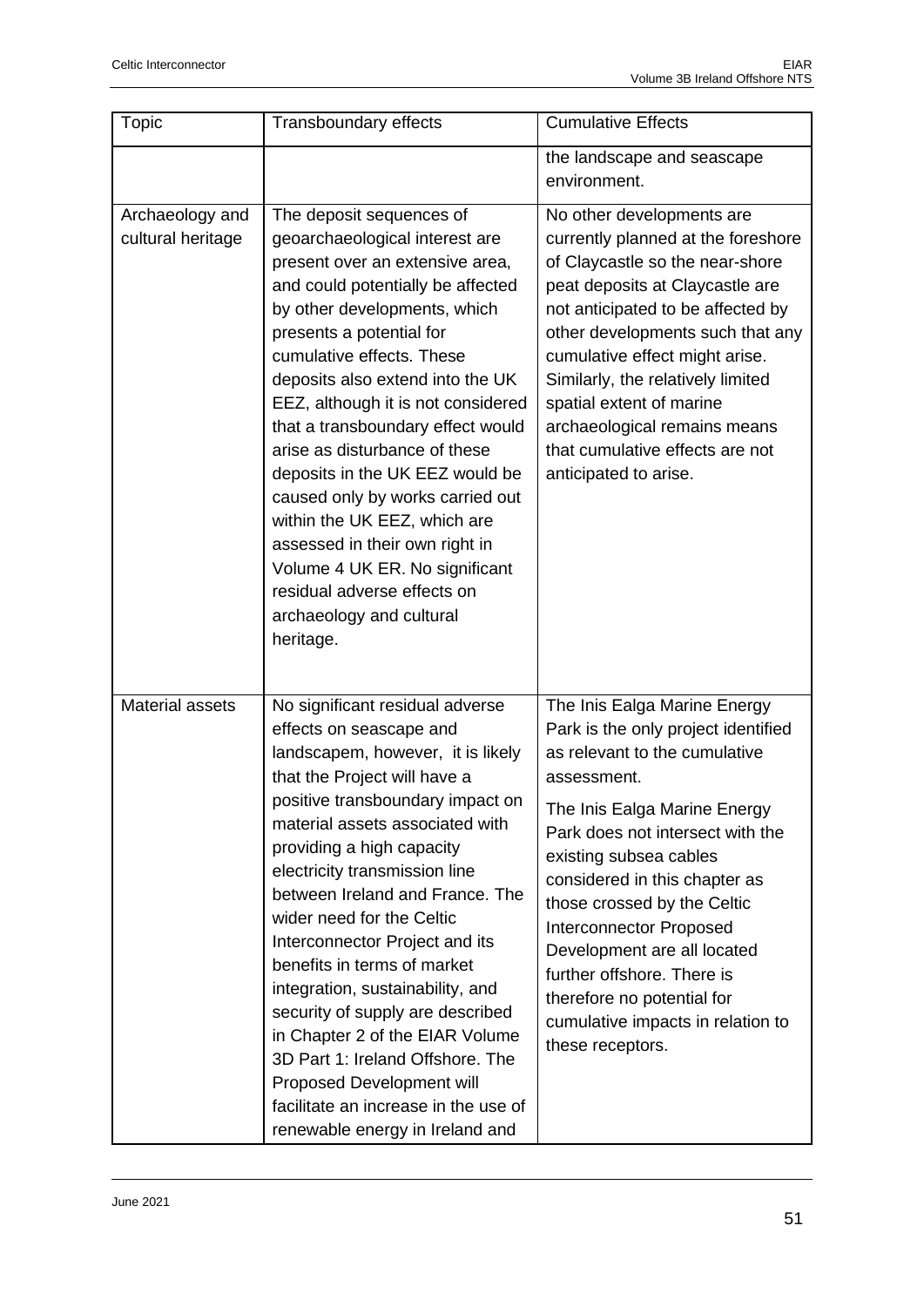| Topic | Transboundary effects | Cumulative Effects |
|---|---|---|
| | | the landscape and seascape environment. |
| Archaeology and cultural heritage | The deposit sequences of geoarchaeological interest are present over an extensive area, and could potentially be affected by other developments, which presents a potential for cumulative effects. These deposits also extend into the UK EEZ, although it is not considered that a transboundary effect would arise as disturbance of these deposits in the UK EEZ would be caused only by works carried out within the UK EEZ, which are assessed in their own right in Volume 4 UK ER. No significant residual adverse effects on archaeology and cultural heritage. | No other developments are currently planned at the foreshore of Claycastle so the near-shore peat deposits at Claycastle are not anticipated to be affected by other developments such that any cumulative effect might arise. Similarly, the relatively limited spatial extent of marine archaeological remains means that cumulative effects are not anticipated to arise. |
| Material assets | No significant residual adverse effects on seascape and landscapem, however, it is likely that the Project will have a positive transboundary impact on material assets associated with providing a high capacity electricity transmission line between Ireland and France. The wider need for the Celtic Interconnector Project and its benefits in terms of market integration, sustainability, and security of supply are described in Chapter 2 of the EIAR Volume 3D Part 1: Ireland Offshore. The Proposed Development will facilitate an increase in the use of renewable energy in Ireland and | The Inis Ealga Marine Energy Park is the only project identified as relevant to the cumulative assessment.<br><br>The Inis Ealga Marine Energy Park does not intersect with the existing subsea cables considered in this chapter as those crossed by the Celtic Interconnector Proposed Development are all located further offshore. There is therefore no potential for cumulative impacts in relation to these receptors. |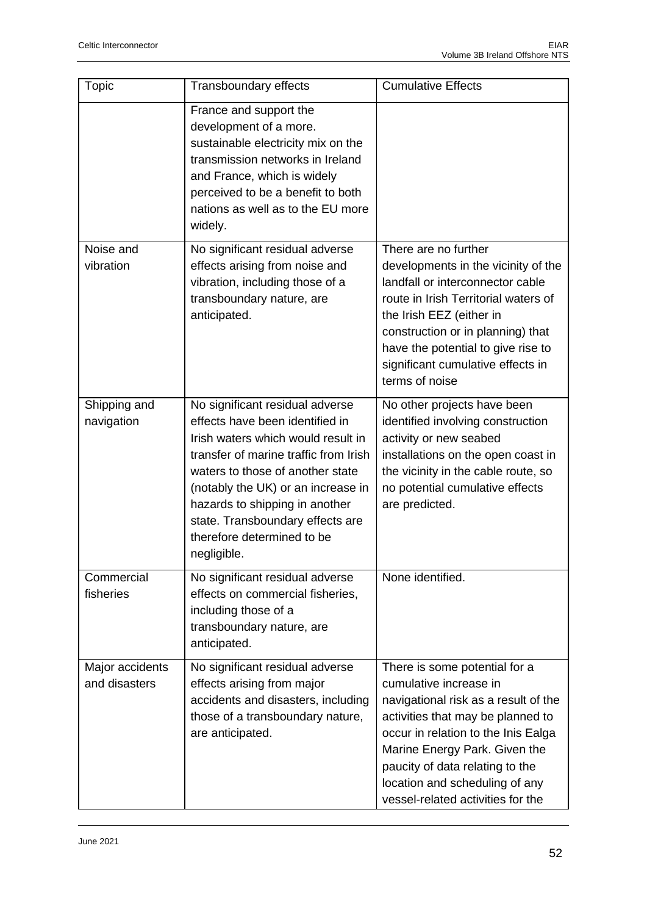| Topic | Transboundary effects | Cumulative Effects |
|---|---|---|
| | France and support the development of a more. sustainable electricity mix on the transmission networks in Ireland and France, which is widely perceived to be a benefit to both nations as well as to the EU more widely. | |
| Noise and vibration | No significant residual adverse effects arising from noise and vibration, including those of a transboundary nature, are anticipated. | There are no further developments in the vicinity of the landfall or interconnector cable route in Irish Territorial waters of the Irish EEZ (either in construction or in planning) that have the potential to give rise to significant cumulative effects in terms of noise |
| Shipping and navigation | No significant residual adverse effects have been identified in Irish waters which would result in transfer of marine traffic from Irish waters to those of another state (notably the UK) or an increase in hazards to shipping in another state. Transboundary effects are therefore determined to be negligible. | No other projects have been identified involving construction activity or new seabed installations on the open coast in the vicinity in the cable route, so no potential cumulative effects are predicted. |
| Commercial fisheries | No significant residual adverse effects on commercial fisheries, including those of a transboundary nature, are anticipated. | None identified. |
| Major accidents and disasters | No significant residual adverse effects arising from major accidents and disasters, including those of a transboundary nature, are anticipated. | There is some potential for a cumulative increase in navigational risk as a result of the activities that may be planned to occur in relation to the Inis Ealga Marine Energy Park. Given the paucity of data relating to the location and scheduling of any vessel-related activities for the |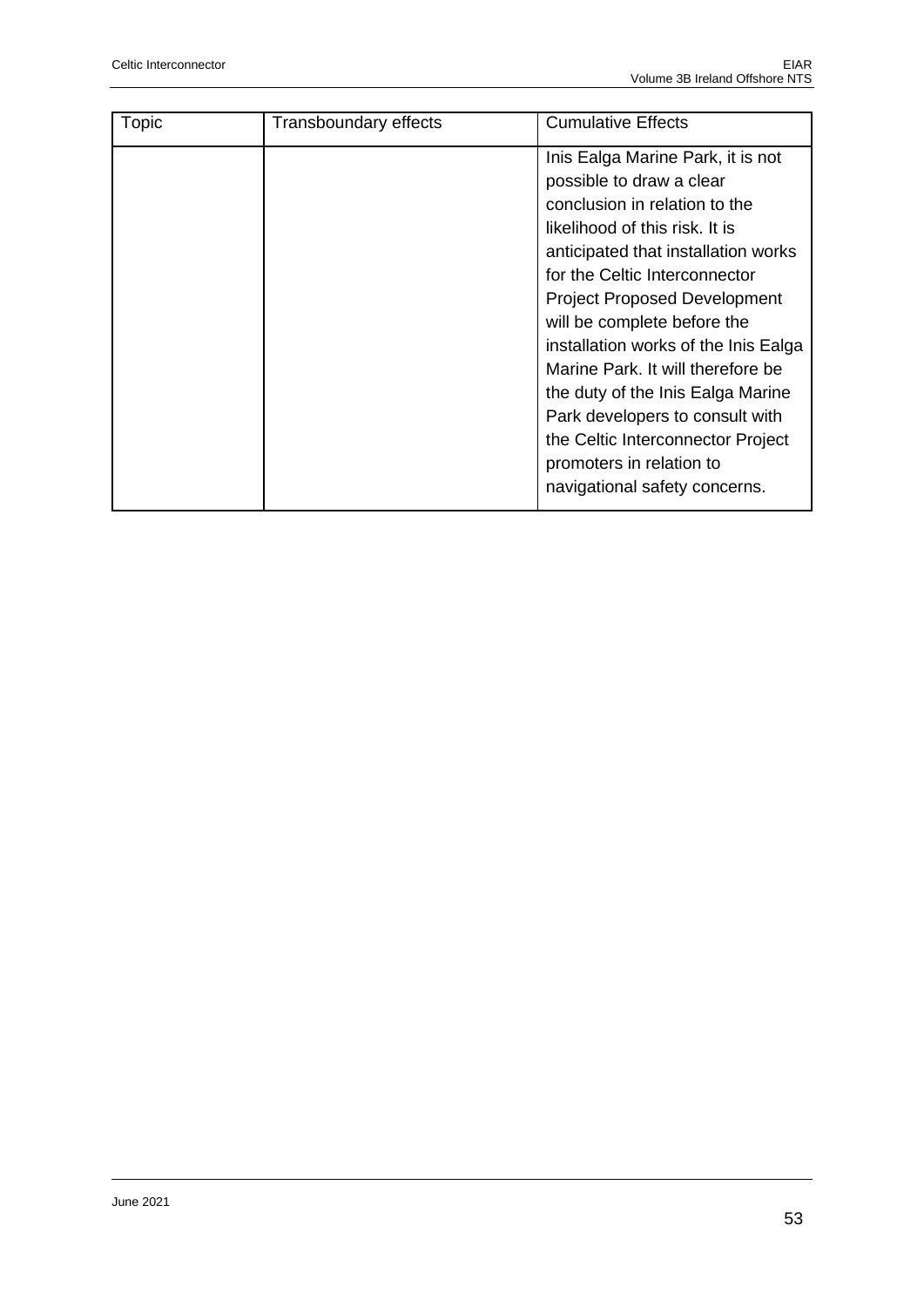| Topic | Transboundary effects | Cumulative Effects |
|---|---|---|
| | | Inis Ealga Marine Park, it is not possible to draw a clear conclusion in relation to the likelihood of this risk. It is anticipated that installation works for the Celtic Interconnector Project Proposed Development will be complete before the installation works of the Inis Ealga Marine Park. It will therefore be the duty of the Inis Ealga Marine Park developers to consult with the Celtic Interconnector Project promoters in relation to navigational safety concerns. |